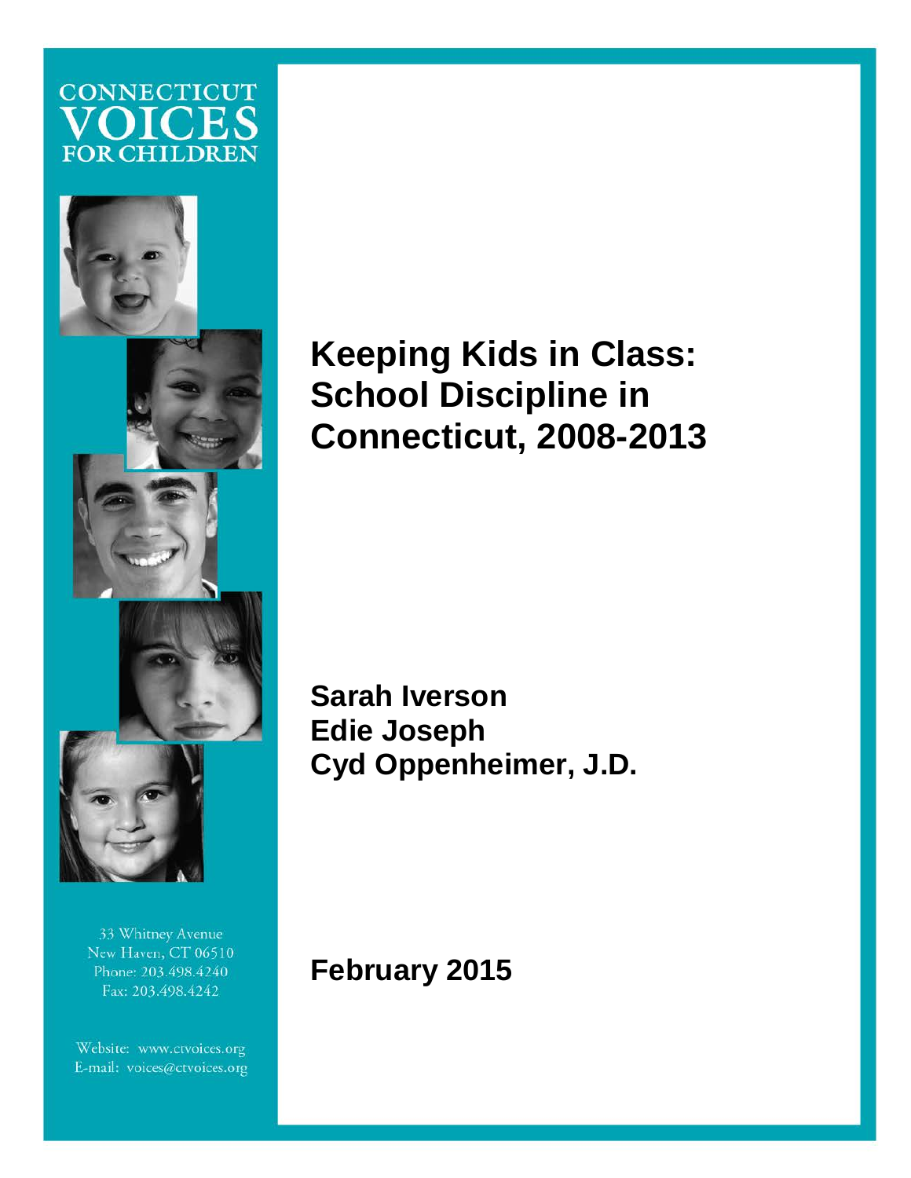CONNECTICUT
VOICES
FOR CHILDREN

# Keeping Kids in Class: School Discipline in Connecticut, 2008-2013

**Sarah Iverson**
**Edie Joseph**
**Cyd Oppenheimer, J.D.**

**February 2015**

33 Whitney Avenue
New Haven, CT 06510
Phone: 203.498.4240
Fax: 203.498.4242

Website: www.ctvoices.org
E-mail: voices@ctvoices.org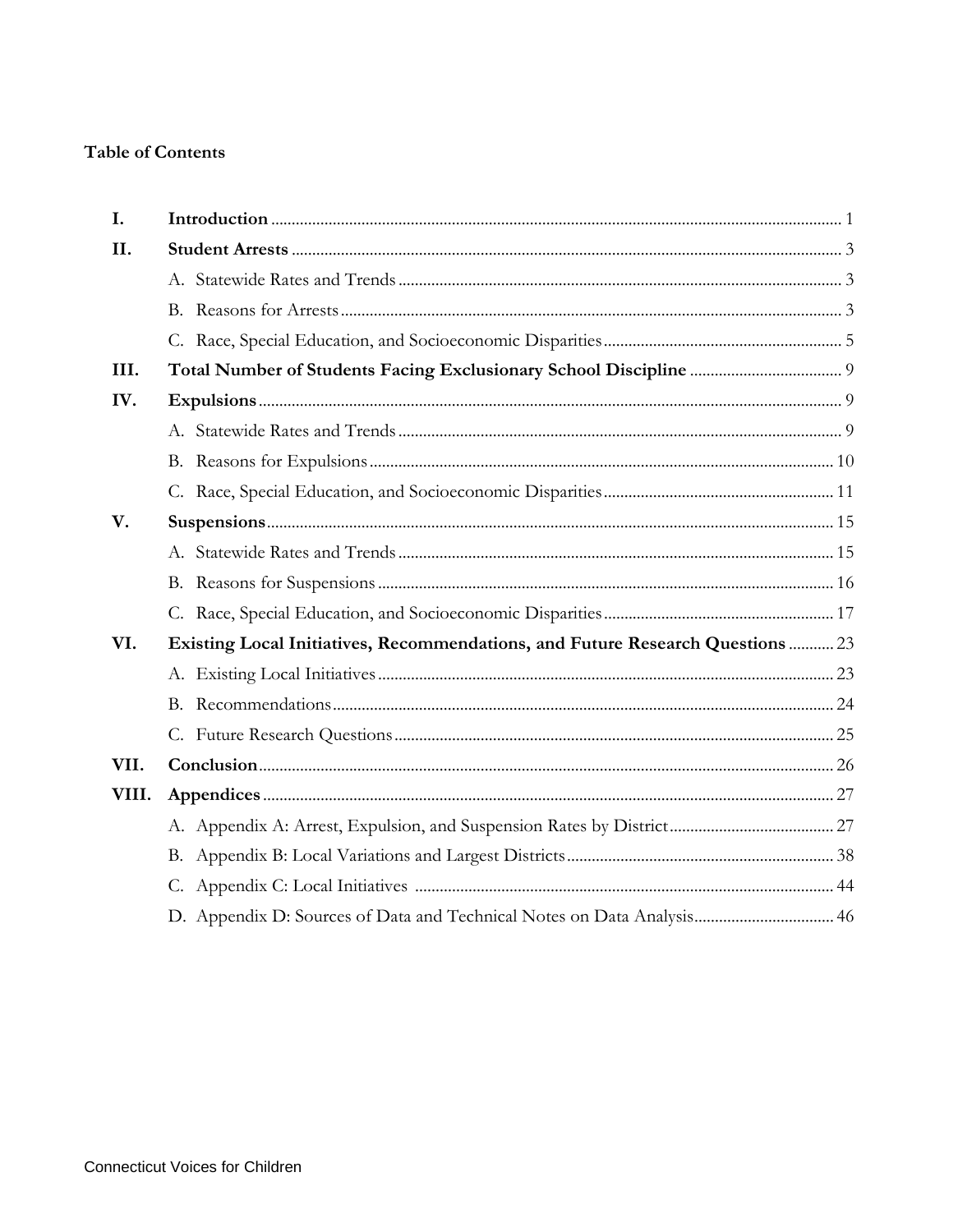**Table of Contents**

| | | |
|---|---|---|
| **I.** | **Introduction** | 1 |
| **II.** | **Student Arrests** | 3 |
| | A. Statewide Rates and Trends | 3 |
| | B. Reasons for Arrests | 3 |
| | C. Race, Special Education, and Socioeconomic Disparities | 5 |
| **III.** | **Total Number of Students Facing Exclusionary School Discipline** | 9 |
| **IV.** | **Expulsions** | 9 |
| | A. Statewide Rates and Trends | 9 |
| | B. Reasons for Expulsions | 10 |
| | C. Race, Special Education, and Socioeconomic Disparities | 11 |
| **V.** | **Suspensions** | 15 |
| | A. Statewide Rates and Trends | 15 |
| | B. Reasons for Suspensions | 16 |
| | C. Race, Special Education, and Socioeconomic Disparities | 17 |
| **VI.** | **Existing Local Initiatives, Recommendations, and Future Research Questions** | 23 |
| | A. Existing Local Initiatives | 23 |
| | B. Recommendations | 24 |
| | C. Future Research Questions | 25 |
| **VII.** | **Conclusion** | 26 |
| **VIII.** | **Appendices** | 27 |
| | A. Appendix A: Arrest, Expulsion, and Suspension Rates by District | 27 |
| | B. Appendix B: Local Variations and Largest Districts | 38 |
| | C. Appendix C: Local Initiatives | 44 |
| | D. Appendix D: Sources of Data and Technical Notes on Data Analysis | 46 |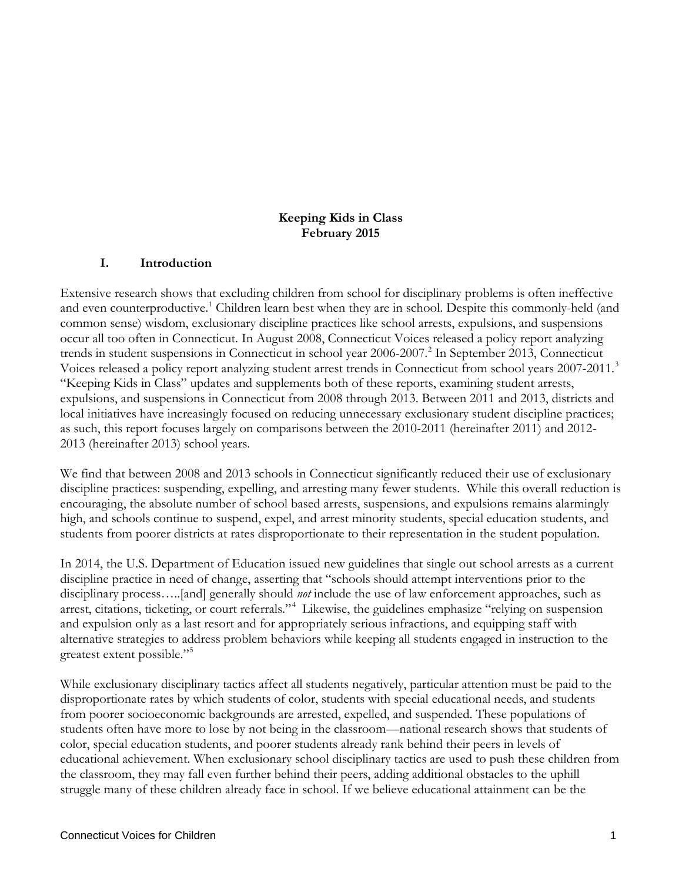**Keeping Kids in Class**
**February 2015**

## I. Introduction

Extensive research shows that excluding children from school for disciplinary problems is often ineffective and even counterproductive.[1] Children learn best when they are in school. Despite this commonly-held (and common sense) wisdom, exclusionary discipline practices like school arrests, expulsions, and suspensions occur all too often in Connecticut. In August 2008, Connecticut Voices released a policy report analyzing trends in student suspensions in Connecticut in school year 2006-2007.[2] In September 2013, Connecticut Voices released a policy report analyzing student arrest trends in Connecticut from school years 2007-2011.[3] "Keeping Kids in Class" updates and supplements both of these reports, examining student arrests, expulsions, and suspensions in Connecticut from 2008 through 2013. Between 2011 and 2013, districts and local initiatives have increasingly focused on reducing unnecessary exclusionary student discipline practices; as such, this report focuses largely on comparisons between the 2010-2011 (hereinafter 2011) and 2012-2013 (hereinafter 2013) school years.

We find that between 2008 and 2013 schools in Connecticut significantly reduced their use of exclusionary discipline practices: suspending, expelling, and arresting many fewer students. While this overall reduction is encouraging, the absolute number of school based arrests, suspensions, and expulsions remains alarmingly high, and schools continue to suspend, expel, and arrest minority students, special education students, and students from poorer districts at rates disproportionate to their representation in the student population.

In 2014, the U.S. Department of Education issued new guidelines that single out school arrests as a current discipline practice in need of change, asserting that "schools should attempt interventions prior to the disciplinary process…..[and] generally should *not* include the use of law enforcement approaches, such as arrest, citations, ticketing, or court referrals."[4] Likewise, the guidelines emphasize "relying on suspension and expulsion only as a last resort and for appropriately serious infractions, and equipping staff with alternative strategies to address problem behaviors while keeping all students engaged in instruction to the greatest extent possible."[5]

While exclusionary disciplinary tactics affect all students negatively, particular attention must be paid to the disproportionate rates by which students of color, students with special educational needs, and students from poorer socioeconomic backgrounds are arrested, expelled, and suspended. These populations of students often have more to lose by not being in the classroom—national research shows that students of color, special education students, and poorer students already rank behind their peers in levels of educational achievement. When exclusionary school disciplinary tactics are used to push these children from the classroom, they may fall even further behind their peers, adding additional obstacles to the uphill struggle many of these children already face in school. If we believe educational attainment can be the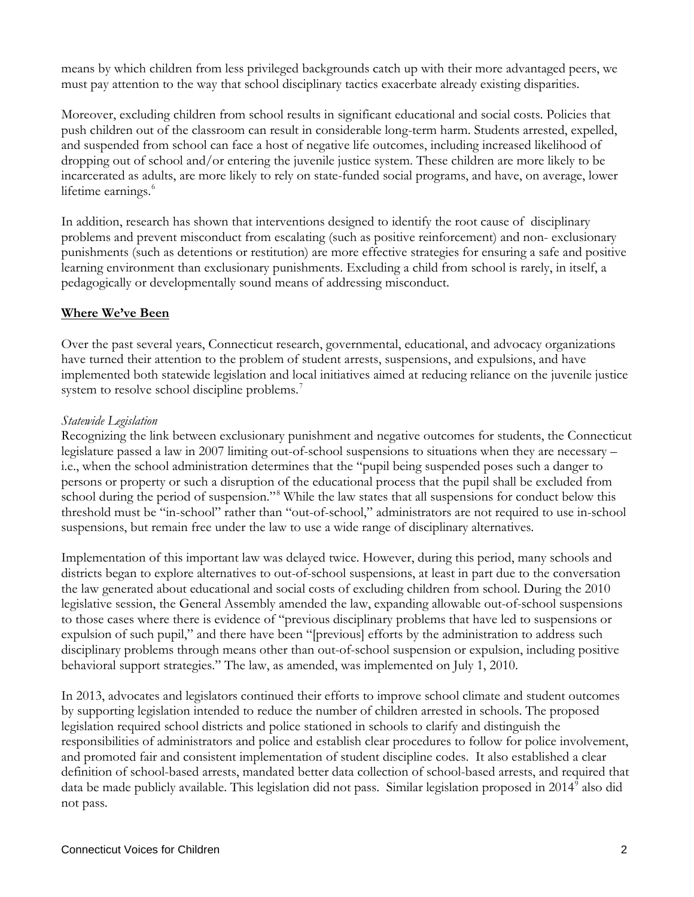means by which children from less privileged backgrounds catch up with their more advantaged peers, we must pay attention to the way that school disciplinary tactics exacerbate already existing disparities.

Moreover, excluding children from school results in significant educational and social costs. Policies that push children out of the classroom can result in considerable long-term harm. Students arrested, expelled, and suspended from school can face a host of negative life outcomes, including increased likelihood of dropping out of school and/or entering the juvenile justice system. These children are more likely to be incarcerated as adults, are more likely to rely on state-funded social programs, and have, on average, lower lifetime earnings.[6]

In addition, research has shown that interventions designed to identify the root cause of disciplinary problems and prevent misconduct from escalating (such as positive reinforcement) and non- exclusionary punishments (such as detentions or restitution) are more effective strategies for ensuring a safe and positive learning environment than exclusionary punishments. Excluding a child from school is rarely, in itself, a pedagogically or developmentally sound means of addressing misconduct.

## Where We've Been

Over the past several years, Connecticut research, governmental, educational, and advocacy organizations have turned their attention to the problem of student arrests, suspensions, and expulsions, and have implemented both statewide legislation and local initiatives aimed at reducing reliance on the juvenile justice system to resolve school discipline problems.[7]

*Statewide Legislation*

Recognizing the link between exclusionary punishment and negative outcomes for students, the Connecticut legislature passed a law in 2007 limiting out-of-school suspensions to situations when they are necessary – i.e., when the school administration determines that the "pupil being suspended poses such a danger to persons or property or such a disruption of the educational process that the pupil shall be excluded from school during the period of suspension."[8] While the law states that all suspensions for conduct below this threshold must be "in-school" rather than "out-of-school," administrators are not required to use in-school suspensions, but remain free under the law to use a wide range of disciplinary alternatives.

Implementation of this important law was delayed twice. However, during this period, many schools and districts began to explore alternatives to out-of-school suspensions, at least in part due to the conversation the law generated about educational and social costs of excluding children from school. During the 2010 legislative session, the General Assembly amended the law, expanding allowable out-of-school suspensions to those cases where there is evidence of "previous disciplinary problems that have led to suspensions or expulsion of such pupil," and there have been "[previous] efforts by the administration to address such disciplinary problems through means other than out-of-school suspension or expulsion, including positive behavioral support strategies." The law, as amended, was implemented on July 1, 2010.

In 2013, advocates and legislators continued their efforts to improve school climate and student outcomes by supporting legislation intended to reduce the number of children arrested in schools. The proposed legislation required school districts and police stationed in schools to clarify and distinguish the responsibilities of administrators and police and establish clear procedures to follow for police involvement, and promoted fair and consistent implementation of student discipline codes. It also established a clear definition of school-based arrests, mandated better data collection of school-based arrests, and required that data be made publicly available. This legislation did not pass. Similar legislation proposed in 2014[9] also did not pass.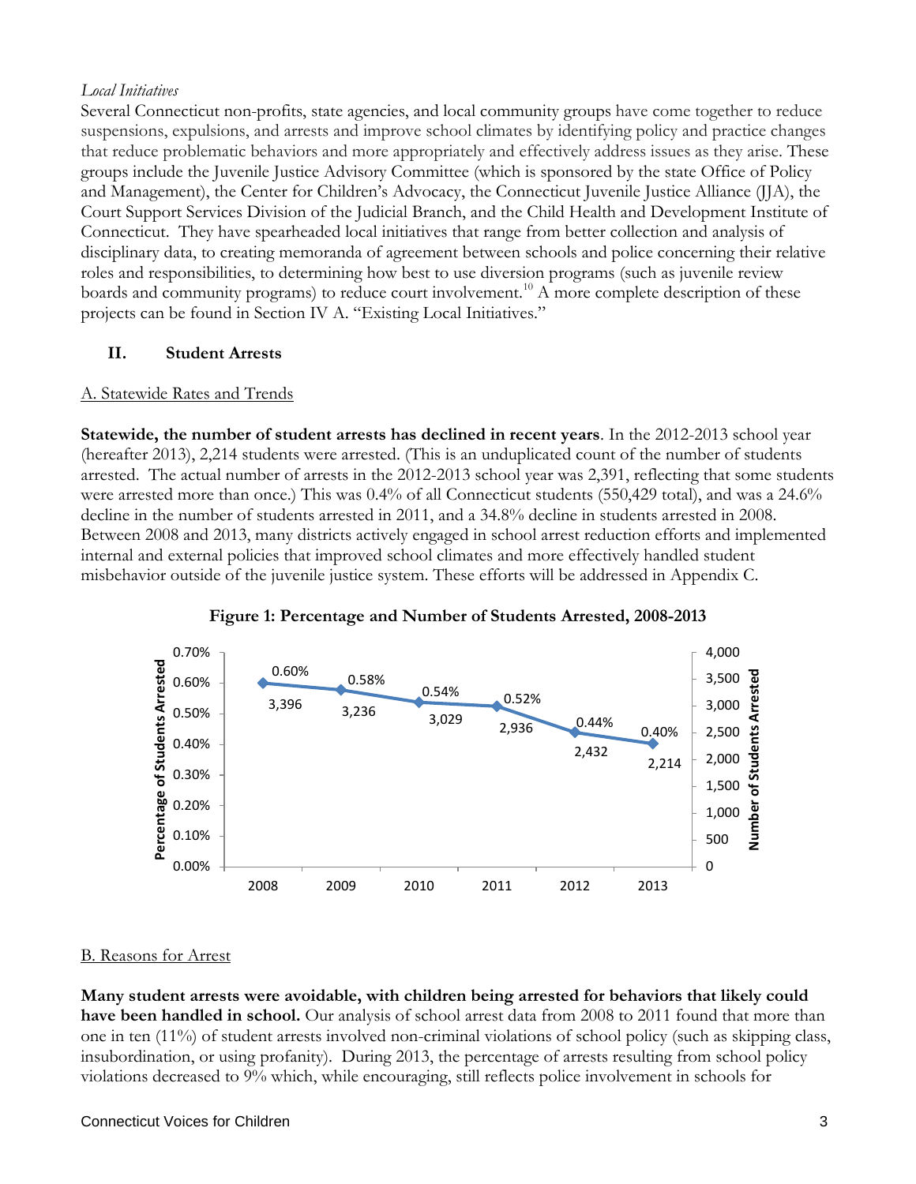*Local Initiatives*

Several Connecticut non-profits, state agencies, and local community groups have come together to reduce suspensions, expulsions, and arrests and improve school climates by identifying policy and practice changes that reduce problematic behaviors and more appropriately and effectively address issues as they arise. These groups include the Juvenile Justice Advisory Committee (which is sponsored by the state Office of Policy and Management), the Center for Children's Advocacy, the Connecticut Juvenile Justice Alliance (JJA), the Court Support Services Division of the Judicial Branch, and the Child Health and Development Institute of Connecticut. They have spearheaded local initiatives that range from better collection and analysis of disciplinary data, to creating memoranda of agreement between schools and police concerning their relative roles and responsibilities, to determining how best to use diversion programs (such as juvenile review boards and community programs) to reduce court involvement.[10] A more complete description of these projects can be found in Section IV A. "Existing Local Initiatives."

## II. Student Arrests

### A. Statewide Rates and Trends

**Statewide, the number of student arrests has declined in recent years**. In the 2012-2013 school year (hereafter 2013), 2,214 students were arrested. (This is an unduplicated count of the number of students arrested. The actual number of arrests in the 2012-2013 school year was 2,391, reflecting that some students were arrested more than once.) This was 0.4% of all Connecticut students (550,429 total), and was a 24.6% decline in the number of students arrested in 2011, and a 34.8% decline in students arrested in 2008. Between 2008 and 2013, many districts actively engaged in school arrest reduction efforts and implemented internal and external policies that improved school climates and more effectively handled student misbehavior outside of the juvenile justice system. These efforts will be addressed in Appendix C.

**Figure 1: Percentage and Number of Students Arrested, 2008-2013**

| Year | Percentage of Students Arrested | Number of Students Arrested |
|---|---|---|
| 2008 | 0.60% | 3,396 |
| 2009 | 0.58% | 3,236 |
| 2010 | 0.54% | 3,029 |
| 2011 | 0.52% | 2,936 |
| 2012 | 0.44% | 2,432 |
| 2013 | 0.40% | 2,214 |

### B. Reasons for Arrest

**Many student arrests were avoidable, with children being arrested for behaviors that likely could have been handled in school.** Our analysis of school arrest data from 2008 to 2011 found that more than one in ten (11%) of student arrests involved non-criminal violations of school policy (such as skipping class, insubordination, or using profanity). During 2013, the percentage of arrests resulting from school policy violations decreased to 9% which, while encouraging, still reflects police involvement in schools for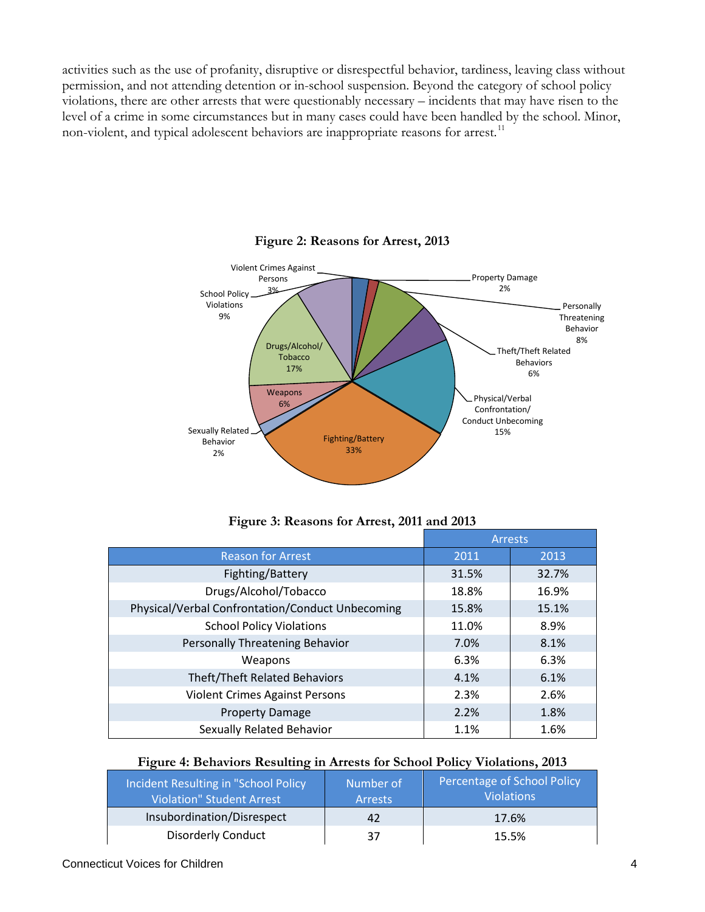activities such as the use of profanity, disruptive or disrespectful behavior, tardiness, leaving class without permission, and not attending detention or in-school suspension. Beyond the category of school policy violations, there are other arrests that were questionably necessary – incidents that may have risen to the level of a crime in some circumstances but in many cases could have been handled by the school. Minor, non-violent, and typical adolescent behaviors are inappropriate reasons for arrest.[11]

**Figure 2: Reasons for Arrest, 2013**

Violent Crimes Against Persons 3%
Property Damage 2%
Personally Threatening Behavior 8%
Theft/Theft Related Behaviors 6%
Physical/Verbal Confrontation/ Conduct Unbecoming 15%
Fighting/Battery 33%
Sexually Related Behavior 2%
Weapons 6%
Drugs/Alcohol/ Tobacco 17%
School Policy Violations 9%

**Figure 3: Reasons for Arrest, 2011 and 2013**

| Reason for Arrest | Arrests | |
|---|---|---|
| | 2011 | 2013 |
| Fighting/Battery | 31.5% | 32.7% |
| Drugs/Alcohol/Tobacco | 18.8% | 16.9% |
| Physical/Verbal Confrontation/Conduct Unbecoming | 15.8% | 15.1% |
| School Policy Violations | 11.0% | 8.9% |
| Personally Threatening Behavior | 7.0% | 8.1% |
| Weapons | 6.3% | 6.3% |
| Theft/Theft Related Behaviors | 4.1% | 6.1% |
| Violent Crimes Against Persons | 2.3% | 2.6% |
| Property Damage | 2.2% | 1.8% |
| Sexually Related Behavior | 1.1% | 1.6% |

**Figure 4: Behaviors Resulting in Arrests for School Policy Violations, 2013**

| Incident Resulting in "School Policy Violation" Student Arrest | Number of Arrests | Percentage of School Policy Violations |
|---|---|---|
| Insubordination/Disrespect | 42 | 17.6% |
| Disorderly Conduct | 37 | 15.5% |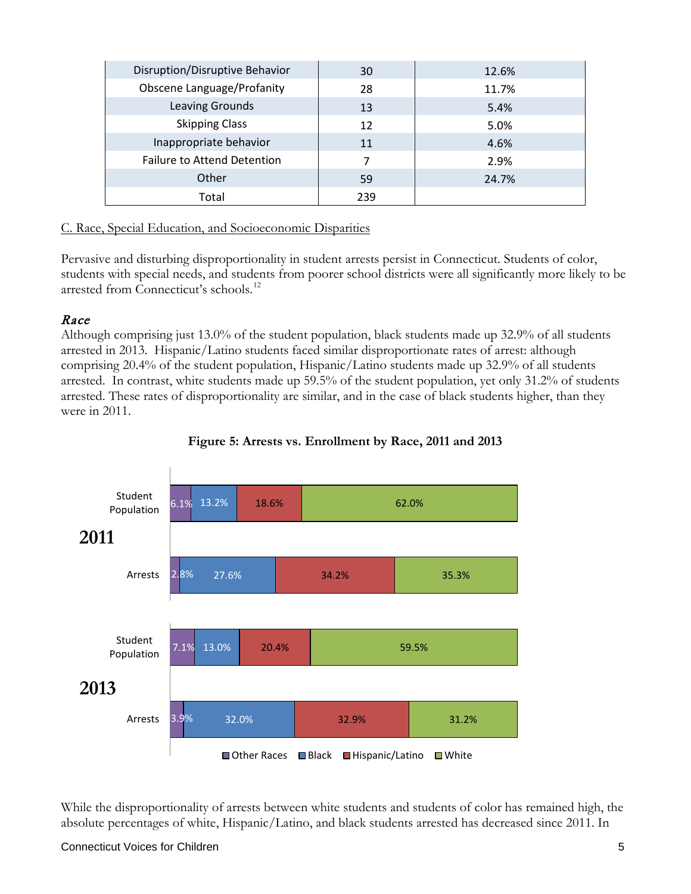| Disruption/Disruptive Behavior | 30 | 12.6% |
|---|---|---|
| Obscene Language/Profanity | 28 | 11.7% |
| Leaving Grounds | 13 | 5.4% |
| Skipping Class | 12 | 5.0% |
| Inappropriate behavior | 11 | 4.6% |
| Failure to Attend Detention | 7 | 2.9% |
| Other | 59 | 24.7% |
| Total | 239 | |

## C. Race, Special Education, and Socioeconomic Disparities

Pervasive and disturbing disproportionality in student arrests persist in Connecticut. Students of color, students with special needs, and students from poorer school districts were all significantly more likely to be arrested from Connecticut's schools.[12]

### *Race*

Although comprising just 13.0% of the student population, black students made up 32.9% of all students arrested in 2013. Hispanic/Latino students faced similar disproportionate rates of arrest: although comprising 20.4% of the student population, Hispanic/Latino students made up 32.9% of all students arrested. In contrast, white students made up 59.5% of the student population, yet only 31.2% of students arrested. These rates of disproportionality are similar, and in the case of black students higher, than they were in 2011.

**Figure 5: Arrests vs. Enrollment by Race, 2011 and 2013**

| Year | | Other Races | Black | Hispanic/Latino | White |
|---|---|---|---|---|---|
| 2011 | Student Population | 6.1% | 13.2% | 18.6% | 62.0% |
| 2011 | Arrests | 2.8% | 27.6% | 34.2% | 35.3% |
| 2013 | Student Population | 7.1% | 13.0% | 20.4% | 59.5% |
| 2013 | Arrests | 3.9% | 32.0% | 32.9% | 31.2% |

While the disproportionality of arrests between white students and students of color has remained high, the absolute percentages of white, Hispanic/Latino, and black students arrested has decreased since 2011. In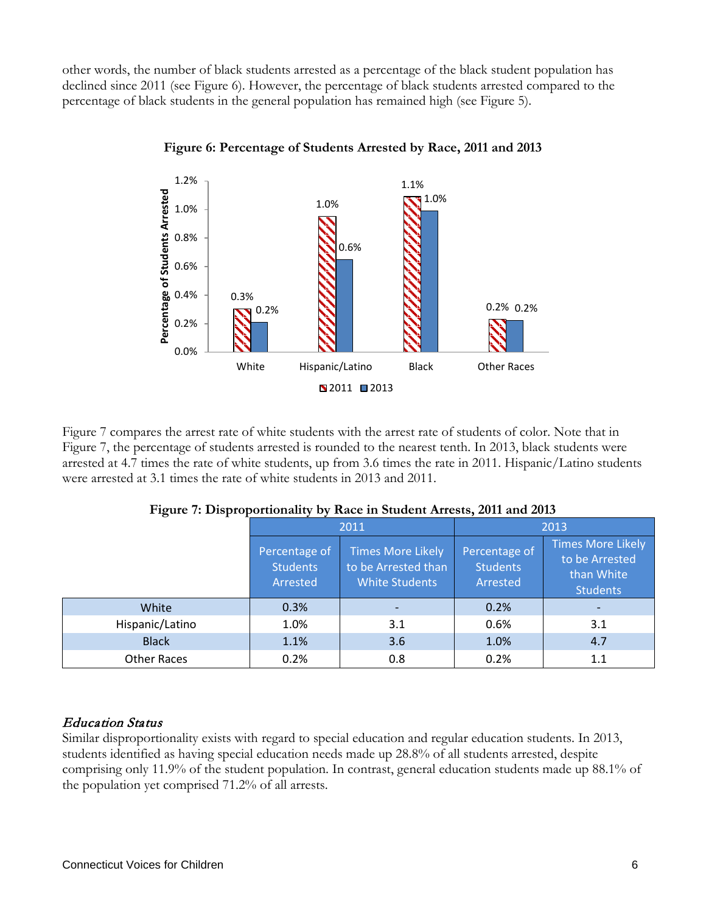other words, the number of black students arrested as a percentage of the black student population has declined since 2011 (see Figure 6). However, the percentage of black students arrested compared to the percentage of black students in the general population has remained high (see Figure 5).

**Figure 6: Percentage of Students Arrested by Race, 2011 and 2013**

| | 2011 | 2013 |
|---|---|---|
| White | 0.3% | 0.2% |
| Hispanic/Latino | 1.0% | 0.6% |
| Black | 1.1% | 1.0% |
| Other Races | 0.2% | 0.2% |

Figure 7 compares the arrest rate of white students with the arrest rate of students of color. Note that in Figure 7, the percentage of students arrested is rounded to the nearest tenth. In 2013, black students were arrested at 4.7 times the rate of white students, up from 3.6 times the rate in 2011. Hispanic/Latino students were arrested at 3.1 times the rate of white students in 2013 and 2011.

**Figure 7: Disproportionality by Race in Student Arrests, 2011 and 2013**

| | 2011 | | 2013 | |
|---|---|---|---|---|
| | Percentage of Students Arrested | Times More Likely to be Arrested than White Students | Percentage of Students Arrested | Times More Likely to be Arrested than White Students |
| White | 0.3% | - | 0.2% | - |
| Hispanic/Latino | 1.0% | 3.1 | 0.6% | 3.1 |
| Black | 1.1% | 3.6 | 1.0% | 4.7 |
| Other Races | 0.2% | 0.8 | 0.2% | 1.1 |

### *Education Status*

Similar disproportionality exists with regard to special education and regular education students. In 2013, students identified as having special education needs made up 28.8% of all students arrested, despite comprising only 11.9% of the student population. In contrast, general education students made up 88.1% of the population yet comprised 71.2% of all arrests.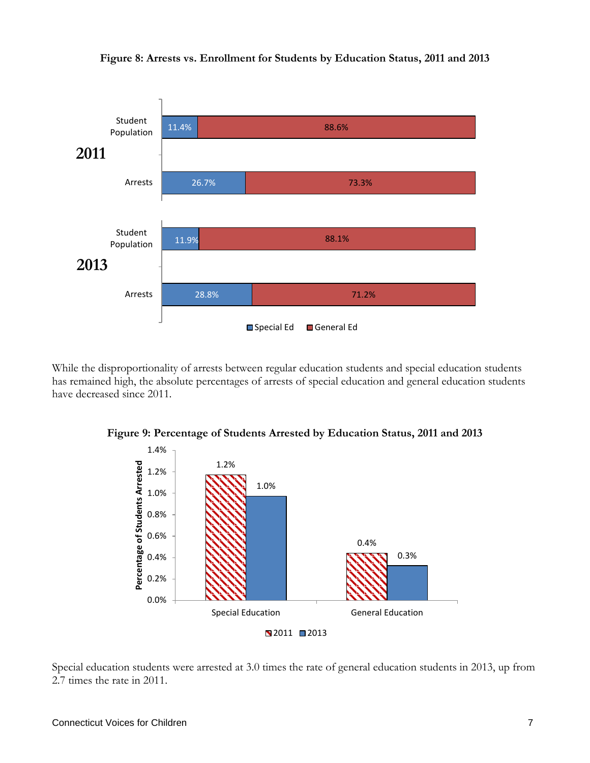**Figure 8: Arrests vs. Enrollment for Students by Education Status, 2011 and 2013**

| Year | Category | Special Ed | General Ed |
|---|---|---|---|
| 2011 | Student Population | 11.4% | 88.6% |
| 2011 | Arrests | 26.7% | 73.3% |
| 2013 | Student Population | 11.9% | 88.1% |
| 2013 | Arrests | 28.8% | 71.2% |

While the disproportionality of arrests between regular education students and special education students has remained high, the absolute percentages of arrests of special education and general education students have decreased since 2011.

**Figure 9: Percentage of Students Arrested by Education Status, 2011 and 2013**

| Percentage of Students Arrested | 2011 | 2013 |
|---|---|---|
| Special Education | 1.2% | 1.0% |
| General Education | 0.4% | 0.3% |

Special education students were arrested at 3.0 times the rate of general education students in 2013, up from 2.7 times the rate in 2011.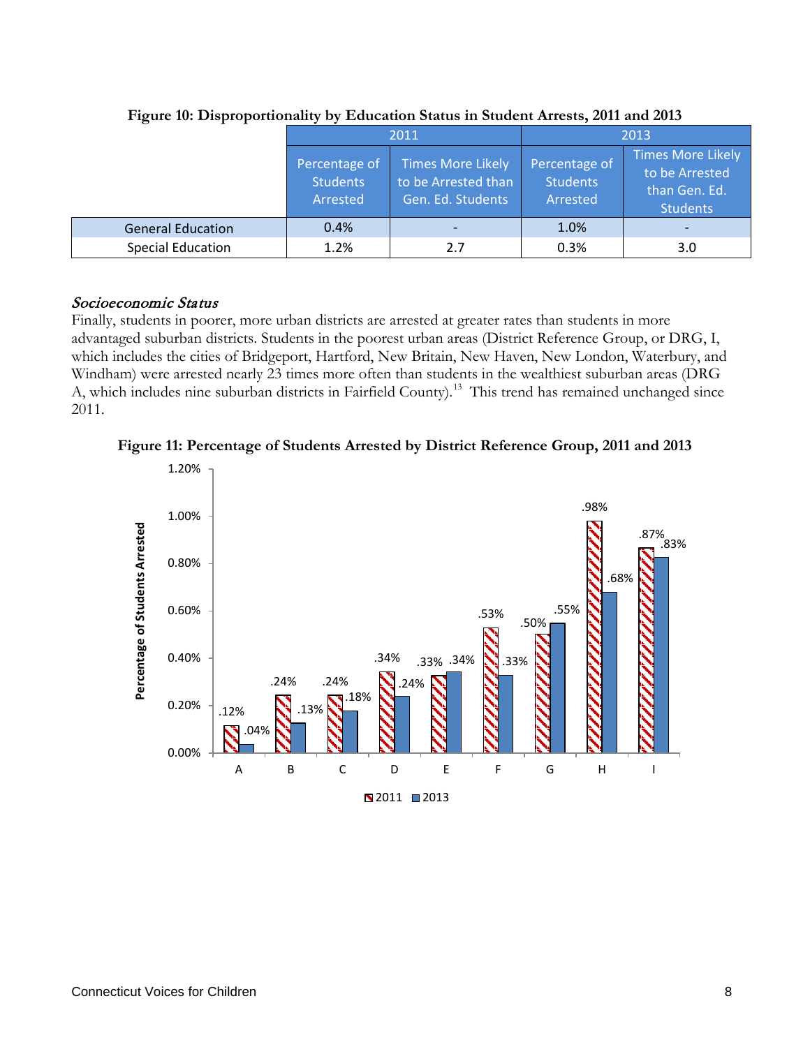**Figure 10: Disproportionality by Education Status in Student Arrests, 2011 and 2013**

| | 2011 | | 2013 | |
|---|---|---|---|---|
| | Percentage of Students Arrested | Times More Likely to be Arrested than Gen. Ed. Students | Percentage of Students Arrested | Times More Likely to be Arrested than Gen. Ed. Students |
| General Education | 0.4% | - | 1.0% | - |
| Special Education | 1.2% | 2.7 | 0.3% | 3.0 |

### *Socioeconomic Status*

Finally, students in poorer, more urban districts are arrested at greater rates than students in more advantaged suburban districts. Students in the poorest urban areas (District Reference Group, or DRG, I, which includes the cities of Bridgeport, Hartford, New Britain, New Haven, New London, Waterbury, and Windham) were arrested nearly 23 times more often than students in the wealthiest suburban areas (DRG A, which includes nine suburban districts in Fairfield County).[13] This trend has remained unchanged since 2011.

**Figure 11: Percentage of Students Arrested by District Reference Group, 2011 and 2013**

| District Reference Group | 2011 | 2013 |
|---|---|---|
| A | .12% | .04% |
| B | .24% | .13% |
| C | .24% | .18% |
| D | .34% | .24% |
| E | .33% | .34% |
| F | .53% | .33% |
| G | .50% | .55% |
| H | .98% | .68% |
| I | .87% | .83% |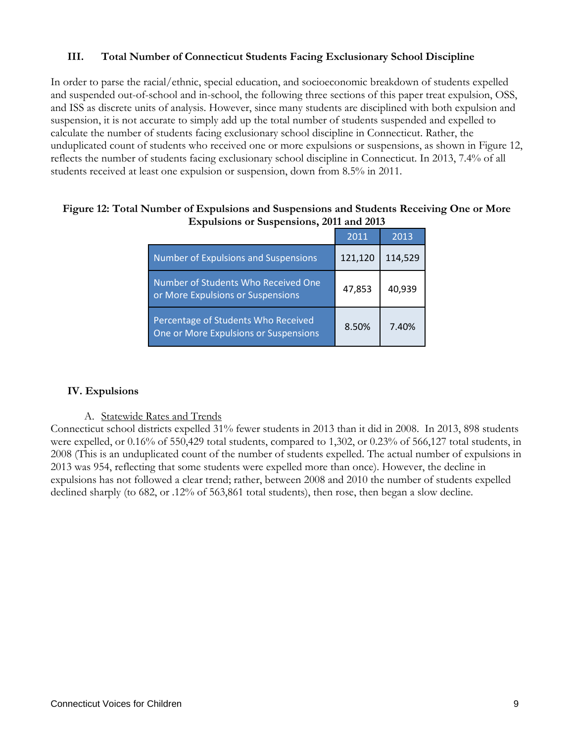## III. Total Number of Connecticut Students Facing Exclusionary School Discipline

In order to parse the racial/ethnic, special education, and socioeconomic breakdown of students expelled and suspended out-of-school and in-school, the following three sections of this paper treat expulsion, OSS, and ISS as discrete units of analysis. However, since many students are disciplined with both expulsion and suspension, it is not accurate to simply add up the total number of students suspended and expelled to calculate the number of students facing exclusionary school discipline in Connecticut. Rather, the unduplicated count of students who received one or more expulsions or suspensions, as shown in Figure 12, reflects the number of students facing exclusionary school discipline in Connecticut. In 2013, 7.4% of all students received at least one expulsion or suspension, down from 8.5% in 2011.

**Figure 12: Total Number of Expulsions and Suspensions and Students Receiving One or More Expulsions or Suspensions, 2011 and 2013**

| | 2011 | 2013 |
|---|---|---|
| Number of Expulsions and Suspensions | 121,120 | 114,529 |
| Number of Students Who Received One or More Expulsions or Suspensions | 47,853 | 40,939 |
| Percentage of Students Who Received One or More Expulsions or Suspensions | 8.50% | 7.40% |

## IV. Expulsions

### A. Statewide Rates and Trends

Connecticut school districts expelled 31% fewer students in 2013 than it did in 2008. In 2013, 898 students were expelled, or 0.16% of 550,429 total students, compared to 1,302, or 0.23% of 566,127 total students, in 2008 (This is an unduplicated count of the number of students expelled. The actual number of expulsions in 2013 was 954, reflecting that some students were expelled more than once). However, the decline in expulsions has not followed a clear trend; rather, between 2008 and 2010 the number of students expelled declined sharply (to 682, or .12% of 563,861 total students), then rose, then began a slow decline.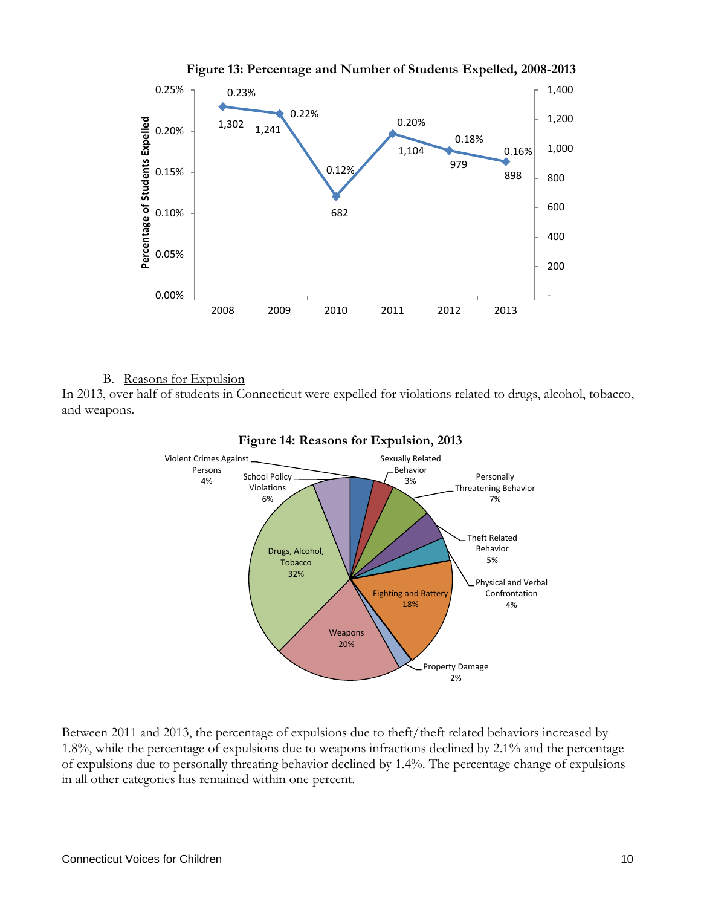**Figure 13: Percentage and Number of Students Expelled, 2008-2013**

| Year | Percentage of Students Expelled | Number of Students Expelled |
|---|---|---|
| 2008 | 0.23% | 1,302 |
| 2009 | 0.22% | 1,241 |
| 2010 | 0.12% | 682 |
| 2011 | 0.20% | 1,104 |
| 2012 | 0.18% | 979 |
| 2013 | 0.16% | 898 |

B. Reasons for Expulsion

In 2013, over half of students in Connecticut were expelled for violations related to drugs, alcohol, tobacco, and weapons.

**Figure 14: Reasons for Expulsion, 2013**

| Reason | Percentage |
|---|---|
| Violent Crimes Against Persons | 4% |
| Sexually Related Behavior | 3% |
| Personally Threatening Behavior | 7% |
| Theft Related Behavior | 5% |
| Physical and Verbal Confrontation | 4% |
| Fighting and Battery | 18% |
| Property Damage | 2% |
| Weapons | 20% |
| Drugs, Alcohol, Tobacco | 32% |
| School Policy Violations | 6% |

Between 2011 and 2013, the percentage of expulsions due to theft/theft related behaviors increased by 1.8%, while the percentage of expulsions due to weapons infractions declined by 2.1% and the percentage of expulsions due to personally threating behavior declined by 1.4%. The percentage change of expulsions in all other categories has remained within one percent.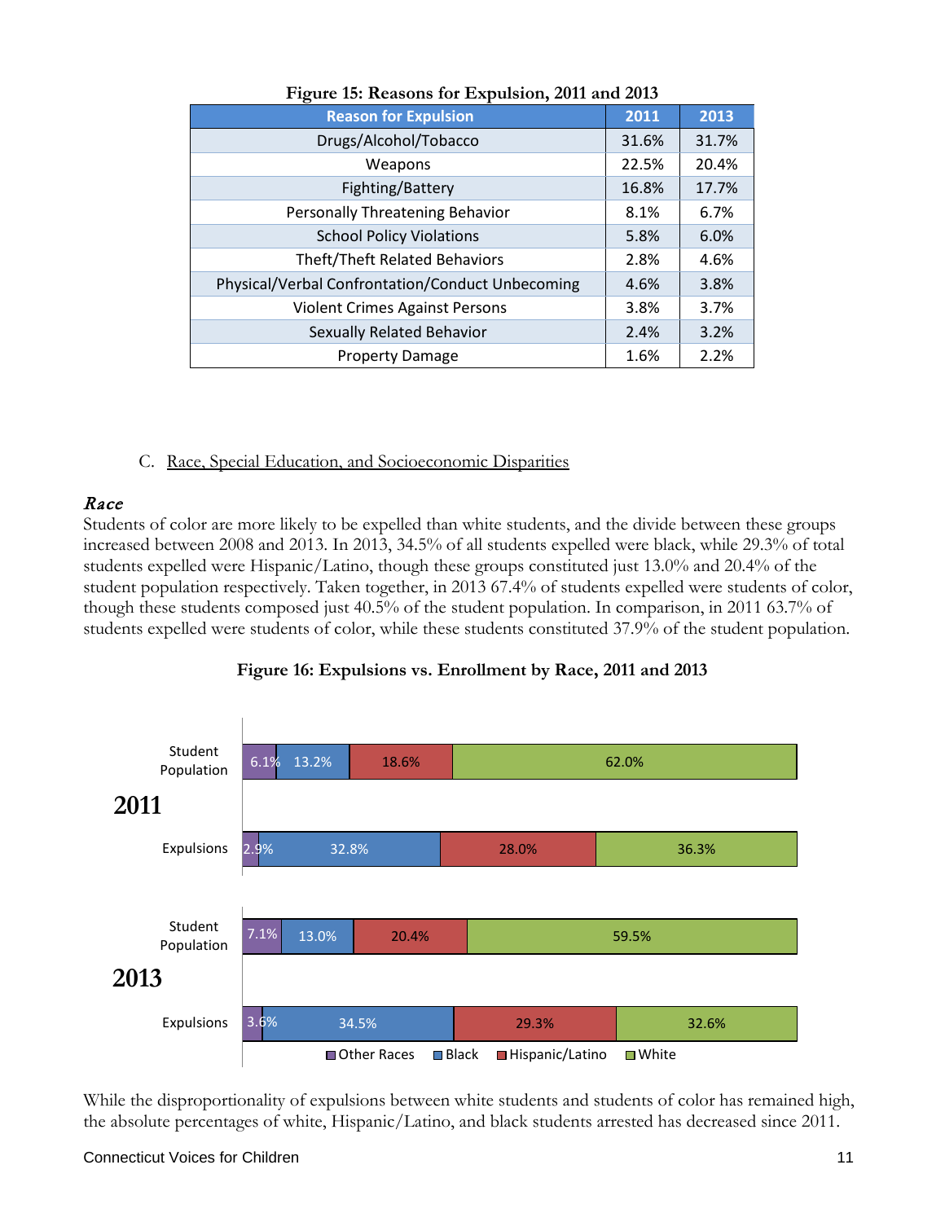**Figure 15: Reasons for Expulsion, 2011 and 2013**

| Reason for Expulsion | 2011 | 2013 |
|---|---|---|
| Drugs/Alcohol/Tobacco | 31.6% | 31.7% |
| Weapons | 22.5% | 20.4% |
| Fighting/Battery | 16.8% | 17.7% |
| Personally Threatening Behavior | 8.1% | 6.7% |
| School Policy Violations | 5.8% | 6.0% |
| Theft/Theft Related Behaviors | 2.8% | 4.6% |
| Physical/Verbal Confrontation/Conduct Unbecoming | 4.6% | 3.8% |
| Violent Crimes Against Persons | 3.8% | 3.7% |
| Sexually Related Behavior | 2.4% | 3.2% |
| Property Damage | 1.6% | 2.2% |

C. Race, Special Education, and Socioeconomic Disparities

***Race***

Students of color are more likely to be expelled than white students, and the divide between these groups increased between 2008 and 2013. In 2013, 34.5% of all students expelled were black, while 29.3% of total students expelled were Hispanic/Latino, though these groups constituted just 13.0% and 20.4% of the student population respectively. Taken together, in 2013 67.4% of students expelled were students of color, though these students composed just 40.5% of the student population. In comparison, in 2011 63.7% of students expelled were students of color, while these students constituted 37.9% of the student population.

**Figure 16: Expulsions vs. Enrollment by Race, 2011 and 2013**

| Year | Group | Other Races | Black | Hispanic/Latino | White |
|---|---|---|---|---|---|
| 2011 | Student Population | 6.1% | 13.2% | 18.6% | 62.0% |
| 2011 | Expulsions | 2.9% | 32.8% | 28.0% | 36.3% |
| 2013 | Student Population | 7.1% | 13.0% | 20.4% | 59.5% |
| 2013 | Expulsions | 3.6% | 34.5% | 29.3% | 32.6% |

While the disproportionality of expulsions between white students and students of color has remained high, the absolute percentages of white, Hispanic/Latino, and black students arrested has decreased since 2011.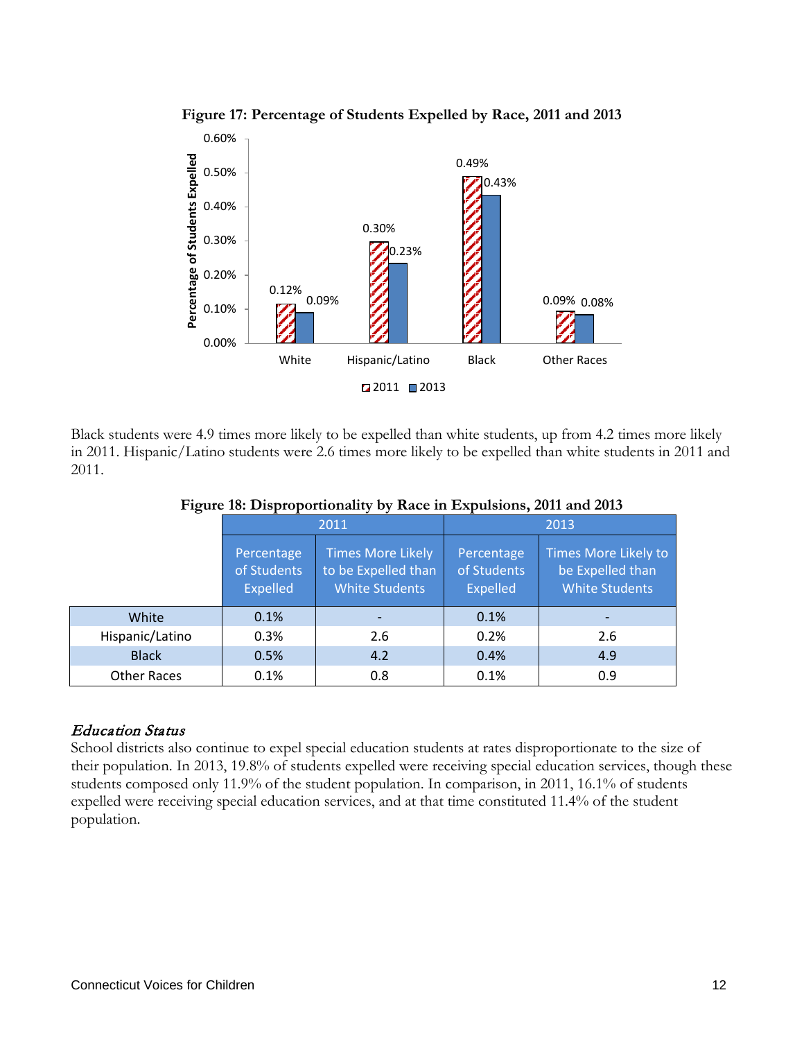**Figure 17: Percentage of Students Expelled by Race, 2011 and 2013**

Black students were 4.9 times more likely to be expelled than white students, up from 4.2 times more likely in 2011. Hispanic/Latino students were 2.6 times more likely to be expelled than white students in 2011 and 2011.

**Figure 18: Disproportionality by Race in Expulsions, 2011 and 2013**

| | 2011 | | 2013 | |
|---|---|---|---|---|
| | Percentage of Students Expelled | Times More Likely to be Expelled than White Students | Percentage of Students Expelled | Times More Likely to be Expelled than White Students |
| White | 0.1% | - | 0.1% | - |
| Hispanic/Latino | 0.3% | 2.6 | 0.2% | 2.6 |
| Black | 0.5% | 4.2 | 0.4% | 4.9 |
| Other Races | 0.1% | 0.8 | 0.1% | 0.9 |

### *Education Status*

School districts also continue to expel special education students at rates disproportionate to the size of their population. In 2013, 19.8% of students expelled were receiving special education services, though these students composed only 11.9% of the student population. In comparison, in 2011, 16.1% of students expelled were receiving special education services, and at that time constituted 11.4% of the student population.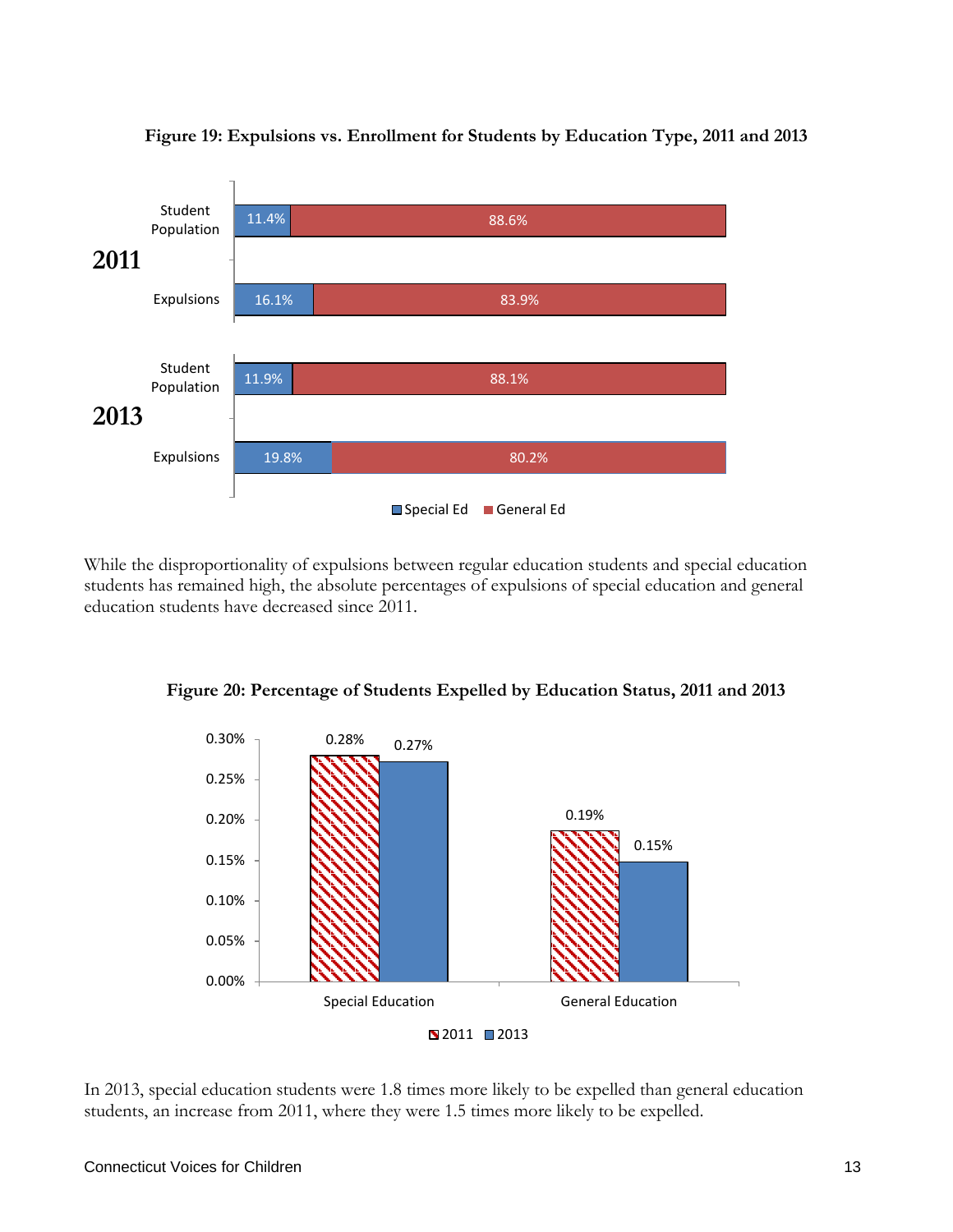**Figure 19: Expulsions vs. Enrollment for Students by Education Type, 2011 and 2013**

| Year | Category | Special Ed | General Ed |
|---|---|---|---|
| 2011 | Student Population | 11.4% | 88.6% |
| 2011 | Expulsions | 16.1% | 83.9% |
| 2013 | Student Population | 11.9% | 88.1% |
| 2013 | Expulsions | 19.8% | 80.2% |

While the disproportionality of expulsions between regular education students and special education students has remained high, the absolute percentages of expulsions of special education and general education students have decreased since 2011.

**Figure 20: Percentage of Students Expelled by Education Status, 2011 and 2013**

| | 2011 | 2013 |
|---|---|---|
| Special Education | 0.28% | 0.27% |
| General Education | 0.19% | 0.15% |

In 2013, special education students were 1.8 times more likely to be expelled than general education students, an increase from 2011, where they were 1.5 times more likely to be expelled.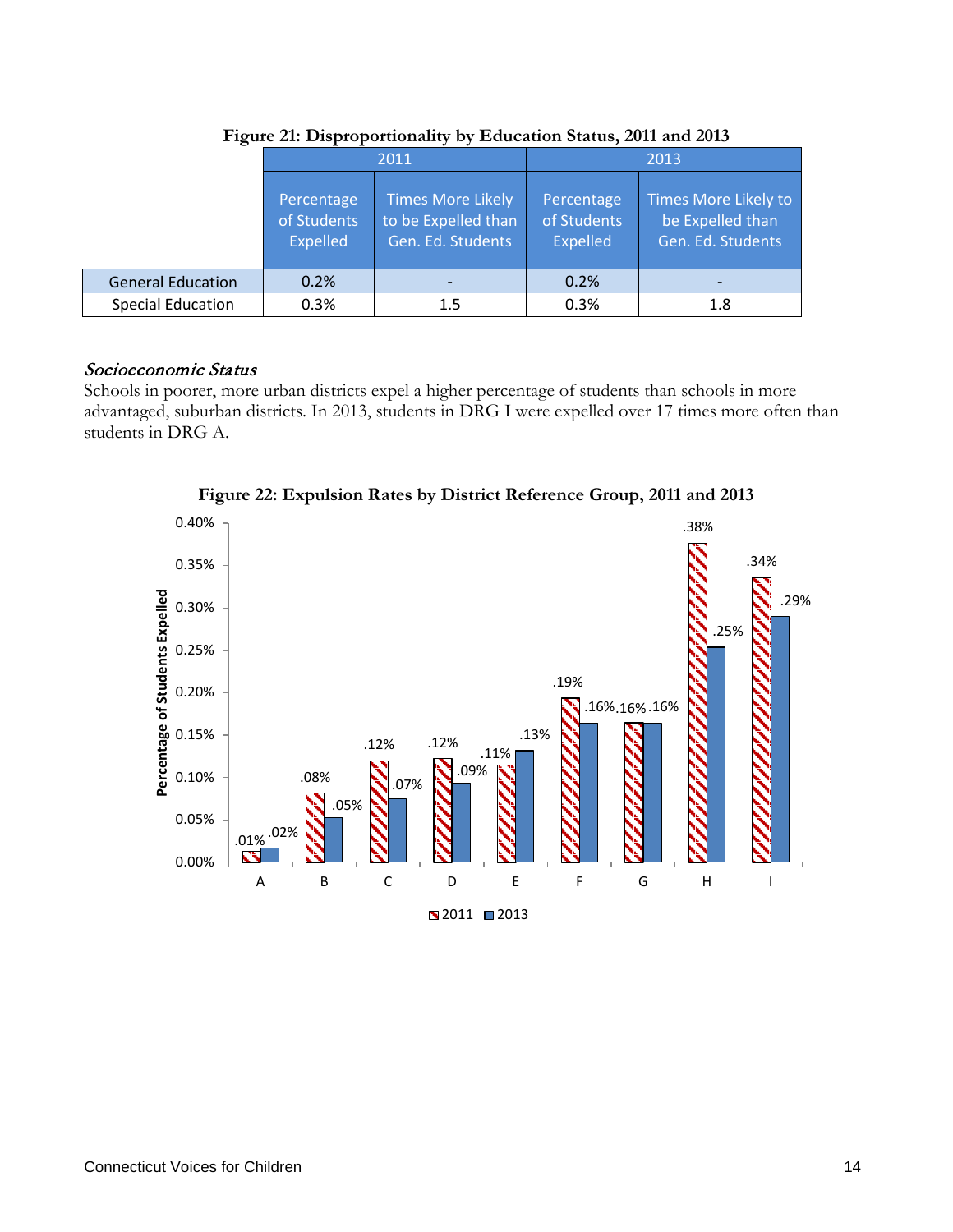**Figure 21: Disproportionality by Education Status, 2011 and 2013**

| | 2011 | | 2013 | |
|---|---|---|---|---|
| | Percentage of Students Expelled | Times More Likely to be Expelled than Gen. Ed. Students | Percentage of Students Expelled | Times More Likely to be Expelled than Gen. Ed. Students |
| General Education | 0.2% | - | 0.2% | - |
| Special Education | 0.3% | 1.5 | 0.3% | 1.8 |

### *Socioeconomic Status*

Schools in poorer, more urban districts expel a higher percentage of students than schools in more advantaged, suburban districts. In 2013, students in DRG I were expelled over 17 times more often than students in DRG A.

**Figure 22: Expulsion Rates by District Reference Group, 2011 and 2013**

| DRG | 2011 | 2013 |
|---|---|---|
| A | .01% | .02% |
| B | .08% | .05% |
| C | .12% | .07% |
| D | .12% | .09% |
| E | .11% | .13% |
| F | .19% | .16% |
| G | .16% | .16% |
| H | .38% | .25% |
| I | .34% | .29% |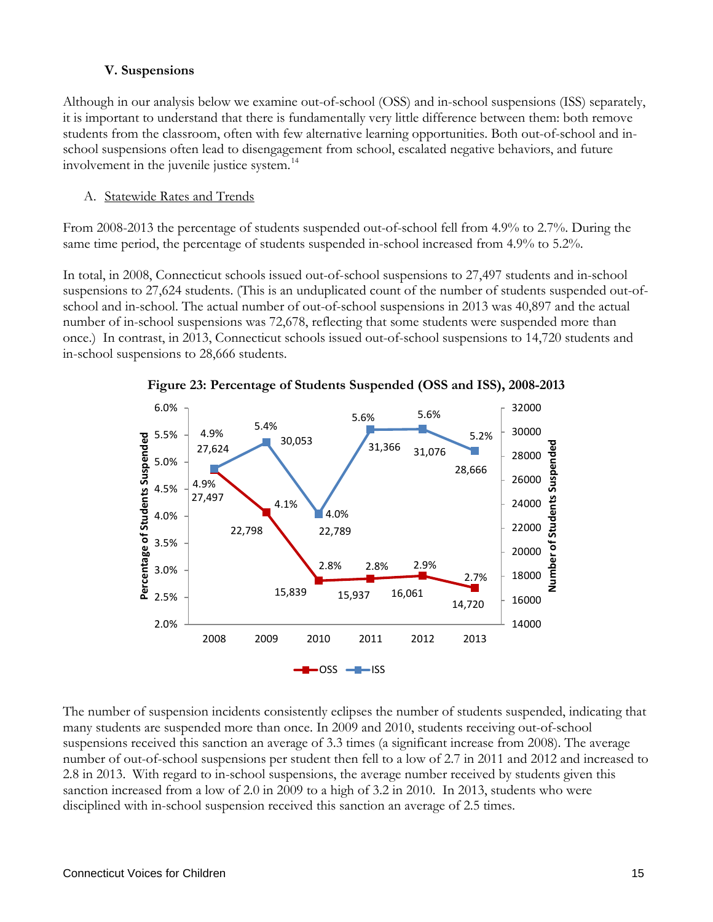## V. Suspensions

Although in our analysis below we examine out-of-school (OSS) and in-school suspensions (ISS) separately, it is important to understand that there is fundamentally very little difference between them: both remove students from the classroom, often with few alternative learning opportunities. Both out-of-school and in-school suspensions often lead to disengagement from school, escalated negative behaviors, and future involvement in the juvenile justice system.[14]

### A. Statewide Rates and Trends

From 2008-2013 the percentage of students suspended out-of-school fell from 4.9% to 2.7%. During the same time period, the percentage of students suspended in-school increased from 4.9% to 5.2%.

In total, in 2008, Connecticut schools issued out-of-school suspensions to 27,497 students and in-school suspensions to 27,624 students. (This is an unduplicated count of the number of students suspended out-of-school and in-school. The actual number of out-of-school suspensions in 2013 was 40,897 and the actual number of in-school suspensions was 72,678, reflecting that some students were suspended more than once.) In contrast, in 2013, Connecticut schools issued out-of-school suspensions to 14,720 students and in-school suspensions to 28,666 students.

**Figure 23: Percentage of Students Suspended (OSS and ISS), 2008-2013**

| Year | OSS % | OSS Number | ISS % | ISS Number |
|---|---|---|---|---|
| 2008 | 4.9% | 27,497 | 4.9% | 27,624 |
| 2009 | 4.1% | 22,798 | 5.4% | 30,053 |
| 2010 | 2.8% | 15,839 | 4.0% | 22,789 |
| 2011 | 2.8% | 15,937 | 5.6% | 31,366 |
| 2012 | 2.9% | 16,061 | 5.6% | 31,076 |
| 2013 | 2.7% | 14,720 | 5.2% | 28,666 |

The number of suspension incidents consistently eclipses the number of students suspended, indicating that many students are suspended more than once. In 2009 and 2010, students receiving out-of-school suspensions received this sanction an average of 3.3 times (a significant increase from 2008). The average number of out-of-school suspensions per student then fell to a low of 2.7 in 2011 and 2012 and increased to 2.8 in 2013. With regard to in-school suspensions, the average number received by students given this sanction increased from a low of 2.0 in 2009 to a high of 3.2 in 2010. In 2013, students who were disciplined with in-school suspension received this sanction an average of 2.5 times.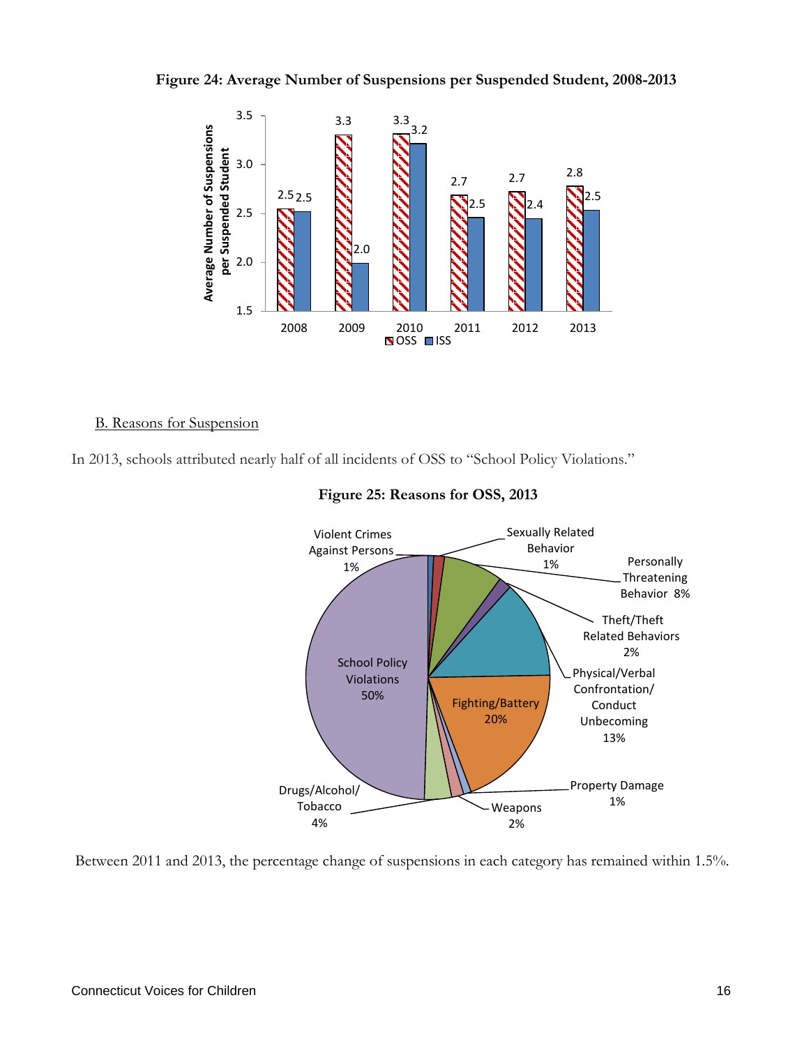**Figure 24: Average Number of Suspensions per Suspended Student, 2008-2013**

| Year | OSS | ISS |
|---|---|---|
| 2008 | 2.5 | 2.5 |
| 2009 | 3.3 | 2.0 |
| 2010 | 3.3 | 3.2 |
| 2011 | 2.7 | 2.5 |
| 2012 | 2.7 | 2.4 |
| 2013 | 2.8 | 2.5 |

B. Reasons for Suspension

In 2013, schools attributed nearly half of all incidents of OSS to "School Policy Violations."

**Figure 25: Reasons for OSS, 2013**

| Reason | Percent |
|---|---|
| Violent Crimes Against Persons | 1% |
| Sexually Related Behavior | 1% |
| Personally Threatening Behavior | 8% |
| Theft/Theft Related Behaviors | 2% |
| Physical/Verbal Confrontation/ Conduct Unbecoming | 13% |
| Fighting/Battery | 20% |
| Property Damage | 1% |
| Weapons | 2% |
| Drugs/Alcohol/ Tobacco | 4% |
| School Policy Violations | 50% |

Between 2011 and 2013, the percentage change of suspensions in each category has remained within 1.5%.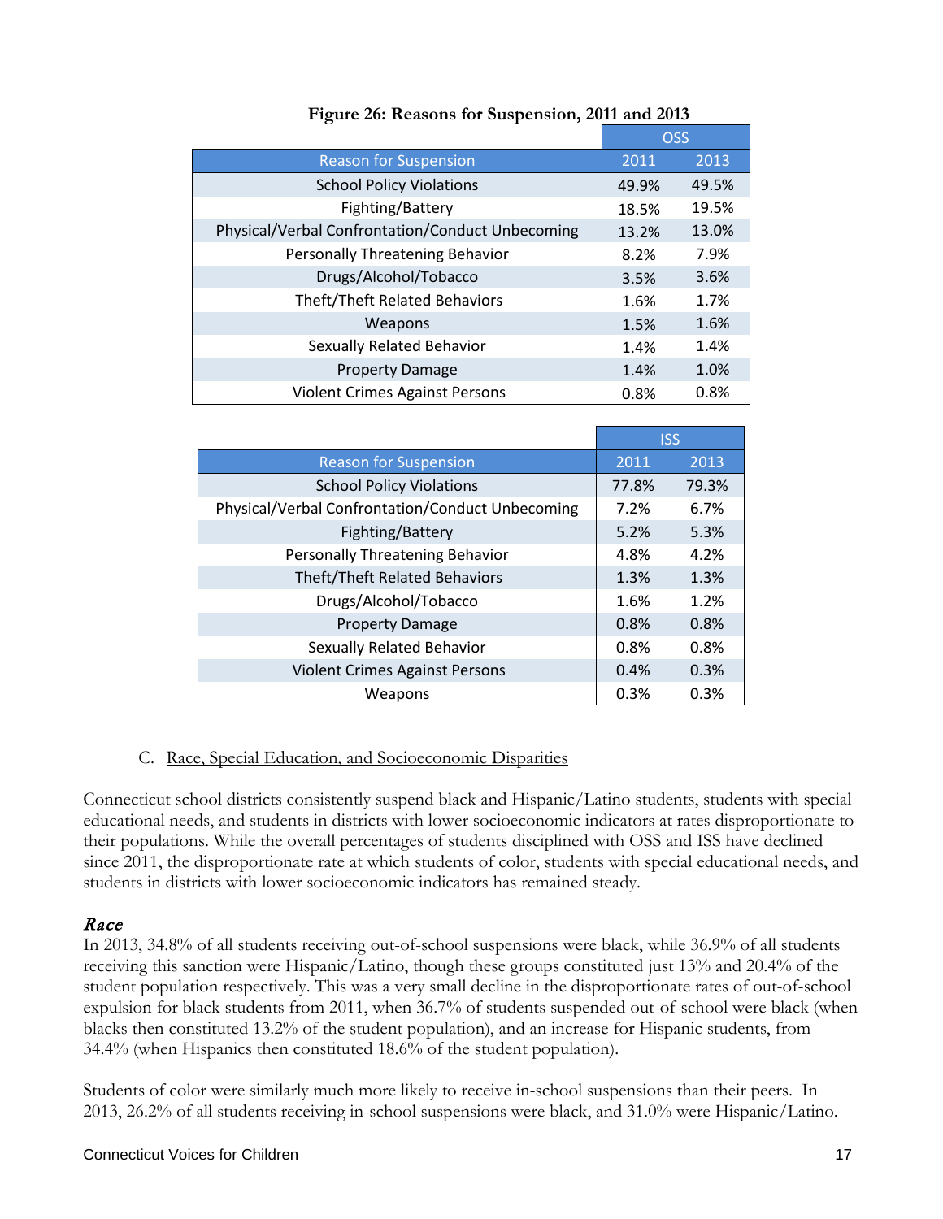**Figure 26: Reasons for Suspension, 2011 and 2013**

| | OSS | |
|---|---|---|
| Reason for Suspension | 2011 | 2013 |
| School Policy Violations | 49.9% | 49.5% |
| Fighting/Battery | 18.5% | 19.5% |
| Physical/Verbal Confrontation/Conduct Unbecoming | 13.2% | 13.0% |
| Personally Threatening Behavior | 8.2% | 7.9% |
| Drugs/Alcohol/Tobacco | 3.5% | 3.6% |
| Theft/Theft Related Behaviors | 1.6% | 1.7% |
| Weapons | 1.5% | 1.6% |
| Sexually Related Behavior | 1.4% | 1.4% |
| Property Damage | 1.4% | 1.0% |
| Violent Crimes Against Persons | 0.8% | 0.8% |

| | ISS | |
|---|---|---|
| Reason for Suspension | 2011 | 2013 |
| School Policy Violations | 77.8% | 79.3% |
| Physical/Verbal Confrontation/Conduct Unbecoming | 7.2% | 6.7% |
| Fighting/Battery | 5.2% | 5.3% |
| Personally Threatening Behavior | 4.8% | 4.2% |
| Theft/Theft Related Behaviors | 1.3% | 1.3% |
| Drugs/Alcohol/Tobacco | 1.6% | 1.2% |
| Property Damage | 0.8% | 0.8% |
| Sexually Related Behavior | 0.8% | 0.8% |
| Violent Crimes Against Persons | 0.4% | 0.3% |
| Weapons | 0.3% | 0.3% |

## C. Race, Special Education, and Socioeconomic Disparities

Connecticut school districts consistently suspend black and Hispanic/Latino students, students with special educational needs, and students in districts with lower socioeconomic indicators at rates disproportionate to their populations. While the overall percentages of students disciplined with OSS and ISS have declined since 2011, the disproportionate rate at which students of color, students with special educational needs, and students in districts with lower socioeconomic indicators has remained steady.

### *Race*

In 2013, 34.8% of all students receiving out-of-school suspensions were black, while 36.9% of all students receiving this sanction were Hispanic/Latino, though these groups constituted just 13% and 20.4% of the student population respectively. This was a very small decline in the disproportionate rates of out-of-school expulsion for black students from 2011, when 36.7% of students suspended out-of-school were black (when blacks then constituted 13.2% of the student population), and an increase for Hispanic students, from 34.4% (when Hispanics then constituted 18.6% of the student population).

Students of color were similarly much more likely to receive in-school suspensions than their peers. In 2013, 26.2% of all students receiving in-school suspensions were black, and 31.0% were Hispanic/Latino.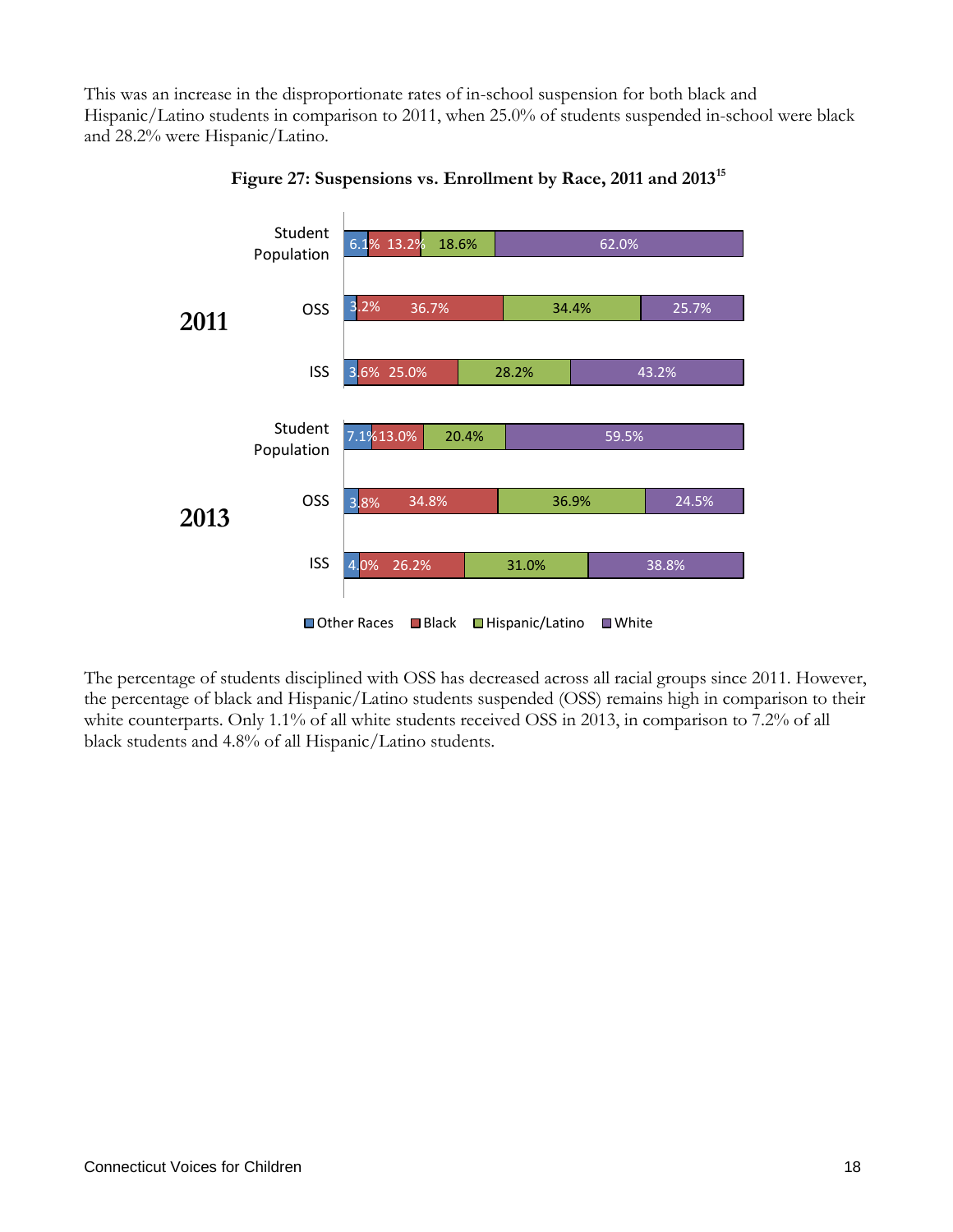This was an increase in the disproportionate rates of in-school suspension for both black and Hispanic/Latino students in comparison to 2011, when 25.0% of students suspended in-school were black and 28.2% were Hispanic/Latino.

**Figure 27: Suspensions vs. Enrollment by Race, 2011 and 2013**[15]

| Year | Category | Other Races | Black | Hispanic/Latino | White |
|---|---|---|---|---|---|
| 2011 | Student Population | 6.1% | 13.2% | 18.6% | 62.0% |
| 2011 | OSS | 3.2% | 36.7% | 34.4% | 25.7% |
| 2011 | ISS | 3.6% | 25.0% | 28.2% | 43.2% |
| 2013 | Student Population | 7.1% | 13.0% | 20.4% | 59.5% |
| 2013 | OSS | 3.8% | 34.8% | 36.9% | 24.5% |
| 2013 | ISS | 4.0% | 26.2% | 31.0% | 38.8% |

The percentage of students disciplined with OSS has decreased across all racial groups since 2011. However, the percentage of black and Hispanic/Latino students suspended (OSS) remains high in comparison to their white counterparts. Only 1.1% of all white students received OSS in 2013, in comparison to 7.2% of all black students and 4.8% of all Hispanic/Latino students.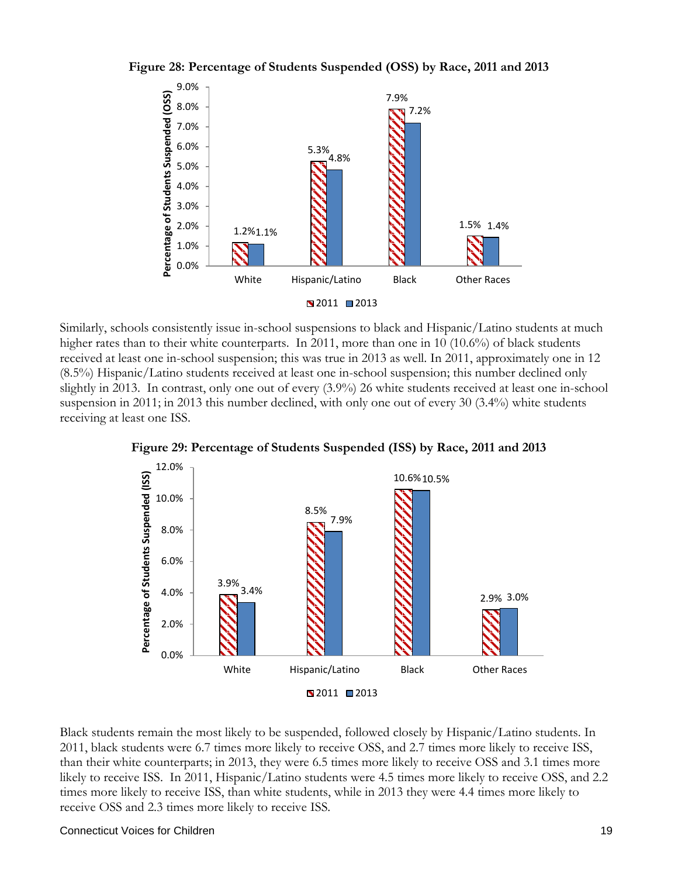**Figure 28: Percentage of Students Suspended (OSS) by Race, 2011 and 2013**

| Race | 2011 | 2013 |
|---|---|---|
| White | 1.2% | 1.1% |
| Hispanic/Latino | 5.3% | 4.8% |
| Black | 7.9% | 7.2% |
| Other Races | 1.5% | 1.4% |

Similarly, schools consistently issue in-school suspensions to black and Hispanic/Latino students at much higher rates than to their white counterparts. In 2011, more than one in 10 (10.6%) of black students received at least one in-school suspension; this was true in 2013 as well. In 2011, approximately one in 12 (8.5%) Hispanic/Latino students received at least one in-school suspension; this number declined only slightly in 2013. In contrast, only one out of every (3.9%) 26 white students received at least one in-school suspension in 2011; in 2013 this number declined, with only one out of every 30 (3.4%) white students receiving at least one ISS.

**Figure 29: Percentage of Students Suspended (ISS) by Race, 2011 and 2013**

| Race | 2011 | 2013 |
|---|---|---|
| White | 3.9% | 3.4% |
| Hispanic/Latino | 8.5% | 7.9% |
| Black | 10.6% | 10.5% |
| Other Races | 2.9% | 3.0% |

Black students remain the most likely to be suspended, followed closely by Hispanic/Latino students. In 2011, black students were 6.7 times more likely to receive OSS, and 2.7 times more likely to receive ISS, than their white counterparts; in 2013, they were 6.5 times more likely to receive OSS and 3.1 times more likely to receive ISS. In 2011, Hispanic/Latino students were 4.5 times more likely to receive OSS, and 2.2 times more likely to receive ISS, than white students, while in 2013 they were 4.4 times more likely to receive OSS and 2.3 times more likely to receive ISS.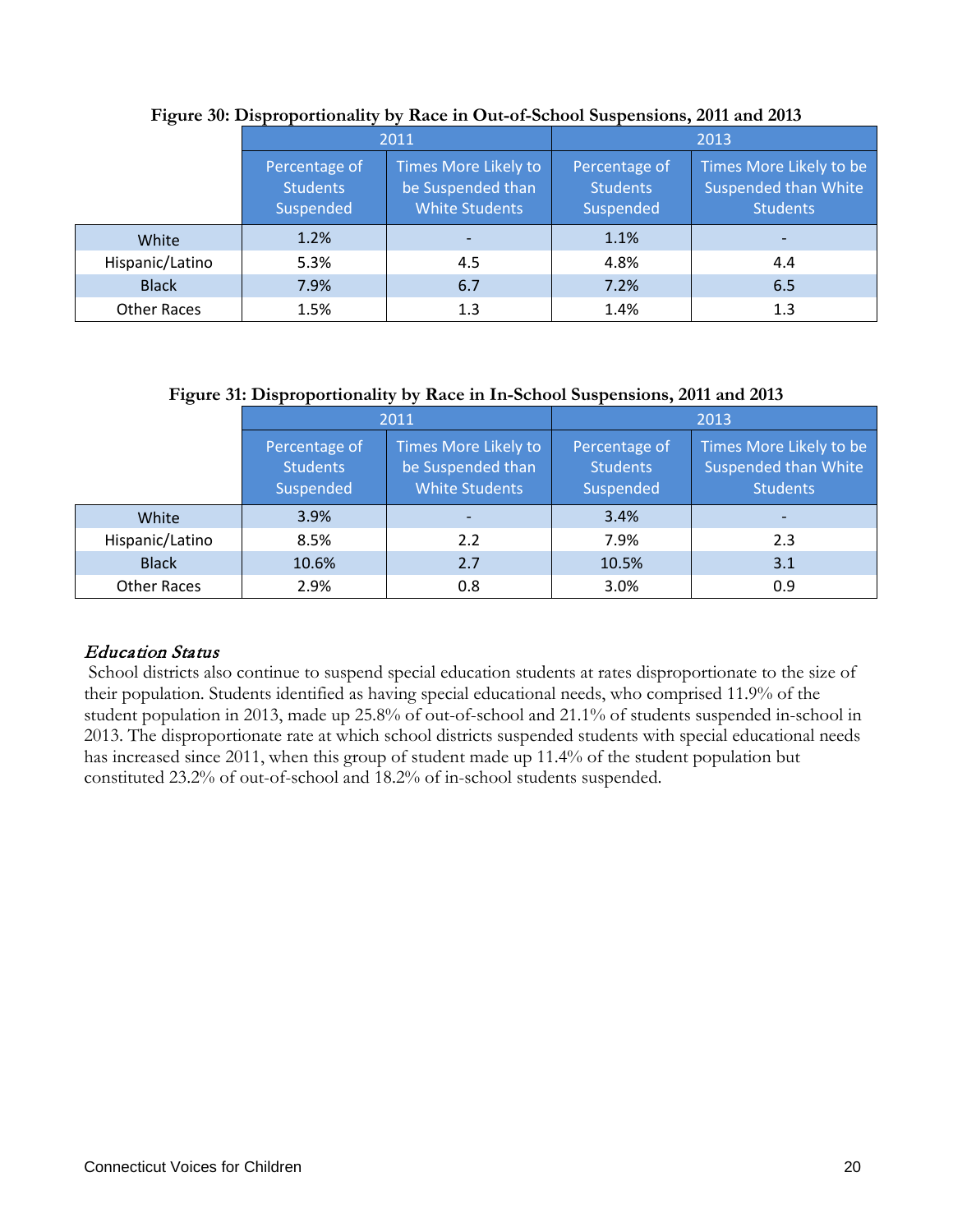**Figure 30: Disproportionality by Race in Out-of-School Suspensions, 2011 and 2013**

| | 2011 | | 2013 | |
|---|---|---|---|---|
| | Percentage of Students Suspended | Times More Likely to be Suspended than White Students | Percentage of Students Suspended | Times More Likely to be Suspended than White Students |
| White | 1.2% | - | 1.1% | - |
| Hispanic/Latino | 5.3% | 4.5 | 4.8% | 4.4 |
| Black | 7.9% | 6.7 | 7.2% | 6.5 |
| Other Races | 1.5% | 1.3 | 1.4% | 1.3 |

**Figure 31: Disproportionality by Race in In-School Suspensions, 2011 and 2013**

| | 2011 | | 2013 | |
|---|---|---|---|---|
| | Percentage of Students Suspended | Times More Likely to be Suspended than White Students | Percentage of Students Suspended | Times More Likely to be Suspended than White Students |
| White | 3.9% | - | 3.4% | - |
| Hispanic/Latino | 8.5% | 2.2 | 7.9% | 2.3 |
| Black | 10.6% | 2.7 | 10.5% | 3.1 |
| Other Races | 2.9% | 0.8 | 3.0% | 0.9 |

### *Education Status*

School districts also continue to suspend special education students at rates disproportionate to the size of their population. Students identified as having special educational needs, who comprised 11.9% of the student population in 2013, made up 25.8% of out-of-school and 21.1% of students suspended in-school in 2013. The disproportionate rate at which school districts suspended students with special educational needs has increased since 2011, when this group of student made up 11.4% of the student population but constituted 23.2% of out-of-school and 18.2% of in-school students suspended.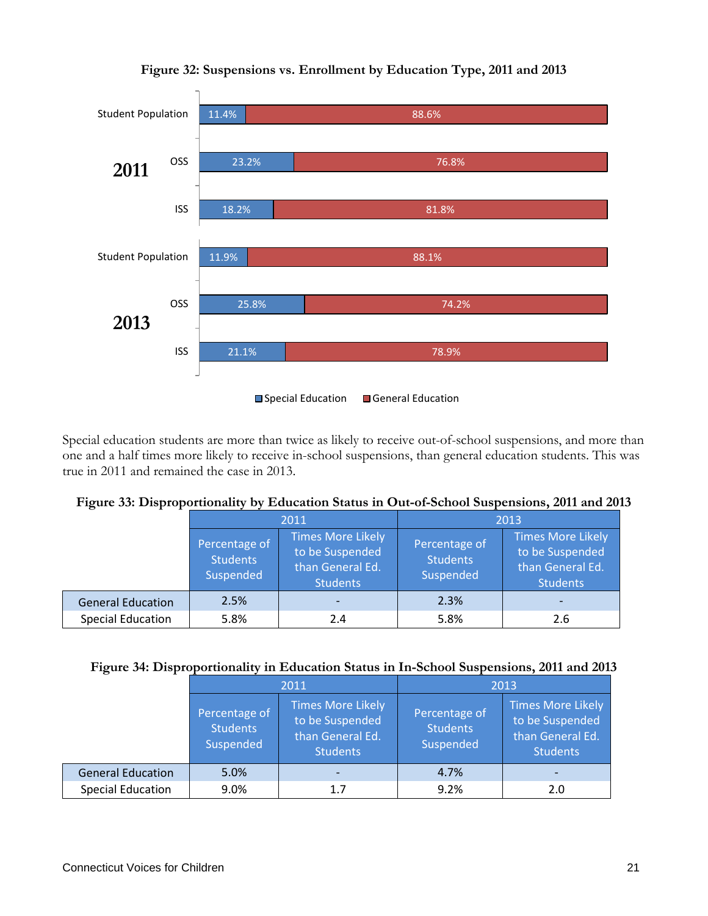**Figure 32: Suspensions vs. Enrollment by Education Type, 2011 and 2013**

| Year | Category | Special Education | General Education |
|---|---|---|---|
| 2011 | Student Population | 11.4% | 88.6% |
| 2011 | OSS | 23.2% | 76.8% |
| 2011 | ISS | 18.2% | 81.8% |
| 2013 | Student Population | 11.9% | 88.1% |
| 2013 | OSS | 25.8% | 74.2% |
| 2013 | ISS | 21.1% | 78.9% |

Special education students are more than twice as likely to receive out-of-school suspensions, and more than one and a half times more likely to receive in-school suspensions, than general education students. This was true in 2011 and remained the case in 2013.

**Figure 33: Disproportionality by Education Status in Out-of-School Suspensions, 2011 and 2013**

| | 2011 | | 2013 | |
|---|---|---|---|---|
| | Percentage of Students Suspended | Times More Likely to be Suspended than General Ed. Students | Percentage of Students Suspended | Times More Likely to be Suspended than General Ed. Students |
| General Education | 2.5% | - | 2.3% | - |
| Special Education | 5.8% | 2.4 | 5.8% | 2.6 |

**Figure 34: Disproportionality in Education Status in In-School Suspensions, 2011 and 2013**

| | 2011 | | 2013 | |
|---|---|---|---|---|
| | Percentage of Students Suspended | Times More Likely to be Suspended than General Ed. Students | Percentage of Students Suspended | Times More Likely to be Suspended than General Ed. Students |
| General Education | 5.0% | - | 4.7% | - |
| Special Education | 9.0% | 1.7 | 9.2% | 2.0 |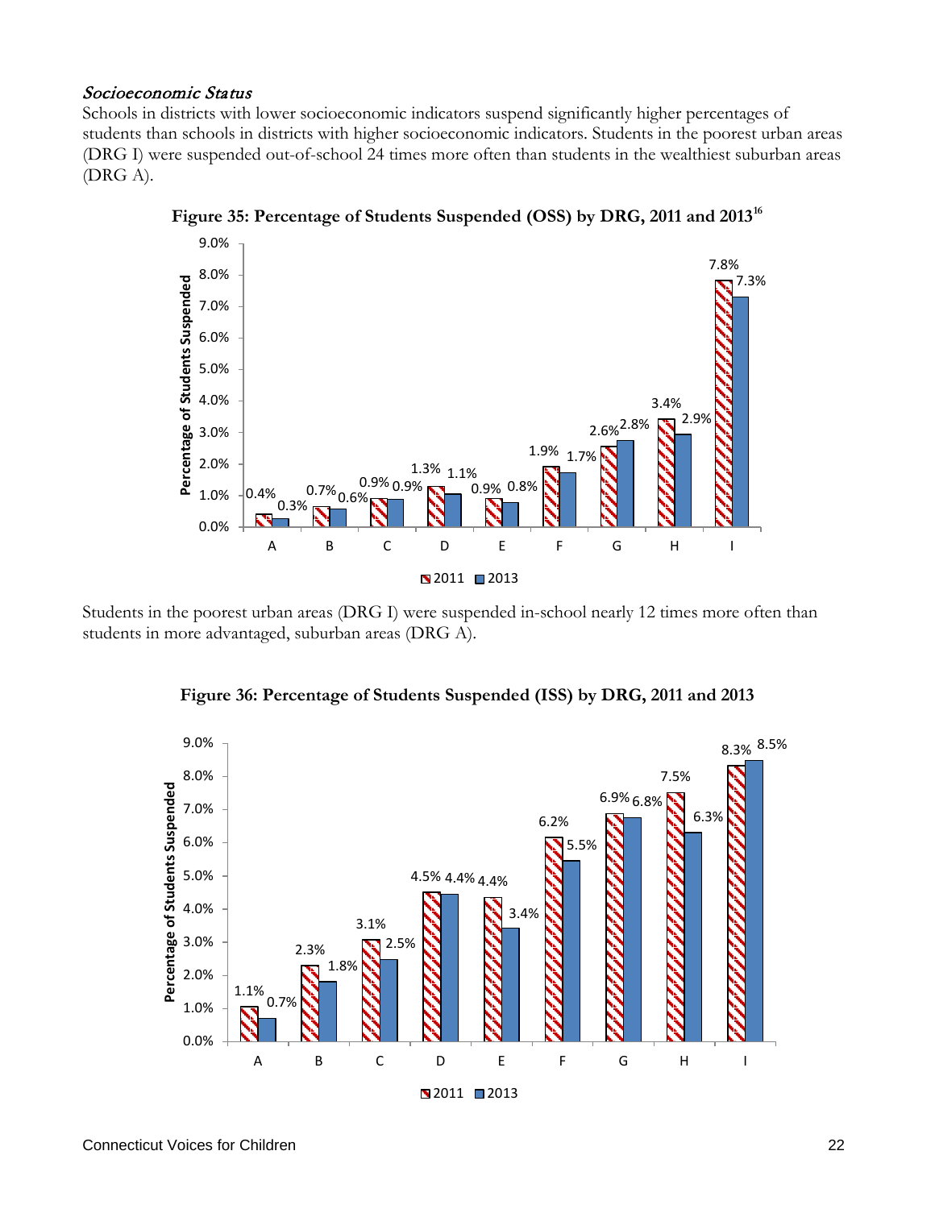*Socioeconomic Status*

Schools in districts with lower socioeconomic indicators suspend significantly higher percentages of students than schools in districts with higher socioeconomic indicators. Students in the poorest urban areas (DRG I) were suspended out-of-school 24 times more often than students in the wealthiest suburban areas (DRG A).

**Figure 35: Percentage of Students Suspended (OSS) by DRG, 2011 and 2013**[16]

| DRG | 2011 | 2013 |
|---|---|---|
| A | 0.4% | 0.3% |
| B | 0.7% | 0.6% |
| C | 0.9% | 0.9% |
| D | 1.3% | 1.1% |
| E | 0.9% | 0.8% |
| F | 1.9% | 1.7% |
| G | 2.6% | 2.8% |
| H | 3.4% | 2.9% |
| I | 7.8% | 7.3% |

Students in the poorest urban areas (DRG I) were suspended in-school nearly 12 times more often than students in more advantaged, suburban areas (DRG A).

**Figure 36: Percentage of Students Suspended (ISS) by DRG, 2011 and 2013**

| DRG | 2011 | 2013 |
|---|---|---|
| A | 1.1% | 0.7% |
| B | 2.3% | 1.8% |
| C | 3.1% | 2.5% |
| D | 4.5% | 4.4% |
| E | 4.4% | 3.4% |
| F | 6.2% | 5.5% |
| G | 6.9% | 6.8% |
| H | 7.5% | 6.3% |
| I | 8.3% | 8.5% |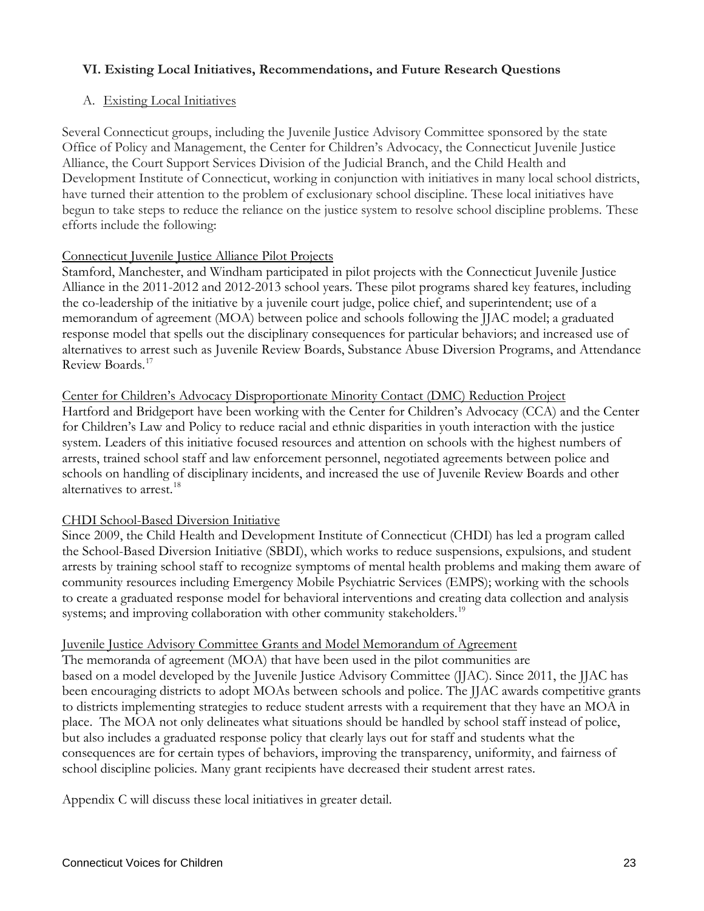## VI. Existing Local Initiatives, Recommendations, and Future Research Questions

### A. Existing Local Initiatives

Several Connecticut groups, including the Juvenile Justice Advisory Committee sponsored by the state Office of Policy and Management, the Center for Children's Advocacy, the Connecticut Juvenile Justice Alliance, the Court Support Services Division of the Judicial Branch, and the Child Health and Development Institute of Connecticut, working in conjunction with initiatives in many local school districts, have turned their attention to the problem of exclusionary school discipline. These local initiatives have begun to take steps to reduce the reliance on the justice system to resolve school discipline problems. These efforts include the following:

#### Connecticut Juvenile Justice Alliance Pilot Projects

Stamford, Manchester, and Windham participated in pilot projects with the Connecticut Juvenile Justice Alliance in the 2011-2012 and 2012-2013 school years. These pilot programs shared key features, including the co-leadership of the initiative by a juvenile court judge, police chief, and superintendent; use of a memorandum of agreement (MOA) between police and schools following the JJAC model; a graduated response model that spells out the disciplinary consequences for particular behaviors; and increased use of alternatives to arrest such as Juvenile Review Boards, Substance Abuse Diversion Programs, and Attendance Review Boards.[17]

#### Center for Children's Advocacy Disproportionate Minority Contact (DMC) Reduction Project

Hartford and Bridgeport have been working with the Center for Children's Advocacy (CCA) and the Center for Children's Law and Policy to reduce racial and ethnic disparities in youth interaction with the justice system. Leaders of this initiative focused resources and attention on schools with the highest numbers of arrests, trained school staff and law enforcement personnel, negotiated agreements between police and schools on handling of disciplinary incidents, and increased the use of Juvenile Review Boards and other alternatives to arrest.[18]

#### CHDI School-Based Diversion Initiative

Since 2009, the Child Health and Development Institute of Connecticut (CHDI) has led a program called the School-Based Diversion Initiative (SBDI), which works to reduce suspensions, expulsions, and student arrests by training school staff to recognize symptoms of mental health problems and making them aware of community resources including Emergency Mobile Psychiatric Services (EMPS); working with the schools to create a graduated response model for behavioral interventions and creating data collection and analysis systems; and improving collaboration with other community stakeholders.[19]

#### Juvenile Justice Advisory Committee Grants and Model Memorandum of Agreement

The memoranda of agreement (MOA) that have been used in the pilot communities are based on a model developed by the Juvenile Justice Advisory Committee (JJAC). Since 2011, the JJAC has been encouraging districts to adopt MOAs between schools and police. The JJAC awards competitive grants to districts implementing strategies to reduce student arrests with a requirement that they have an MOA in place. The MOA not only delineates what situations should be handled by school staff instead of police, but also includes a graduated response policy that clearly lays out for staff and students what the consequences are for certain types of behaviors, improving the transparency, uniformity, and fairness of school discipline policies. Many grant recipients have decreased their student arrest rates.

Appendix C will discuss these local initiatives in greater detail.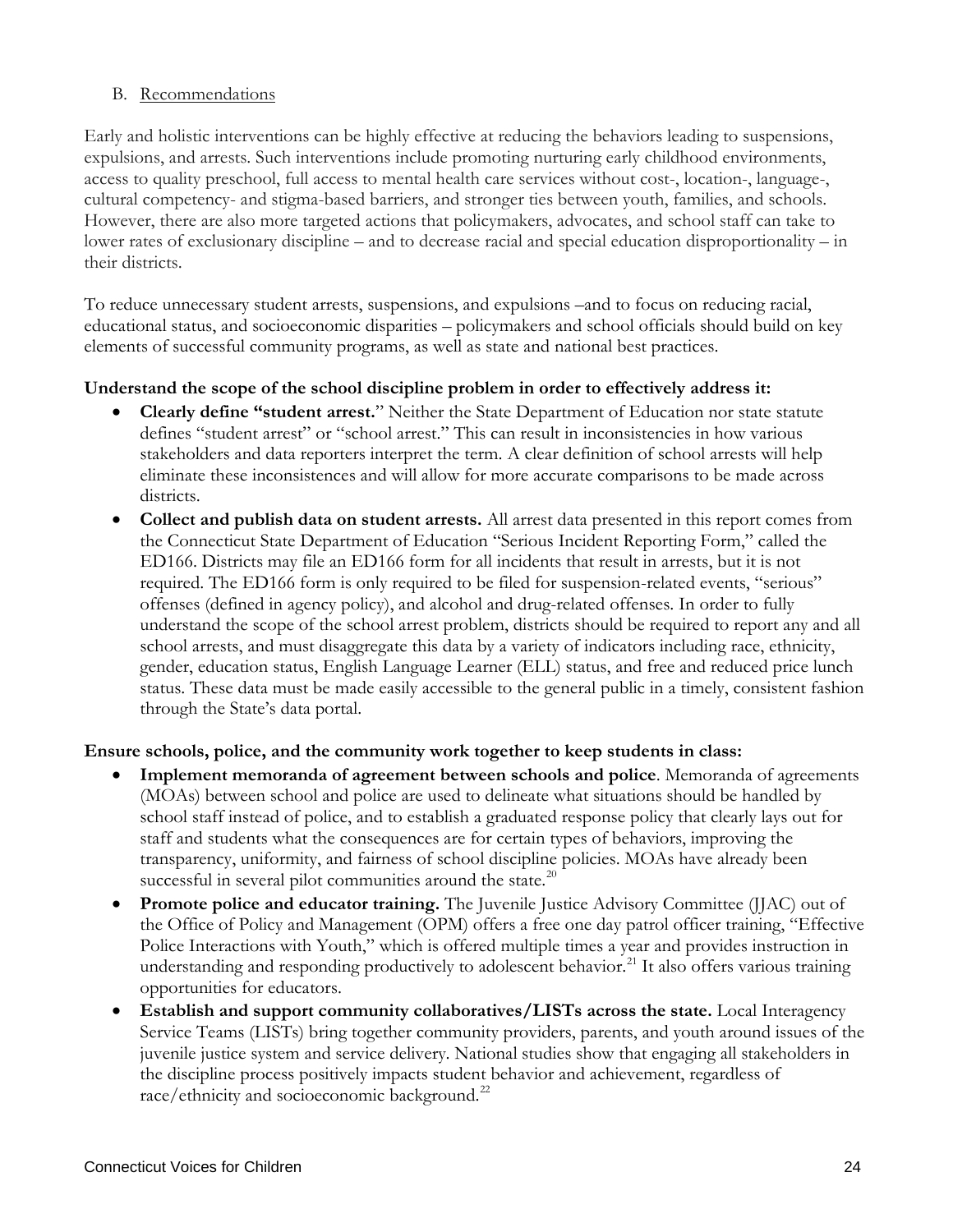### B. Recommendations

Early and holistic interventions can be highly effective at reducing the behaviors leading to suspensions, expulsions, and arrests. Such interventions include promoting nurturing early childhood environments, access to quality preschool, full access to mental health care services without cost-, location-, language-, cultural competency- and stigma-based barriers, and stronger ties between youth, families, and schools. However, there are also more targeted actions that policymakers, advocates, and school staff can take to lower rates of exclusionary discipline – and to decrease racial and special education disproportionality – in their districts.

To reduce unnecessary student arrests, suspensions, and expulsions –and to focus on reducing racial, educational status, and socioeconomic disparities – policymakers and school officials should build on key elements of successful community programs, as well as state and national best practices.

**Understand the scope of the school discipline problem in order to effectively address it:**

- **Clearly define "student arrest.**" Neither the State Department of Education nor state statute defines "student arrest" or "school arrest." This can result in inconsistencies in how various stakeholders and data reporters interpret the term. A clear definition of school arrests will help eliminate these inconsistences and will allow for more accurate comparisons to be made across districts.
- **Collect and publish data on student arrests.** All arrest data presented in this report comes from the Connecticut State Department of Education "Serious Incident Reporting Form," called the ED166. Districts may file an ED166 form for all incidents that result in arrests, but it is not required. The ED166 form is only required to be filed for suspension-related events, "serious" offenses (defined in agency policy), and alcohol and drug-related offenses. In order to fully understand the scope of the school arrest problem, districts should be required to report any and all school arrests, and must disaggregate this data by a variety of indicators including race, ethnicity, gender, education status, English Language Learner (ELL) status, and free and reduced price lunch status. These data must be made easily accessible to the general public in a timely, consistent fashion through the State's data portal.

**Ensure schools, police, and the community work together to keep students in class:**

- **Implement memoranda of agreement between schools and police**. Memoranda of agreements (MOAs) between school and police are used to delineate what situations should be handled by school staff instead of police, and to establish a graduated response policy that clearly lays out for staff and students what the consequences are for certain types of behaviors, improving the transparency, uniformity, and fairness of school discipline policies. MOAs have already been successful in several pilot communities around the state.[20]
- **Promote police and educator training.** The Juvenile Justice Advisory Committee (JJAC) out of the Office of Policy and Management (OPM) offers a free one day patrol officer training, "Effective Police Interactions with Youth," which is offered multiple times a year and provides instruction in understanding and responding productively to adolescent behavior.[21] It also offers various training opportunities for educators.
- **Establish and support community collaboratives/LISTs across the state.** Local Interagency Service Teams (LISTs) bring together community providers, parents, and youth around issues of the juvenile justice system and service delivery. National studies show that engaging all stakeholders in the discipline process positively impacts student behavior and achievement, regardless of race/ethnicity and socioeconomic background.[22]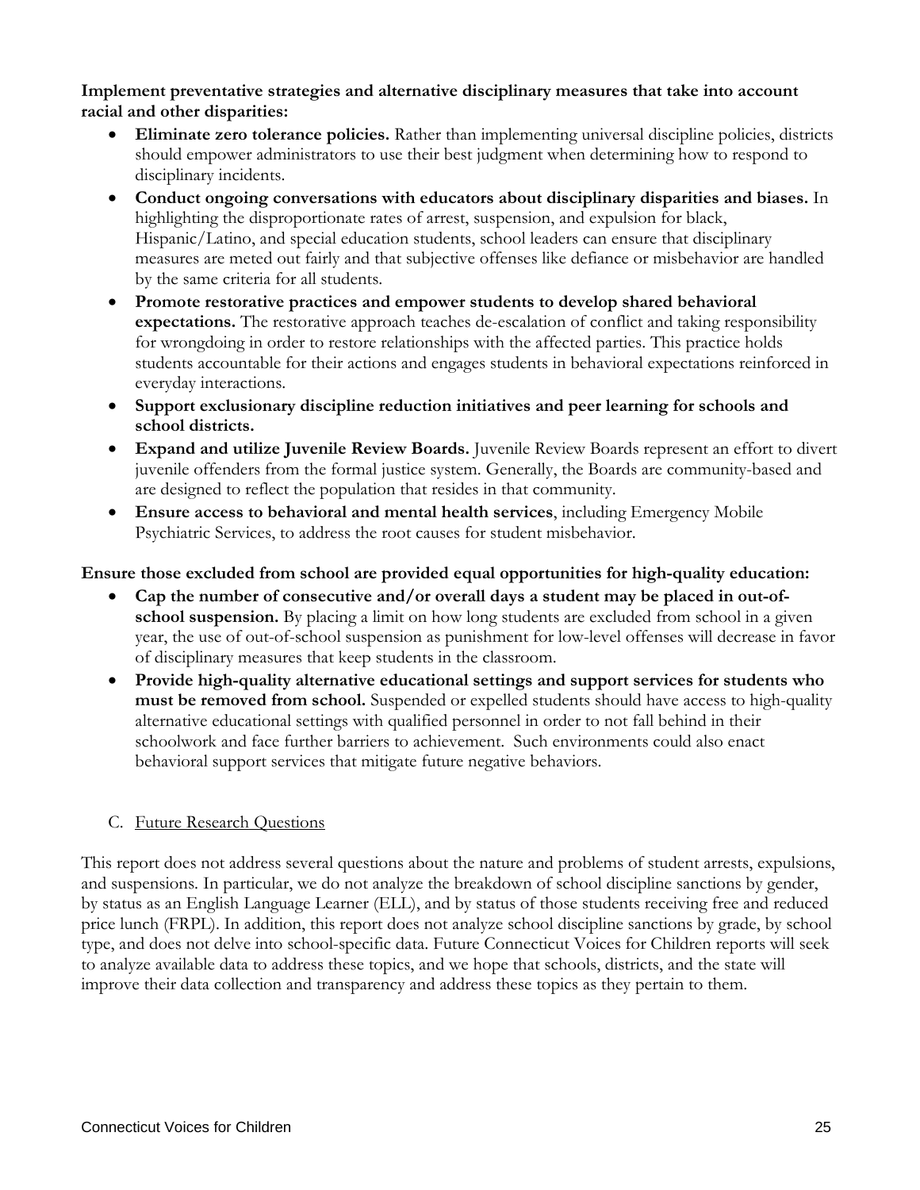**Implement preventative strategies and alternative disciplinary measures that take into account racial and other disparities:**

- **Eliminate zero tolerance policies.** Rather than implementing universal discipline policies, districts should empower administrators to use their best judgment when determining how to respond to disciplinary incidents.
- **Conduct ongoing conversations with educators about disciplinary disparities and biases.** In highlighting the disproportionate rates of arrest, suspension, and expulsion for black, Hispanic/Latino, and special education students, school leaders can ensure that disciplinary measures are meted out fairly and that subjective offenses like defiance or misbehavior are handled by the same criteria for all students.
- **Promote restorative practices and empower students to develop shared behavioral expectations.** The restorative approach teaches de-escalation of conflict and taking responsibility for wrongdoing in order to restore relationships with the affected parties. This practice holds students accountable for their actions and engages students in behavioral expectations reinforced in everyday interactions.
- **Support exclusionary discipline reduction initiatives and peer learning for schools and school districts.**
- **Expand and utilize Juvenile Review Boards.** Juvenile Review Boards represent an effort to divert juvenile offenders from the formal justice system. Generally, the Boards are community-based and are designed to reflect the population that resides in that community.
- **Ensure access to behavioral and mental health services**, including Emergency Mobile Psychiatric Services, to address the root causes for student misbehavior.

**Ensure those excluded from school are provided equal opportunities for high-quality education:**

- **Cap the number of consecutive and/or overall days a student may be placed in out-of-school suspension.** By placing a limit on how long students are excluded from school in a given year, the use of out-of-school suspension as punishment for low-level offenses will decrease in favor of disciplinary measures that keep students in the classroom.
- **Provide high-quality alternative educational settings and support services for students who must be removed from school.** Suspended or expelled students should have access to high-quality alternative educational settings with qualified personnel in order to not fall behind in their schoolwork and face further barriers to achievement. Such environments could also enact behavioral support services that mitigate future negative behaviors.

## C. Future Research Questions

This report does not address several questions about the nature and problems of student arrests, expulsions, and suspensions. In particular, we do not analyze the breakdown of school discipline sanctions by gender, by status as an English Language Learner (ELL), and by status of those students receiving free and reduced price lunch (FRPL). In addition, this report does not analyze school discipline sanctions by grade, by school type, and does not delve into school-specific data. Future Connecticut Voices for Children reports will seek to analyze available data to address these topics, and we hope that schools, districts, and the state will improve their data collection and transparency and address these topics as they pertain to them.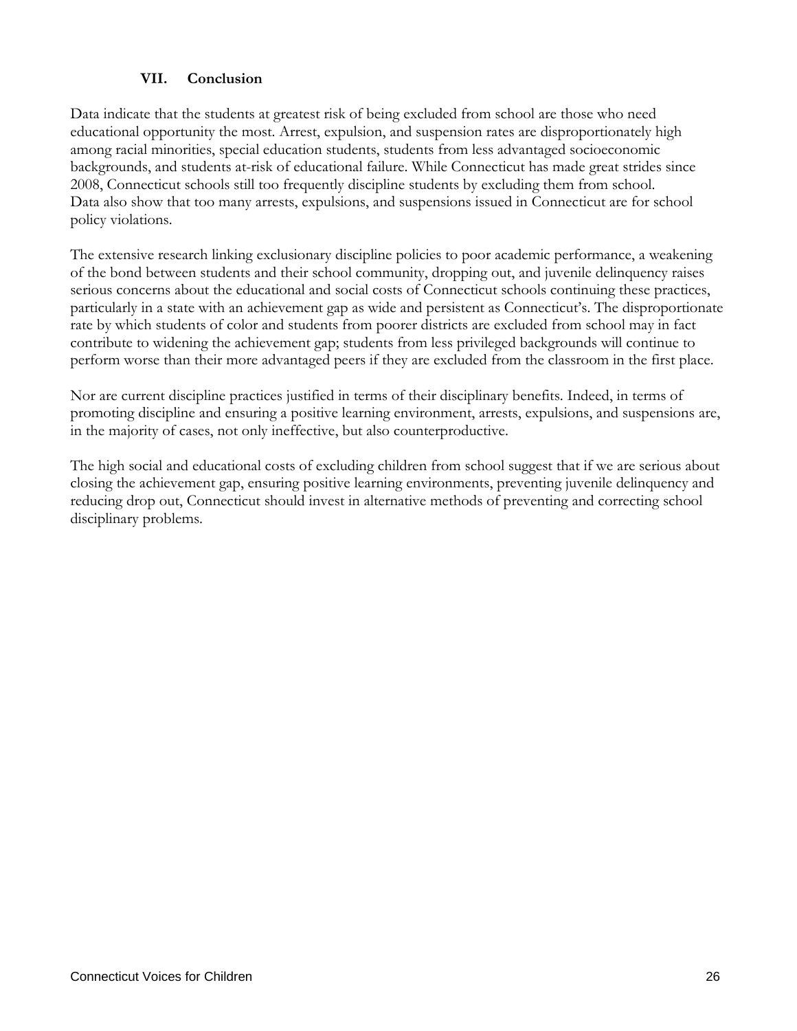## VII. Conclusion

Data indicate that the students at greatest risk of being excluded from school are those who need educational opportunity the most. Arrest, expulsion, and suspension rates are disproportionately high among racial minorities, special education students, students from less advantaged socioeconomic backgrounds, and students at-risk of educational failure. While Connecticut has made great strides since 2008, Connecticut schools still too frequently discipline students by excluding them from school. Data also show that too many arrests, expulsions, and suspensions issued in Connecticut are for school policy violations.

The extensive research linking exclusionary discipline policies to poor academic performance, a weakening of the bond between students and their school community, dropping out, and juvenile delinquency raises serious concerns about the educational and social costs of Connecticut schools continuing these practices, particularly in a state with an achievement gap as wide and persistent as Connecticut's. The disproportionate rate by which students of color and students from poorer districts are excluded from school may in fact contribute to widening the achievement gap; students from less privileged backgrounds will continue to perform worse than their more advantaged peers if they are excluded from the classroom in the first place.

Nor are current discipline practices justified in terms of their disciplinary benefits. Indeed, in terms of promoting discipline and ensuring a positive learning environment, arrests, expulsions, and suspensions are, in the majority of cases, not only ineffective, but also counterproductive.

The high social and educational costs of excluding children from school suggest that if we are serious about closing the achievement gap, ensuring positive learning environments, preventing juvenile delinquency and reducing drop out, Connecticut should invest in alternative methods of preventing and correcting school disciplinary problems.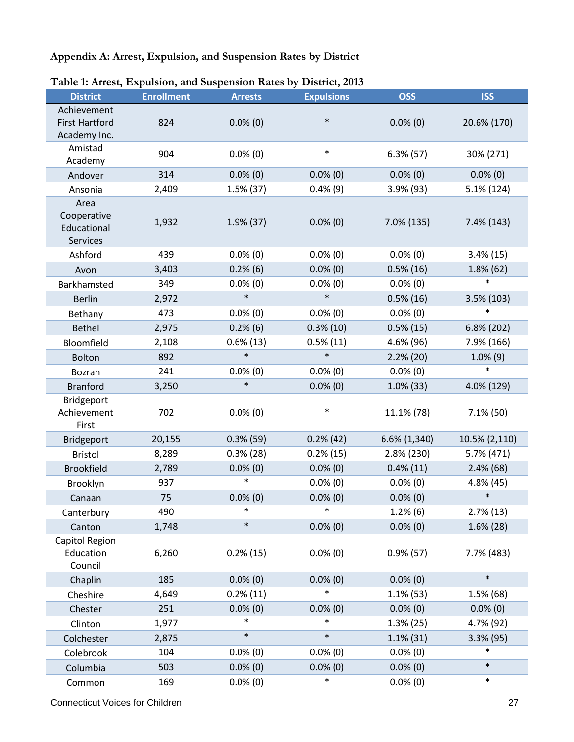**Appendix A: Arrest, Expulsion, and Suspension Rates by District**

**Table 1: Arrest, Expulsion, and Suspension Rates by District, 2013**

| District | Enrollment | Arrests | Expulsions | OSS | ISS |
|---|---|---|---|---|---|
| Achievement First Hartford Academy Inc. | 824 | 0.0% (0) | * | 0.0% (0) | 20.6% (170) |
| Amistad Academy | 904 | 0.0% (0) | * | 6.3% (57) | 30% (271) |
| Andover | 314 | 0.0% (0) | 0.0% (0) | 0.0% (0) | 0.0% (0) |
| Ansonia | 2,409 | 1.5% (37) | 0.4% (9) | 3.9% (93) | 5.1% (124) |
| Area Cooperative Educational Services | 1,932 | 1.9% (37) | 0.0% (0) | 7.0% (135) | 7.4% (143) |
| Ashford | 439 | 0.0% (0) | 0.0% (0) | 0.0% (0) | 3.4% (15) |
| Avon | 3,403 | 0.2% (6) | 0.0% (0) | 0.5% (16) | 1.8% (62) |
| Barkhamsted | 349 | 0.0% (0) | 0.0% (0) | 0.0% (0) | * |
| Berlin | 2,972 | * | * | 0.5% (16) | 3.5% (103) |
| Bethany | 473 | 0.0% (0) | 0.0% (0) | 0.0% (0) | * |
| Bethel | 2,975 | 0.2% (6) | 0.3% (10) | 0.5% (15) | 6.8% (202) |
| Bloomfield | 2,108 | 0.6% (13) | 0.5% (11) | 4.6% (96) | 7.9% (166) |
| Bolton | 892 | * | * | 2.2% (20) | 1.0% (9) |
| Bozrah | 241 | 0.0% (0) | 0.0% (0) | 0.0% (0) | * |
| Branford | 3,250 | * | 0.0% (0) | 1.0% (33) | 4.0% (129) |
| Bridgeport Achievement First | 702 | 0.0% (0) | * | 11.1% (78) | 7.1% (50) |
| Bridgeport | 20,155 | 0.3% (59) | 0.2% (42) | 6.6% (1,340) | 10.5% (2,110) |
| Bristol | 8,289 | 0.3% (28) | 0.2% (15) | 2.8% (230) | 5.7% (471) |
| Brookfield | 2,789 | 0.0% (0) | 0.0% (0) | 0.4% (11) | 2.4% (68) |
| Brooklyn | 937 | * | 0.0% (0) | 0.0% (0) | 4.8% (45) |
| Canaan | 75 | 0.0% (0) | 0.0% (0) | 0.0% (0) | * |
| Canterbury | 490 | * | * | 1.2% (6) | 2.7% (13) |
| Canton | 1,748 | * | 0.0% (0) | 0.0% (0) | 1.6% (28) |
| Capitol Region Education Council | 6,260 | 0.2% (15) | 0.0% (0) | 0.9% (57) | 7.7% (483) |
| Chaplin | 185 | 0.0% (0) | 0.0% (0) | 0.0% (0) | * |
| Cheshire | 4,649 | 0.2% (11) | * | 1.1% (53) | 1.5% (68) |
| Chester | 251 | 0.0% (0) | 0.0% (0) | 0.0% (0) | 0.0% (0) |
| Clinton | 1,977 | * | * | 1.3% (25) | 4.7% (92) |
| Colchester | 2,875 | * | * | 1.1% (31) | 3.3% (95) |
| Colebrook | 104 | 0.0% (0) | 0.0% (0) | 0.0% (0) | * |
| Columbia | 503 | 0.0% (0) | 0.0% (0) | 0.0% (0) | * |
| Common | 169 | 0.0% (0) | * | 0.0% (0) | * |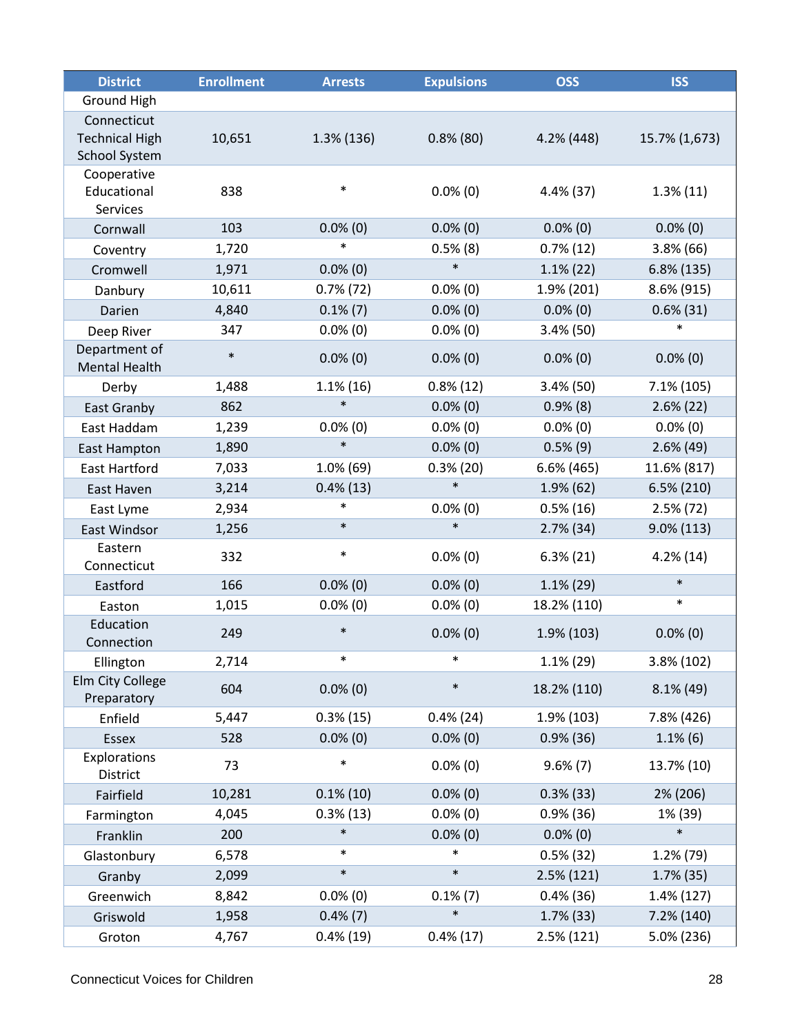| District | Enrollment | Arrests | Expulsions | OSS | ISS |
|---|---|---|---|---|---|
| Ground High | | | | | |
| Connecticut Technical High School System | 10,651 | 1.3% (136) | 0.8% (80) | 4.2% (448) | 15.7% (1,673) |
| Cooperative Educational Services | 838 | * | 0.0% (0) | 4.4% (37) | 1.3% (11) |
| Cornwall | 103 | 0.0% (0) | 0.0% (0) | 0.0% (0) | 0.0% (0) |
| Coventry | 1,720 | * | 0.5% (8) | 0.7% (12) | 3.8% (66) |
| Cromwell | 1,971 | 0.0% (0) | * | 1.1% (22) | 6.8% (135) |
| Danbury | 10,611 | 0.7% (72) | 0.0% (0) | 1.9% (201) | 8.6% (915) |
| Darien | 4,840 | 0.1% (7) | 0.0% (0) | 0.0% (0) | 0.6% (31) |
| Deep River | 347 | 0.0% (0) | 0.0% (0) | 3.4% (50) | * |
| Department of Mental Health | * | 0.0% (0) | 0.0% (0) | 0.0% (0) | 0.0% (0) |
| Derby | 1,488 | 1.1% (16) | 0.8% (12) | 3.4% (50) | 7.1% (105) |
| East Granby | 862 | * | 0.0% (0) | 0.9% (8) | 2.6% (22) |
| East Haddam | 1,239 | 0.0% (0) | 0.0% (0) | 0.0% (0) | 0.0% (0) |
| East Hampton | 1,890 | * | 0.0% (0) | 0.5% (9) | 2.6% (49) |
| East Hartford | 7,033 | 1.0% (69) | 0.3% (20) | 6.6% (465) | 11.6% (817) |
| East Haven | 3,214 | 0.4% (13) | * | 1.9% (62) | 6.5% (210) |
| East Lyme | 2,934 | * | 0.0% (0) | 0.5% (16) | 2.5% (72) |
| East Windsor | 1,256 | * | * | 2.7% (34) | 9.0% (113) |
| Eastern Connecticut | 332 | * | 0.0% (0) | 6.3% (21) | 4.2% (14) |
| Eastford | 166 | 0.0% (0) | 0.0% (0) | 1.1% (29) | * |
| Easton | 1,015 | 0.0% (0) | 0.0% (0) | 18.2% (110) | * |
| Education Connection | 249 | * | 0.0% (0) | 1.9% (103) | 0.0% (0) |
| Ellington | 2,714 | * | * | 1.1% (29) | 3.8% (102) |
| Elm City College Preparatory | 604 | 0.0% (0) | * | 18.2% (110) | 8.1% (49) |
| Enfield | 5,447 | 0.3% (15) | 0.4% (24) | 1.9% (103) | 7.8% (426) |
| Essex | 528 | 0.0% (0) | 0.0% (0) | 0.9% (36) | 1.1% (6) |
| Explorations District | 73 | * | 0.0% (0) | 9.6% (7) | 13.7% (10) |
| Fairfield | 10,281 | 0.1% (10) | 0.0% (0) | 0.3% (33) | 2% (206) |
| Farmington | 4,045 | 0.3% (13) | 0.0% (0) | 0.9% (36) | 1% (39) |
| Franklin | 200 | * | 0.0% (0) | 0.0% (0) | * |
| Glastonbury | 6,578 | * | * | 0.5% (32) | 1.2% (79) |
| Granby | 2,099 | * | * | 2.5% (121) | 1.7% (35) |
| Greenwich | 8,842 | 0.0% (0) | 0.1% (7) | 0.4% (36) | 1.4% (127) |
| Griswold | 1,958 | 0.4% (7) | * | 1.7% (33) | 7.2% (140) |
| Groton | 4,767 | 0.4% (19) | 0.4% (17) | 2.5% (121) | 5.0% (236) |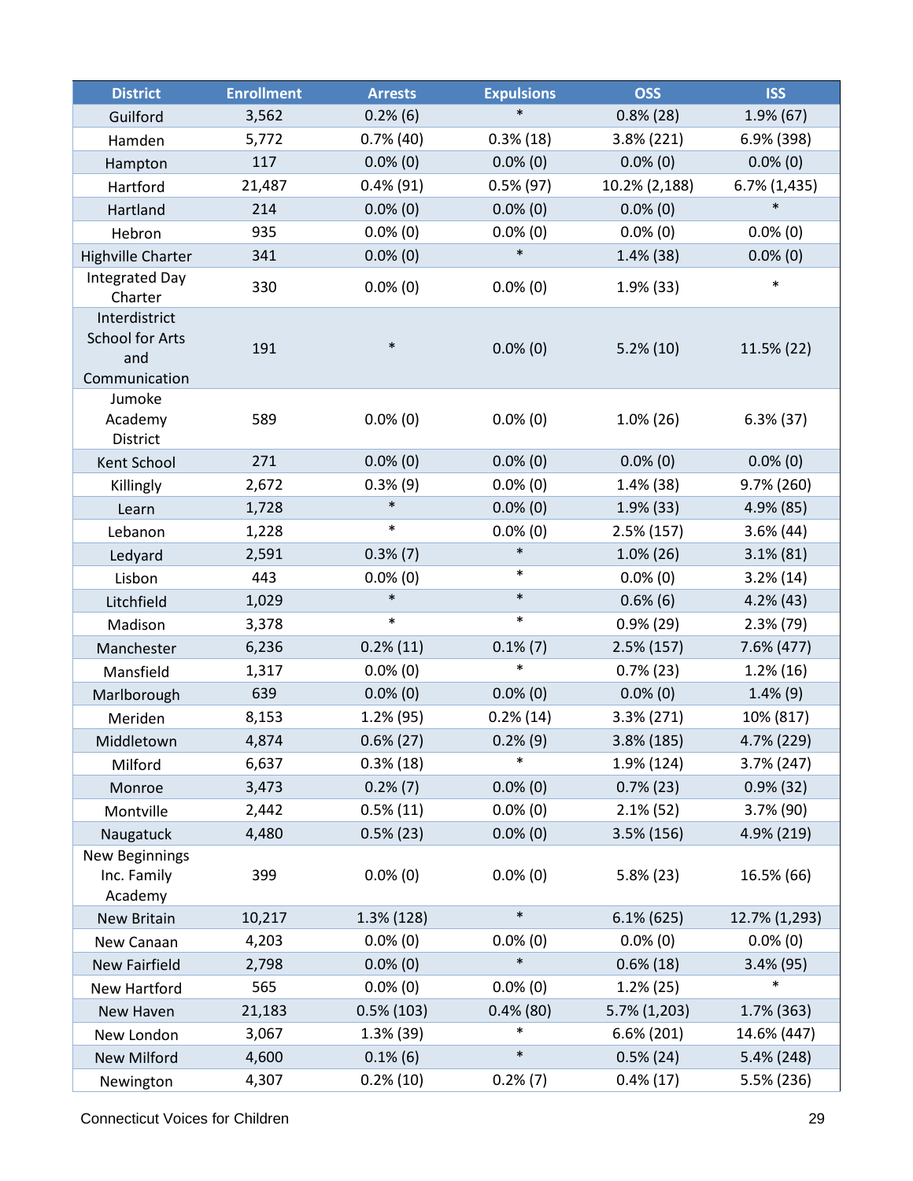| District | Enrollment | Arrests | Expulsions | OSS | ISS |
|---|---|---|---|---|---|
| Guilford | 3,562 | 0.2% (6) | * | 0.8% (28) | 1.9% (67) |
| Hamden | 5,772 | 0.7% (40) | 0.3% (18) | 3.8% (221) | 6.9% (398) |
| Hampton | 117 | 0.0% (0) | 0.0% (0) | 0.0% (0) | 0.0% (0) |
| Hartford | 21,487 | 0.4% (91) | 0.5% (97) | 10.2% (2,188) | 6.7% (1,435) |
| Hartland | 214 | 0.0% (0) | 0.0% (0) | 0.0% (0) | * |
| Hebron | 935 | 0.0% (0) | 0.0% (0) | 0.0% (0) | 0.0% (0) |
| Highville Charter | 341 | 0.0% (0) | * | 1.4% (38) | 0.0% (0) |
| Integrated Day Charter | 330 | 0.0% (0) | 0.0% (0) | 1.9% (33) | * |
| Interdistrict School for Arts and Communication | 191 | * | 0.0% (0) | 5.2% (10) | 11.5% (22) |
| Jumoke Academy District | 589 | 0.0% (0) | 0.0% (0) | 1.0% (26) | 6.3% (37) |
| Kent School | 271 | 0.0% (0) | 0.0% (0) | 0.0% (0) | 0.0% (0) |
| Killingly | 2,672 | 0.3% (9) | 0.0% (0) | 1.4% (38) | 9.7% (260) |
| Learn | 1,728 | * | 0.0% (0) | 1.9% (33) | 4.9% (85) |
| Lebanon | 1,228 | * | 0.0% (0) | 2.5% (157) | 3.6% (44) |
| Ledyard | 2,591 | 0.3% (7) | * | 1.0% (26) | 3.1% (81) |
| Lisbon | 443 | 0.0% (0) | * | 0.0% (0) | 3.2% (14) |
| Litchfield | 1,029 | * | * | 0.6% (6) | 4.2% (43) |
| Madison | 3,378 | * | * | 0.9% (29) | 2.3% (79) |
| Manchester | 6,236 | 0.2% (11) | 0.1% (7) | 2.5% (157) | 7.6% (477) |
| Mansfield | 1,317 | 0.0% (0) | * | 0.7% (23) | 1.2% (16) |
| Marlborough | 639 | 0.0% (0) | 0.0% (0) | 0.0% (0) | 1.4% (9) |
| Meriden | 8,153 | 1.2% (95) | 0.2% (14) | 3.3% (271) | 10% (817) |
| Middletown | 4,874 | 0.6% (27) | 0.2% (9) | 3.8% (185) | 4.7% (229) |
| Milford | 6,637 | 0.3% (18) | * | 1.9% (124) | 3.7% (247) |
| Monroe | 3,473 | 0.2% (7) | 0.0% (0) | 0.7% (23) | 0.9% (32) |
| Montville | 2,442 | 0.5% (11) | 0.0% (0) | 2.1% (52) | 3.7% (90) |
| Naugatuck | 4,480 | 0.5% (23) | 0.0% (0) | 3.5% (156) | 4.9% (219) |
| New Beginnings Inc. Family Academy | 399 | 0.0% (0) | 0.0% (0) | 5.8% (23) | 16.5% (66) |
| New Britain | 10,217 | 1.3% (128) | * | 6.1% (625) | 12.7% (1,293) |
| New Canaan | 4,203 | 0.0% (0) | 0.0% (0) | 0.0% (0) | 0.0% (0) |
| New Fairfield | 2,798 | 0.0% (0) | * | 0.6% (18) | 3.4% (95) |
| New Hartford | 565 | 0.0% (0) | 0.0% (0) | 1.2% (25) | * |
| New Haven | 21,183 | 0.5% (103) | 0.4% (80) | 5.7% (1,203) | 1.7% (363) |
| New London | 3,067 | 1.3% (39) | * | 6.6% (201) | 14.6% (447) |
| New Milford | 4,600 | 0.1% (6) | * | 0.5% (24) | 5.4% (248) |
| Newington | 4,307 | 0.2% (10) | 0.2% (7) | 0.4% (17) | 5.5% (236) |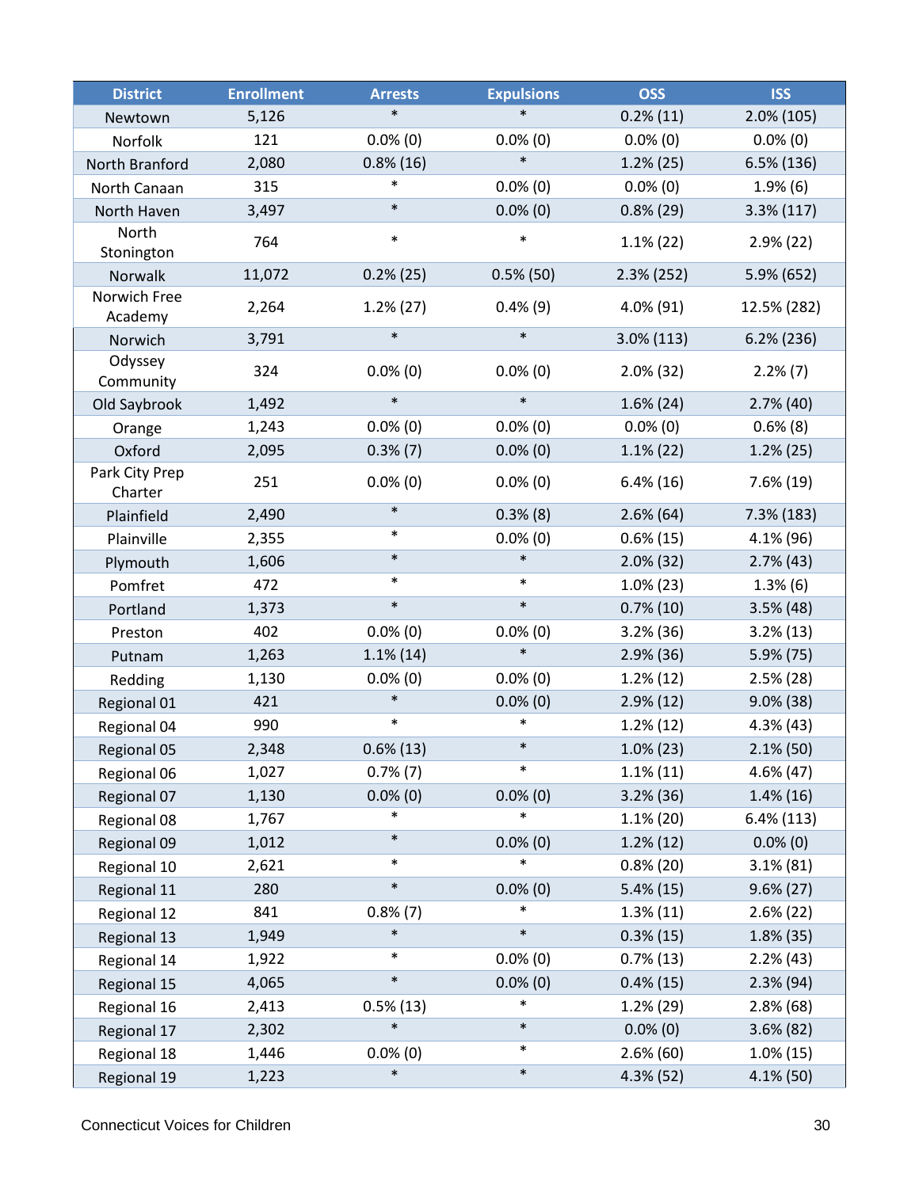| District | Enrollment | Arrests | Expulsions | OSS | ISS |
|---|---|---|---|---|---|
| Newtown | 5,126 | * | * | 0.2% (11) | 2.0% (105) |
| Norfolk | 121 | 0.0% (0) | 0.0% (0) | 0.0% (0) | 0.0% (0) |
| North Branford | 2,080 | 0.8% (16) | * | 1.2% (25) | 6.5% (136) |
| North Canaan | 315 | * | 0.0% (0) | 0.0% (0) | 1.9% (6) |
| North Haven | 3,497 | * | 0.0% (0) | 0.8% (29) | 3.3% (117) |
| North Stonington | 764 | * | * | 1.1% (22) | 2.9% (22) |
| Norwalk | 11,072 | 0.2% (25) | 0.5% (50) | 2.3% (252) | 5.9% (652) |
| Norwich Free Academy | 2,264 | 1.2% (27) | 0.4% (9) | 4.0% (91) | 12.5% (282) |
| Norwich | 3,791 | * | * | 3.0% (113) | 6.2% (236) |
| Odyssey Community | 324 | 0.0% (0) | 0.0% (0) | 2.0% (32) | 2.2% (7) |
| Old Saybrook | 1,492 | * | * | 1.6% (24) | 2.7% (40) |
| Orange | 1,243 | 0.0% (0) | 0.0% (0) | 0.0% (0) | 0.6% (8) |
| Oxford | 2,095 | 0.3% (7) | 0.0% (0) | 1.1% (22) | 1.2% (25) |
| Park City Prep Charter | 251 | 0.0% (0) | 0.0% (0) | 6.4% (16) | 7.6% (19) |
| Plainfield | 2,490 | * | 0.3% (8) | 2.6% (64) | 7.3% (183) |
| Plainville | 2,355 | * | 0.0% (0) | 0.6% (15) | 4.1% (96) |
| Plymouth | 1,606 | * | * | 2.0% (32) | 2.7% (43) |
| Pomfret | 472 | * | * | 1.0% (23) | 1.3% (6) |
| Portland | 1,373 | * | * | 0.7% (10) | 3.5% (48) |
| Preston | 402 | 0.0% (0) | 0.0% (0) | 3.2% (36) | 3.2% (13) |
| Putnam | 1,263 | 1.1% (14) | * | 2.9% (36) | 5.9% (75) |
| Redding | 1,130 | 0.0% (0) | 0.0% (0) | 1.2% (12) | 2.5% (28) |
| Regional 01 | 421 | * | 0.0% (0) | 2.9% (12) | 9.0% (38) |
| Regional 04 | 990 | * | * | 1.2% (12) | 4.3% (43) |
| Regional 05 | 2,348 | 0.6% (13) | * | 1.0% (23) | 2.1% (50) |
| Regional 06 | 1,027 | 0.7% (7) | * | 1.1% (11) | 4.6% (47) |
| Regional 07 | 1,130 | 0.0% (0) | 0.0% (0) | 3.2% (36) | 1.4% (16) |
| Regional 08 | 1,767 | * | * | 1.1% (20) | 6.4% (113) |
| Regional 09 | 1,012 | * | 0.0% (0) | 1.2% (12) | 0.0% (0) |
| Regional 10 | 2,621 | * | * | 0.8% (20) | 3.1% (81) |
| Regional 11 | 280 | * | 0.0% (0) | 5.4% (15) | 9.6% (27) |
| Regional 12 | 841 | 0.8% (7) | * | 1.3% (11) | 2.6% (22) |
| Regional 13 | 1,949 | * | * | 0.3% (15) | 1.8% (35) |
| Regional 14 | 1,922 | * | 0.0% (0) | 0.7% (13) | 2.2% (43) |
| Regional 15 | 4,065 | * | 0.0% (0) | 0.4% (15) | 2.3% (94) |
| Regional 16 | 2,413 | 0.5% (13) | * | 1.2% (29) | 2.8% (68) |
| Regional 17 | 2,302 | * | * | 0.0% (0) | 3.6% (82) |
| Regional 18 | 1,446 | 0.0% (0) | * | 2.6% (60) | 1.0% (15) |
| Regional 19 | 1,223 | * | * | 4.3% (52) | 4.1% (50) |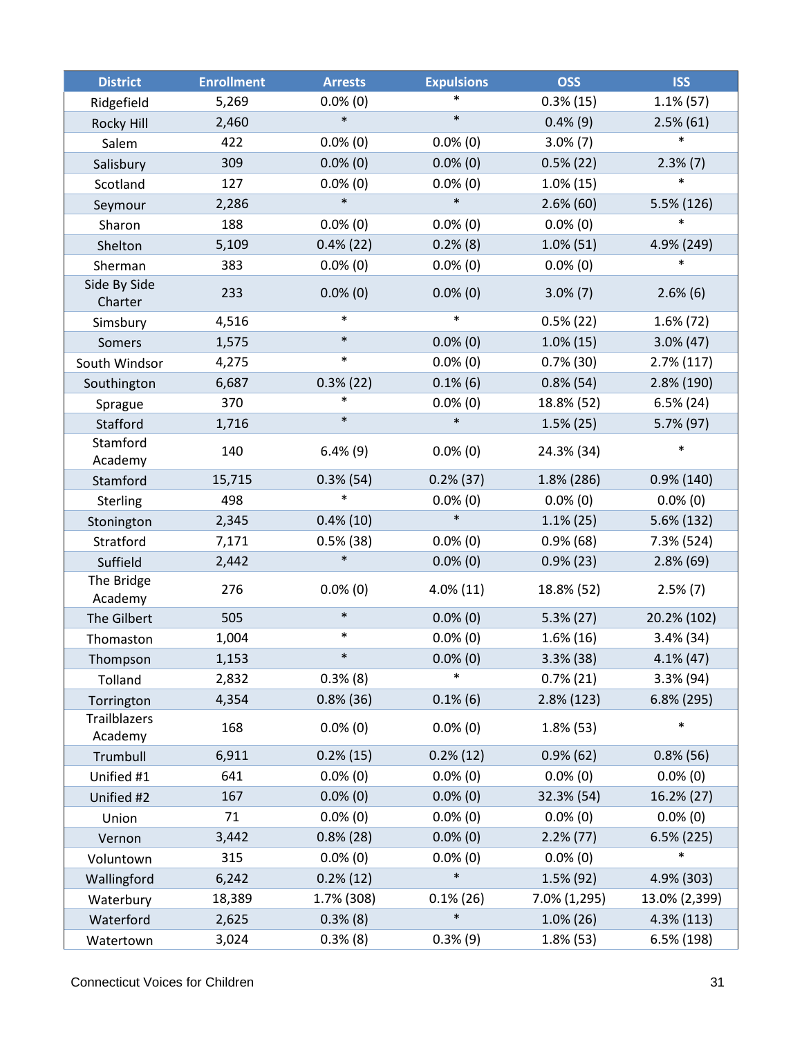| District | Enrollment | Arrests | Expulsions | OSS | ISS |
|---|---|---|---|---|---|
| Ridgefield | 5,269 | 0.0% (0) | * | 0.3% (15) | 1.1% (57) |
| Rocky Hill | 2,460 | * | * | 0.4% (9) | 2.5% (61) |
| Salem | 422 | 0.0% (0) | 0.0% (0) | 3.0% (7) | * |
| Salisbury | 309 | 0.0% (0) | 0.0% (0) | 0.5% (22) | 2.3% (7) |
| Scotland | 127 | 0.0% (0) | 0.0% (0) | 1.0% (15) | * |
| Seymour | 2,286 | * | * | 2.6% (60) | 5.5% (126) |
| Sharon | 188 | 0.0% (0) | 0.0% (0) | 0.0% (0) | * |
| Shelton | 5,109 | 0.4% (22) | 0.2% (8) | 1.0% (51) | 4.9% (249) |
| Sherman | 383 | 0.0% (0) | 0.0% (0) | 0.0% (0) | * |
| Side By Side Charter | 233 | 0.0% (0) | 0.0% (0) | 3.0% (7) | 2.6% (6) |
| Simsbury | 4,516 | * | * | 0.5% (22) | 1.6% (72) |
| Somers | 1,575 | * | 0.0% (0) | 1.0% (15) | 3.0% (47) |
| South Windsor | 4,275 | * | 0.0% (0) | 0.7% (30) | 2.7% (117) |
| Southington | 6,687 | 0.3% (22) | 0.1% (6) | 0.8% (54) | 2.8% (190) |
| Sprague | 370 | * | 0.0% (0) | 18.8% (52) | 6.5% (24) |
| Stafford | 1,716 | * | * | 1.5% (25) | 5.7% (97) |
| Stamford Academy | 140 | 6.4% (9) | 0.0% (0) | 24.3% (34) | * |
| Stamford | 15,715 | 0.3% (54) | 0.2% (37) | 1.8% (286) | 0.9% (140) |
| Sterling | 498 | * | 0.0% (0) | 0.0% (0) | 0.0% (0) |
| Stonington | 2,345 | 0.4% (10) | * | 1.1% (25) | 5.6% (132) |
| Stratford | 7,171 | 0.5% (38) | 0.0% (0) | 0.9% (68) | 7.3% (524) |
| Suffield | 2,442 | * | 0.0% (0) | 0.9% (23) | 2.8% (69) |
| The Bridge Academy | 276 | 0.0% (0) | 4.0% (11) | 18.8% (52) | 2.5% (7) |
| The Gilbert | 505 | * | 0.0% (0) | 5.3% (27) | 20.2% (102) |
| Thomaston | 1,004 | * | 0.0% (0) | 1.6% (16) | 3.4% (34) |
| Thompson | 1,153 | * | 0.0% (0) | 3.3% (38) | 4.1% (47) |
| Tolland | 2,832 | 0.3% (8) | * | 0.7% (21) | 3.3% (94) |
| Torrington | 4,354 | 0.8% (36) | 0.1% (6) | 2.8% (123) | 6.8% (295) |
| Trailblazers Academy | 168 | 0.0% (0) | 0.0% (0) | 1.8% (53) | * |
| Trumbull | 6,911 | 0.2% (15) | 0.2% (12) | 0.9% (62) | 0.8% (56) |
| Unified #1 | 641 | 0.0% (0) | 0.0% (0) | 0.0% (0) | 0.0% (0) |
| Unified #2 | 167 | 0.0% (0) | 0.0% (0) | 32.3% (54) | 16.2% (27) |
| Union | 71 | 0.0% (0) | 0.0% (0) | 0.0% (0) | 0.0% (0) |
| Vernon | 3,442 | 0.8% (28) | 0.0% (0) | 2.2% (77) | 6.5% (225) |
| Voluntown | 315 | 0.0% (0) | 0.0% (0) | 0.0% (0) | * |
| Wallingford | 6,242 | 0.2% (12) | * | 1.5% (92) | 4.9% (303) |
| Waterbury | 18,389 | 1.7% (308) | 0.1% (26) | 7.0% (1,295) | 13.0% (2,399) |
| Waterford | 2,625 | 0.3% (8) | * | 1.0% (26) | 4.3% (113) |
| Watertown | 3,024 | 0.3% (8) | 0.3% (9) | 1.8% (53) | 6.5% (198) |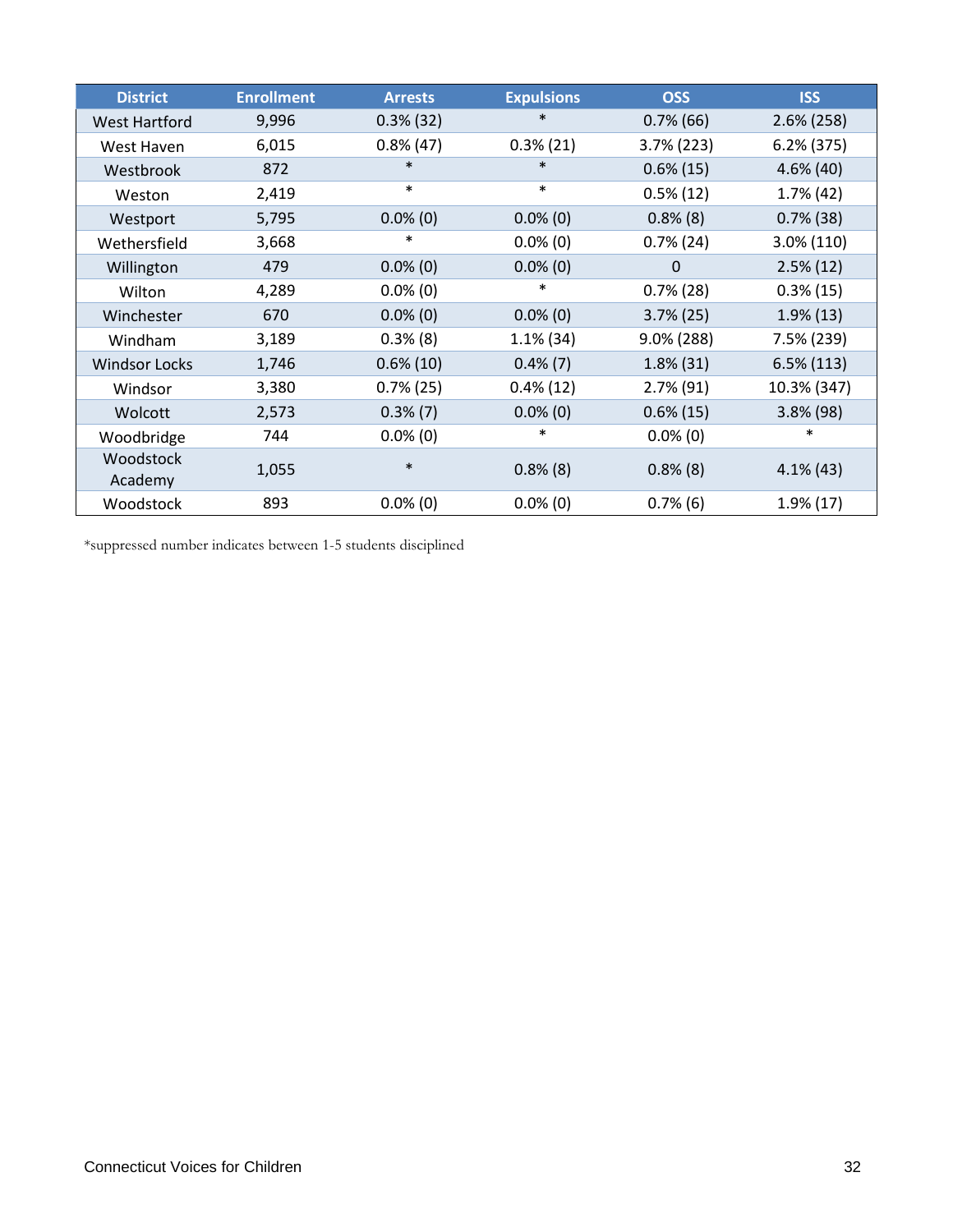| District | Enrollment | Arrests | Expulsions | OSS | ISS |
|---|---|---|---|---|---|
| West Hartford | 9,996 | 0.3% (32) | * | 0.7% (66) | 2.6% (258) |
| West Haven | 6,015 | 0.8% (47) | 0.3% (21) | 3.7% (223) | 6.2% (375) |
| Westbrook | 872 | * | * | 0.6% (15) | 4.6% (40) |
| Weston | 2,419 | * | * | 0.5% (12) | 1.7% (42) |
| Westport | 5,795 | 0.0% (0) | 0.0% (0) | 0.8% (8) | 0.7% (38) |
| Wethersfield | 3,668 | * | 0.0% (0) | 0.7% (24) | 3.0% (110) |
| Willington | 479 | 0.0% (0) | 0.0% (0) | 0 | 2.5% (12) |
| Wilton | 4,289 | 0.0% (0) | * | 0.7% (28) | 0.3% (15) |
| Winchester | 670 | 0.0% (0) | 0.0% (0) | 3.7% (25) | 1.9% (13) |
| Windham | 3,189 | 0.3% (8) | 1.1% (34) | 9.0% (288) | 7.5% (239) |
| Windsor Locks | 1,746 | 0.6% (10) | 0.4% (7) | 1.8% (31) | 6.5% (113) |
| Windsor | 3,380 | 0.7% (25) | 0.4% (12) | 2.7% (91) | 10.3% (347) |
| Wolcott | 2,573 | 0.3% (7) | 0.0% (0) | 0.6% (15) | 3.8% (98) |
| Woodbridge | 744 | 0.0% (0) | * | 0.0% (0) | * |
| Woodstock Academy | 1,055 | * | 0.8% (8) | 0.8% (8) | 4.1% (43) |
| Woodstock | 893 | 0.0% (0) | 0.0% (0) | 0.7% (6) | 1.9% (17) |

*suppressed number indicates between 1-5 students disciplined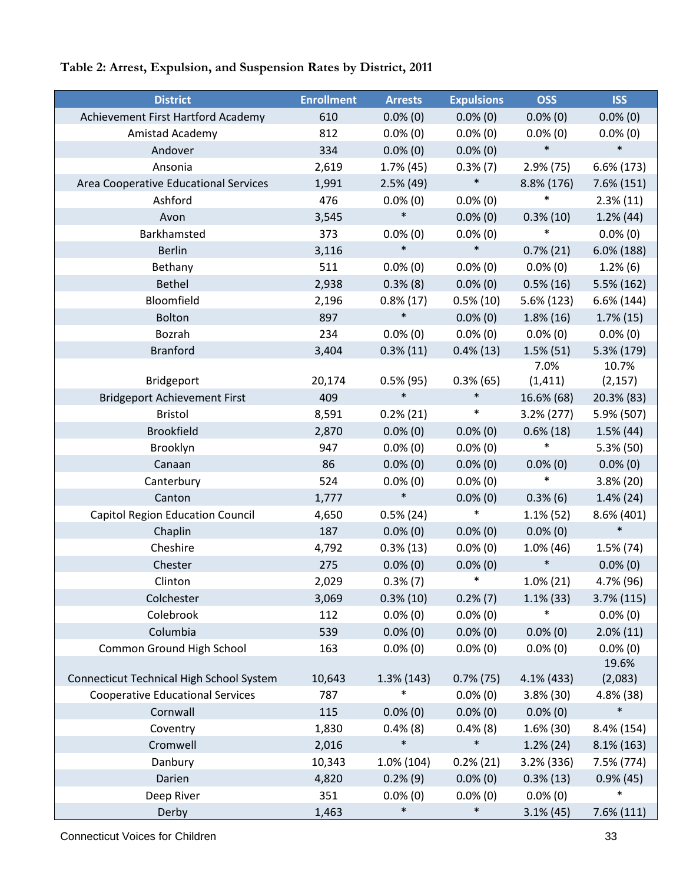**Table 2: Arrest, Expulsion, and Suspension Rates by District, 2011**

| District | Enrollment | Arrests | Expulsions | OSS | ISS |
|---|---|---|---|---|---|
| Achievement First Hartford Academy | 610 | 0.0% (0) | 0.0% (0) | 0.0% (0) | 0.0% (0) |
| Amistad Academy | 812 | 0.0% (0) | 0.0% (0) | 0.0% (0) | 0.0% (0) |
| Andover | 334 | 0.0% (0) | 0.0% (0) | * | * |
| Ansonia | 2,619 | 1.7% (45) | 0.3% (7) | 2.9% (75) | 6.6% (173) |
| Area Cooperative Educational Services | 1,991 | 2.5% (49) | * | 8.8% (176) | 7.6% (151) |
| Ashford | 476 | 0.0% (0) | 0.0% (0) | * | 2.3% (11) |
| Avon | 3,545 | * | 0.0% (0) | 0.3% (10) | 1.2% (44) |
| Barkhamsted | 373 | 0.0% (0) | 0.0% (0) | * | 0.0% (0) |
| Berlin | 3,116 | * | * | 0.7% (21) | 6.0% (188) |
| Bethany | 511 | 0.0% (0) | 0.0% (0) | 0.0% (0) | 1.2% (6) |
| Bethel | 2,938 | 0.3% (8) | 0.0% (0) | 0.5% (16) | 5.5% (162) |
| Bloomfield | 2,196 | 0.8% (17) | 0.5% (10) | 5.6% (123) | 6.6% (144) |
| Bolton | 897 | * | 0.0% (0) | 1.8% (16) | 1.7% (15) |
| Bozrah | 234 | 0.0% (0) | 0.0% (0) | 0.0% (0) | 0.0% (0) |
| Branford | 3,404 | 0.3% (11) | 0.4% (13) | 1.5% (51) | 5.3% (179) |
| Bridgeport | 20,174 | 0.5% (95) | 0.3% (65) | 7.0% (1,411) | 10.7% (2,157) |
| Bridgeport Achievement First | 409 | * | * | 16.6% (68) | 20.3% (83) |
| Bristol | 8,591 | 0.2% (21) | * | 3.2% (277) | 5.9% (507) |
| Brookfield | 2,870 | 0.0% (0) | 0.0% (0) | 0.6% (18) | 1.5% (44) |
| Brooklyn | 947 | 0.0% (0) | 0.0% (0) | * | 5.3% (50) |
| Canaan | 86 | 0.0% (0) | 0.0% (0) | 0.0% (0) | 0.0% (0) |
| Canterbury | 524 | 0.0% (0) | 0.0% (0) | * | 3.8% (20) |
| Canton | 1,777 | * | 0.0% (0) | 0.3% (6) | 1.4% (24) |
| Capitol Region Education Council | 4,650 | 0.5% (24) | * | 1.1% (52) | 8.6% (401) |
| Chaplin | 187 | 0.0% (0) | 0.0% (0) | 0.0% (0) | * |
| Cheshire | 4,792 | 0.3% (13) | 0.0% (0) | 1.0% (46) | 1.5% (74) |
| Chester | 275 | 0.0% (0) | 0.0% (0) | * | 0.0% (0) |
| Clinton | 2,029 | 0.3% (7) | * | 1.0% (21) | 4.7% (96) |
| Colchester | 3,069 | 0.3% (10) | 0.2% (7) | 1.1% (33) | 3.7% (115) |
| Colebrook | 112 | 0.0% (0) | 0.0% (0) | * | 0.0% (0) |
| Columbia | 539 | 0.0% (0) | 0.0% (0) | 0.0% (0) | 2.0% (11) |
| Common Ground High School | 163 | 0.0% (0) | 0.0% (0) | 0.0% (0) | 0.0% (0) |
| Connecticut Technical High School System | 10,643 | 1.3% (143) | 0.7% (75) | 4.1% (433) | 19.6% (2,083) |
| Cooperative Educational Services | 787 | * | 0.0% (0) | 3.8% (30) | 4.8% (38) |
| Cornwall | 115 | 0.0% (0) | 0.0% (0) | 0.0% (0) | * |
| Coventry | 1,830 | 0.4% (8) | 0.4% (8) | 1.6% (30) | 8.4% (154) |
| Cromwell | 2,016 | * | * | 1.2% (24) | 8.1% (163) |
| Danbury | 10,343 | 1.0% (104) | 0.2% (21) | 3.2% (336) | 7.5% (774) |
| Darien | 4,820 | 0.2% (9) | 0.0% (0) | 0.3% (13) | 0.9% (45) |
| Deep River | 351 | 0.0% (0) | 0.0% (0) | 0.0% (0) | * |
| Derby | 1,463 | * | * | 3.1% (45) | 7.6% (111) |

Connecticut Voices for Children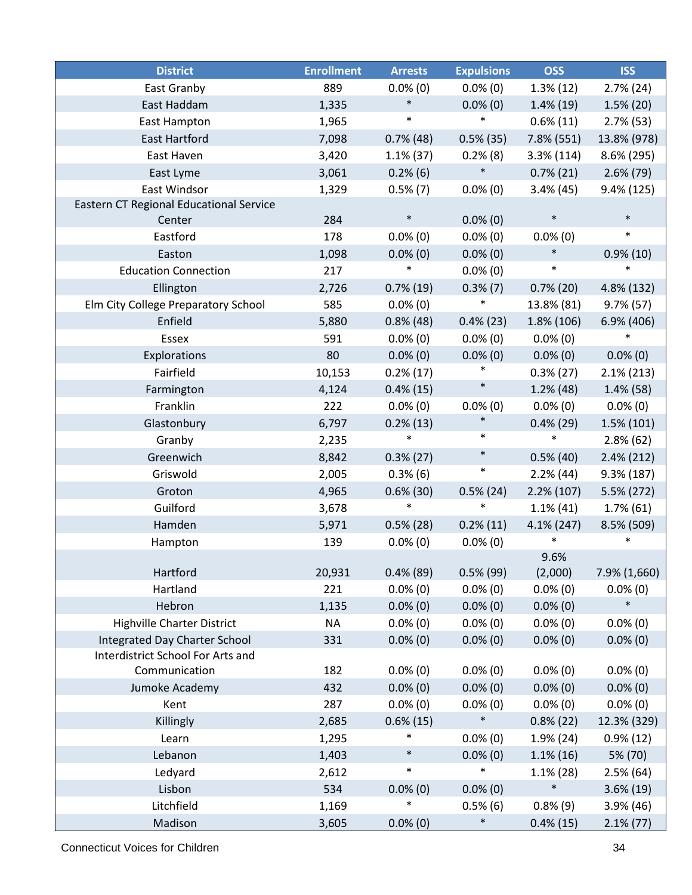| District | Enrollment | Arrests | Expulsions | OSS | ISS |
|---|---|---|---|---|---|
| East Granby | 889 | 0.0% (0) | 0.0% (0) | 1.3% (12) | 2.7% (24) |
| East Haddam | 1,335 | * | 0.0% (0) | 1.4% (19) | 1.5% (20) |
| East Hampton | 1,965 | * | * | 0.6% (11) | 2.7% (53) |
| East Hartford | 7,098 | 0.7% (48) | 0.5% (35) | 7.8% (551) | 13.8% (978) |
| East Haven | 3,420 | 1.1% (37) | 0.2% (8) | 3.3% (114) | 8.6% (295) |
| East Lyme | 3,061 | 0.2% (6) | * | 0.7% (21) | 2.6% (79) |
| East Windsor | 1,329 | 0.5% (7) | 0.0% (0) | 3.4% (45) | 9.4% (125) |
| Eastern CT Regional Educational Service Center | 284 | * | 0.0% (0) | * | * |
| Eastford | 178 | 0.0% (0) | 0.0% (0) | 0.0% (0) | * |
| Easton | 1,098 | 0.0% (0) | 0.0% (0) | * | 0.9% (10) |
| Education Connection | 217 | * | 0.0% (0) | * | * |
| Ellington | 2,726 | 0.7% (19) | 0.3% (7) | 0.7% (20) | 4.8% (132) |
| Elm City College Preparatory School | 585 | 0.0% (0) | * | 13.8% (81) | 9.7% (57) |
| Enfield | 5,880 | 0.8% (48) | 0.4% (23) | 1.8% (106) | 6.9% (406) |
| Essex | 591 | 0.0% (0) | 0.0% (0) | 0.0% (0) | * |
| Explorations | 80 | 0.0% (0) | 0.0% (0) | 0.0% (0) | 0.0% (0) |
| Fairfield | 10,153 | 0.2% (17) | * | 0.3% (27) | 2.1% (213) |
| Farmington | 4,124 | 0.4% (15) | * | 1.2% (48) | 1.4% (58) |
| Franklin | 222 | 0.0% (0) | 0.0% (0) | 0.0% (0) | 0.0% (0) |
| Glastonbury | 6,797 | 0.2% (13) | * | 0.4% (29) | 1.5% (101) |
| Granby | 2,235 | * | * | * | 2.8% (62) |
| Greenwich | 8,842 | 0.3% (27) | * | 0.5% (40) | 2.4% (212) |
| Griswold | 2,005 | 0.3% (6) | * | 2.2% (44) | 9.3% (187) |
| Groton | 4,965 | 0.6% (30) | 0.5% (24) | 2.2% (107) | 5.5% (272) |
| Guilford | 3,678 | * | * | 1.1% (41) | 1.7% (61) |
| Hamden | 5,971 | 0.5% (28) | 0.2% (11) | 4.1% (247) | 8.5% (509) |
| Hampton | 139 | 0.0% (0) | 0.0% (0) | * | * |
| Hartford | 20,931 | 0.4% (89) | 0.5% (99) | 9.6% (2,000) | 7.9% (1,660) |
| Hartland | 221 | 0.0% (0) | 0.0% (0) | 0.0% (0) | 0.0% (0) |
| Hebron | 1,135 | 0.0% (0) | 0.0% (0) | 0.0% (0) | * |
| Highville Charter District | NA | 0.0% (0) | 0.0% (0) | 0.0% (0) | 0.0% (0) |
| Integrated Day Charter School | 331 | 0.0% (0) | 0.0% (0) | 0.0% (0) | 0.0% (0) |
| Interdistrict School For Arts and Communication | 182 | 0.0% (0) | 0.0% (0) | 0.0% (0) | 0.0% (0) |
| Jumoke Academy | 432 | 0.0% (0) | 0.0% (0) | 0.0% (0) | 0.0% (0) |
| Kent | 287 | 0.0% (0) | 0.0% (0) | 0.0% (0) | 0.0% (0) |
| Killingly | 2,685 | 0.6% (15) | * | 0.8% (22) | 12.3% (329) |
| Learn | 1,295 | * | 0.0% (0) | 1.9% (24) | 0.9% (12) |
| Lebanon | 1,403 | * | 0.0% (0) | 1.1% (16) | 5% (70) |
| Ledyard | 2,612 | * | * | 1.1% (28) | 2.5% (64) |
| Lisbon | 534 | 0.0% (0) | 0.0% (0) | * | 3.6% (19) |
| Litchfield | 1,169 | * | 0.5% (6) | 0.8% (9) | 3.9% (46) |
| Madison | 3,605 | 0.0% (0) | * | 0.4% (15) | 2.1% (77) |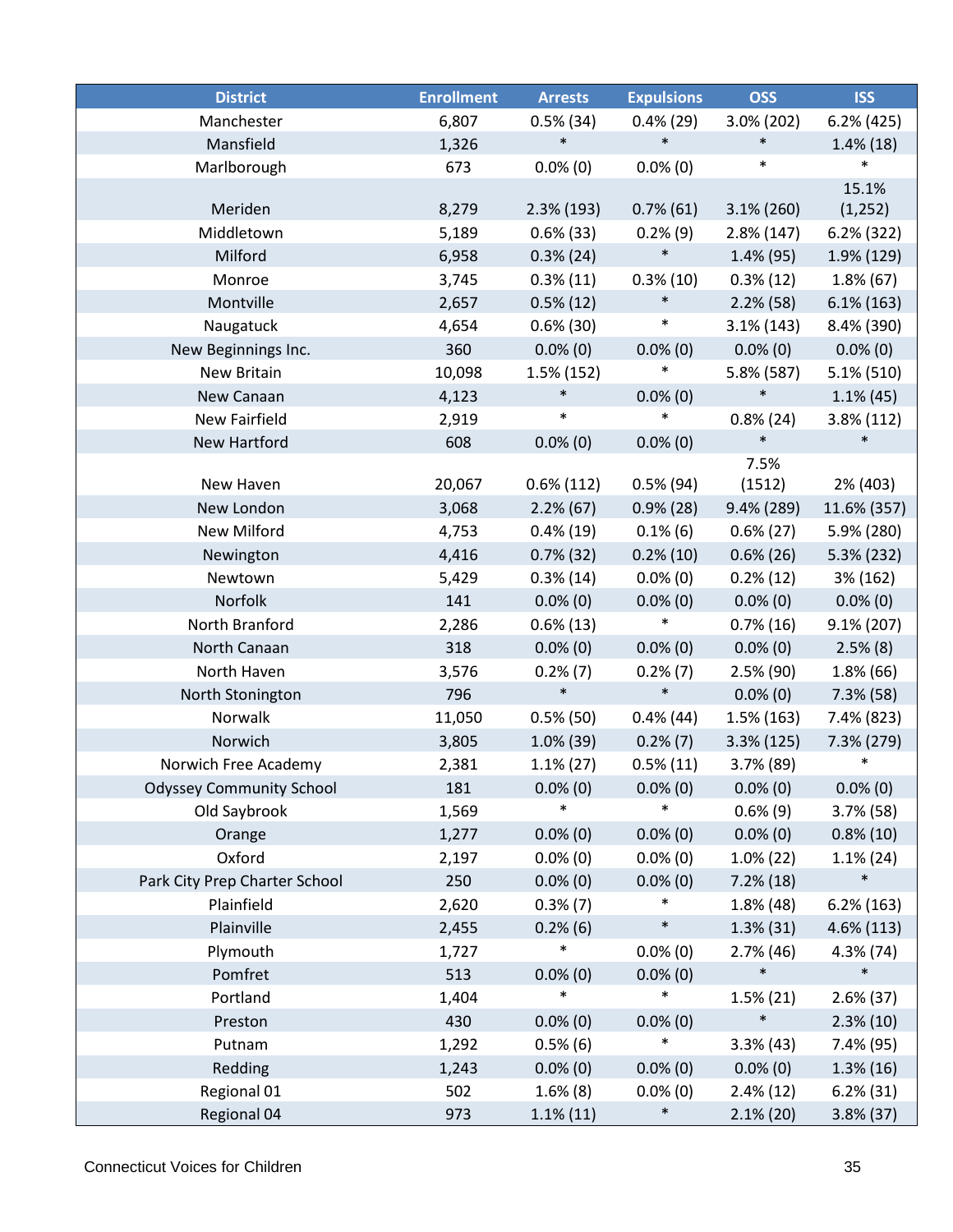| District | Enrollment | Arrests | Expulsions | OSS | ISS |
|---|---|---|---|---|---|
| Manchester | 6,807 | 0.5% (34) | 0.4% (29) | 3.0% (202) | 6.2% (425) |
| Mansfield | 1,326 | * | * | * | 1.4% (18) |
| Marlborough | 673 | 0.0% (0) | 0.0% (0) | * | * |
| Meriden | 8,279 | 2.3% (193) | 0.7% (61) | 3.1% (260) | 15.1% (1,252) |
| Middletown | 5,189 | 0.6% (33) | 0.2% (9) | 2.8% (147) | 6.2% (322) |
| Milford | 6,958 | 0.3% (24) | * | 1.4% (95) | 1.9% (129) |
| Monroe | 3,745 | 0.3% (11) | 0.3% (10) | 0.3% (12) | 1.8% (67) |
| Montville | 2,657 | 0.5% (12) | * | 2.2% (58) | 6.1% (163) |
| Naugatuck | 4,654 | 0.6% (30) | * | 3.1% (143) | 8.4% (390) |
| New Beginnings Inc. | 360 | 0.0% (0) | 0.0% (0) | 0.0% (0) | 0.0% (0) |
| New Britain | 10,098 | 1.5% (152) | * | 5.8% (587) | 5.1% (510) |
| New Canaan | 4,123 | * | 0.0% (0) | * | 1.1% (45) |
| New Fairfield | 2,919 | * | * | 0.8% (24) | 3.8% (112) |
| New Hartford | 608 | 0.0% (0) | 0.0% (0) | * | * |
| New Haven | 20,067 | 0.6% (112) | 0.5% (94) | 7.5% (1512) | 2% (403) |
| New London | 3,068 | 2.2% (67) | 0.9% (28) | 9.4% (289) | 11.6% (357) |
| New Milford | 4,753 | 0.4% (19) | 0.1% (6) | 0.6% (27) | 5.9% (280) |
| Newington | 4,416 | 0.7% (32) | 0.2% (10) | 0.6% (26) | 5.3% (232) |
| Newtown | 5,429 | 0.3% (14) | 0.0% (0) | 0.2% (12) | 3% (162) |
| Norfolk | 141 | 0.0% (0) | 0.0% (0) | 0.0% (0) | 0.0% (0) |
| North Branford | 2,286 | 0.6% (13) | * | 0.7% (16) | 9.1% (207) |
| North Canaan | 318 | 0.0% (0) | 0.0% (0) | 0.0% (0) | 2.5% (8) |
| North Haven | 3,576 | 0.2% (7) | 0.2% (7) | 2.5% (90) | 1.8% (66) |
| North Stonington | 796 | * | * | 0.0% (0) | 7.3% (58) |
| Norwalk | 11,050 | 0.5% (50) | 0.4% (44) | 1.5% (163) | 7.4% (823) |
| Norwich | 3,805 | 1.0% (39) | 0.2% (7) | 3.3% (125) | 7.3% (279) |
| Norwich Free Academy | 2,381 | 1.1% (27) | 0.5% (11) | 3.7% (89) | * |
| Odyssey Community School | 181 | 0.0% (0) | 0.0% (0) | 0.0% (0) | 0.0% (0) |
| Old Saybrook | 1,569 | * | * | 0.6% (9) | 3.7% (58) |
| Orange | 1,277 | 0.0% (0) | 0.0% (0) | 0.0% (0) | 0.8% (10) |
| Oxford | 2,197 | 0.0% (0) | 0.0% (0) | 1.0% (22) | 1.1% (24) |
| Park City Prep Charter School | 250 | 0.0% (0) | 0.0% (0) | 7.2% (18) | * |
| Plainfield | 2,620 | 0.3% (7) | * | 1.8% (48) | 6.2% (163) |
| Plainville | 2,455 | 0.2% (6) | * | 1.3% (31) | 4.6% (113) |
| Plymouth | 1,727 | * | 0.0% (0) | 2.7% (46) | 4.3% (74) |
| Pomfret | 513 | 0.0% (0) | 0.0% (0) | * | * |
| Portland | 1,404 | * | * | 1.5% (21) | 2.6% (37) |
| Preston | 430 | 0.0% (0) | 0.0% (0) | * | 2.3% (10) |
| Putnam | 1,292 | 0.5% (6) | * | 3.3% (43) | 7.4% (95) |
| Redding | 1,243 | 0.0% (0) | 0.0% (0) | 0.0% (0) | 1.3% (16) |
| Regional 01 | 502 | 1.6% (8) | 0.0% (0) | 2.4% (12) | 6.2% (31) |
| Regional 04 | 973 | 1.1% (11) | * | 2.1% (20) | 3.8% (37) |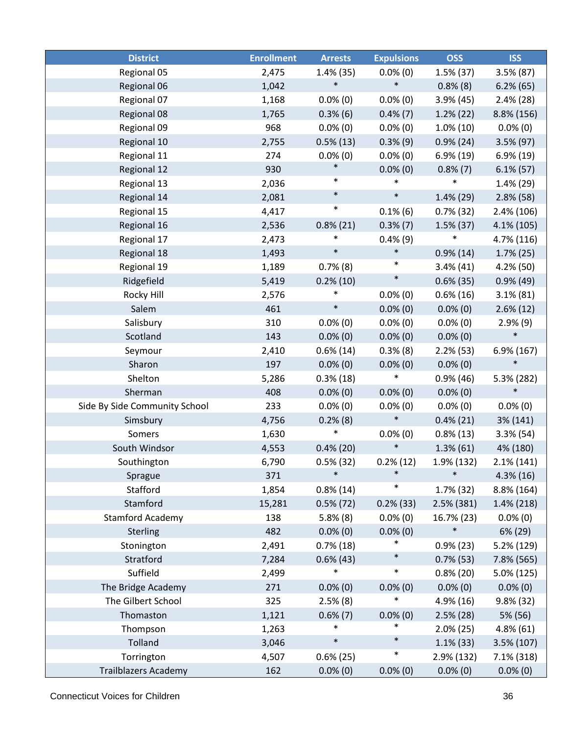| District | Enrollment | Arrests | Expulsions | OSS | ISS |
|---|---|---|---|---|---|
| Regional 05 | 2,475 | 1.4% (35) | 0.0% (0) | 1.5% (37) | 3.5% (87) |
| Regional 06 | 1,042 | * | * | 0.8% (8) | 6.2% (65) |
| Regional 07 | 1,168 | 0.0% (0) | 0.0% (0) | 3.9% (45) | 2.4% (28) |
| Regional 08 | 1,765 | 0.3% (6) | 0.4% (7) | 1.2% (22) | 8.8% (156) |
| Regional 09 | 968 | 0.0% (0) | 0.0% (0) | 1.0% (10) | 0.0% (0) |
| Regional 10 | 2,755 | 0.5% (13) | 0.3% (9) | 0.9% (24) | 3.5% (97) |
| Regional 11 | 274 | 0.0% (0) | 0.0% (0) | 6.9% (19) | 6.9% (19) |
| Regional 12 | 930 | * | 0.0% (0) | 0.8% (7) | 6.1% (57) |
| Regional 13 | 2,036 | * | * | * | 1.4% (29) |
| Regional 14 | 2,081 | * | * | 1.4% (29) | 2.8% (58) |
| Regional 15 | 4,417 | * | 0.1% (6) | 0.7% (32) | 2.4% (106) |
| Regional 16 | 2,536 | 0.8% (21) | 0.3% (7) | 1.5% (37) | 4.1% (105) |
| Regional 17 | 2,473 | * | 0.4% (9) | * | 4.7% (116) |
| Regional 18 | 1,493 | * | * | 0.9% (14) | 1.7% (25) |
| Regional 19 | 1,189 | 0.7% (8) | * | 3.4% (41) | 4.2% (50) |
| Ridgefield | 5,419 | 0.2% (10) | * | 0.6% (35) | 0.9% (49) |
| Rocky Hill | 2,576 | * | 0.0% (0) | 0.6% (16) | 3.1% (81) |
| Salem | 461 | * | 0.0% (0) | 0.0% (0) | 2.6% (12) |
| Salisbury | 310 | 0.0% (0) | 0.0% (0) | 0.0% (0) | 2.9% (9) |
| Scotland | 143 | 0.0% (0) | 0.0% (0) | 0.0% (0) | * |
| Seymour | 2,410 | 0.6% (14) | 0.3% (8) | 2.2% (53) | 6.9% (167) |
| Sharon | 197 | 0.0% (0) | 0.0% (0) | 0.0% (0) | * |
| Shelton | 5,286 | 0.3% (18) | * | 0.9% (46) | 5.3% (282) |
| Sherman | 408 | 0.0% (0) | 0.0% (0) | 0.0% (0) | * |
| Side By Side Community School | 233 | 0.0% (0) | 0.0% (0) | 0.0% (0) | 0.0% (0) |
| Simsbury | 4,756 | 0.2% (8) | * | 0.4% (21) | 3% (141) |
| Somers | 1,630 | * | 0.0% (0) | 0.8% (13) | 3.3% (54) |
| South Windsor | 4,553 | 0.4% (20) | * | 1.3% (61) | 4% (180) |
| Southington | 6,790 | 0.5% (32) | 0.2% (12) | 1.9% (132) | 2.1% (141) |
| Sprague | 371 | * | * | * | 4.3% (16) |
| Stafford | 1,854 | 0.8% (14) | * | 1.7% (32) | 8.8% (164) |
| Stamford | 15,281 | 0.5% (72) | 0.2% (33) | 2.5% (381) | 1.4% (218) |
| Stamford Academy | 138 | 5.8% (8) | 0.0% (0) | 16.7% (23) | 0.0% (0) |
| Sterling | 482 | 0.0% (0) | 0.0% (0) | * | 6% (29) |
| Stonington | 2,491 | 0.7% (18) | * | 0.9% (23) | 5.2% (129) |
| Stratford | 7,284 | 0.6% (43) | * | 0.7% (53) | 7.8% (565) |
| Suffield | 2,499 | * | * | 0.8% (20) | 5.0% (125) |
| The Bridge Academy | 271 | 0.0% (0) | 0.0% (0) | 0.0% (0) | 0.0% (0) |
| The Gilbert School | 325 | 2.5% (8) | * | 4.9% (16) | 9.8% (32) |
| Thomaston | 1,121 | 0.6% (7) | 0.0% (0) | 2.5% (28) | 5% (56) |
| Thompson | 1,263 | * | * | 2.0% (25) | 4.8% (61) |
| Tolland | 3,046 | * | * | 1.1% (33) | 3.5% (107) |
| Torrington | 4,507 | 0.6% (25) | * | 2.9% (132) | 7.1% (318) |
| Trailblazers Academy | 162 | 0.0% (0) | 0.0% (0) | 0.0% (0) | 0.0% (0) |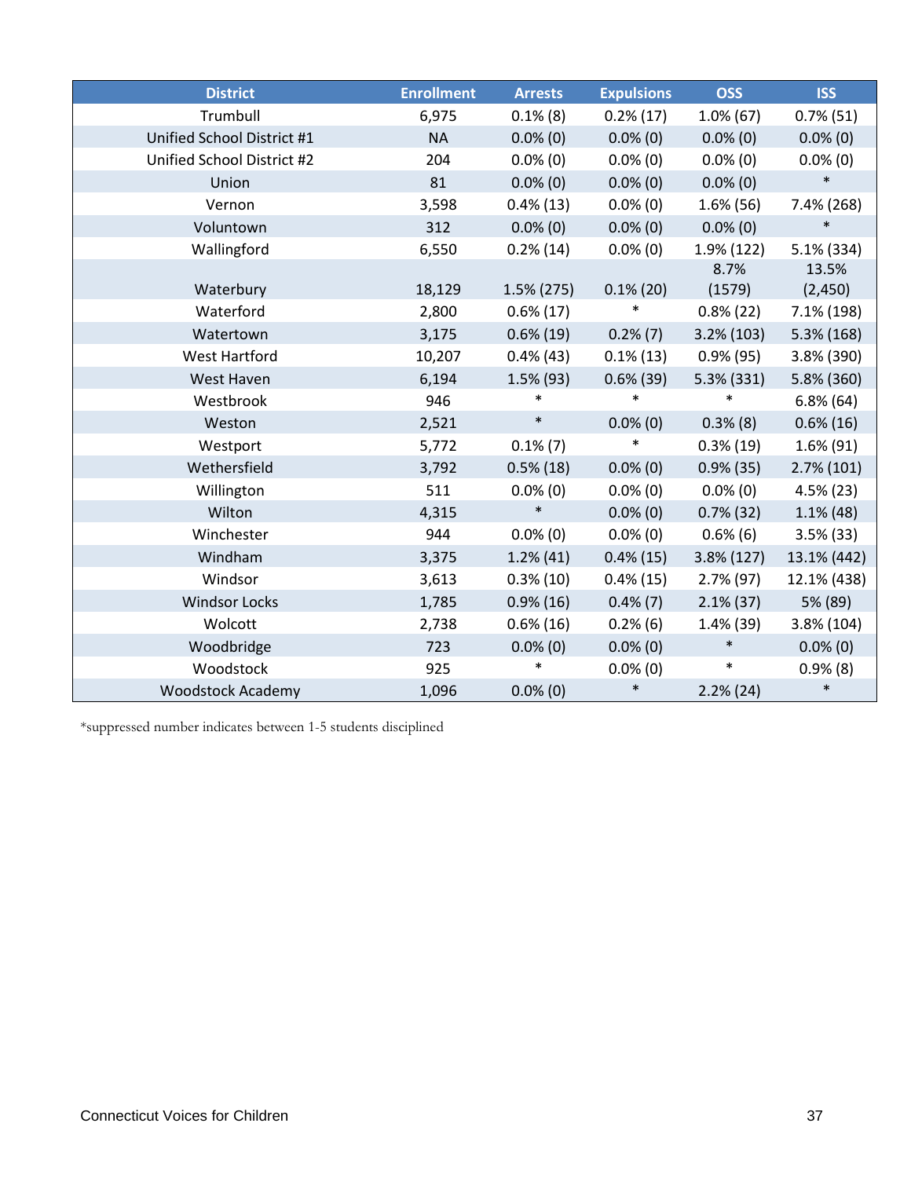| District | Enrollment | Arrests | Expulsions | OSS | ISS |
|---|---|---|---|---|---|
| Trumbull | 6,975 | 0.1% (8) | 0.2% (17) | 1.0% (67) | 0.7% (51) |
| Unified School District #1 | NA | 0.0% (0) | 0.0% (0) | 0.0% (0) | 0.0% (0) |
| Unified School District #2 | 204 | 0.0% (0) | 0.0% (0) | 0.0% (0) | 0.0% (0) |
| Union | 81 | 0.0% (0) | 0.0% (0) | 0.0% (0) | * |
| Vernon | 3,598 | 0.4% (13) | 0.0% (0) | 1.6% (56) | 7.4% (268) |
| Voluntown | 312 | 0.0% (0) | 0.0% (0) | 0.0% (0) | * |
| Wallingford | 6,550 | 0.2% (14) | 0.0% (0) | 1.9% (122) | 5.1% (334) |
| Waterbury | 18,129 | 1.5% (275) | 0.1% (20) | 8.7% (1579) | 13.5% (2,450) |
| Waterford | 2,800 | 0.6% (17) | * | 0.8% (22) | 7.1% (198) |
| Watertown | 3,175 | 0.6% (19) | 0.2% (7) | 3.2% (103) | 5.3% (168) |
| West Hartford | 10,207 | 0.4% (43) | 0.1% (13) | 0.9% (95) | 3.8% (390) |
| West Haven | 6,194 | 1.5% (93) | 0.6% (39) | 5.3% (331) | 5.8% (360) |
| Westbrook | 946 | * | * | * | 6.8% (64) |
| Weston | 2,521 | * | 0.0% (0) | 0.3% (8) | 0.6% (16) |
| Westport | 5,772 | 0.1% (7) | * | 0.3% (19) | 1.6% (91) |
| Wethersfield | 3,792 | 0.5% (18) | 0.0% (0) | 0.9% (35) | 2.7% (101) |
| Willington | 511 | 0.0% (0) | 0.0% (0) | 0.0% (0) | 4.5% (23) |
| Wilton | 4,315 | * | 0.0% (0) | 0.7% (32) | 1.1% (48) |
| Winchester | 944 | 0.0% (0) | 0.0% (0) | 0.6% (6) | 3.5% (33) |
| Windham | 3,375 | 1.2% (41) | 0.4% (15) | 3.8% (127) | 13.1% (442) |
| Windsor | 3,613 | 0.3% (10) | 0.4% (15) | 2.7% (97) | 12.1% (438) |
| Windsor Locks | 1,785 | 0.9% (16) | 0.4% (7) | 2.1% (37) | 5% (89) |
| Wolcott | 2,738 | 0.6% (16) | 0.2% (6) | 1.4% (39) | 3.8% (104) |
| Woodbridge | 723 | 0.0% (0) | 0.0% (0) | * | 0.0% (0) |
| Woodstock | 925 | * | 0.0% (0) | * | 0.9% (8) |
| Woodstock Academy | 1,096 | 0.0% (0) | * | 2.2% (24) | * |

*suppressed number indicates between 1-5 students disciplined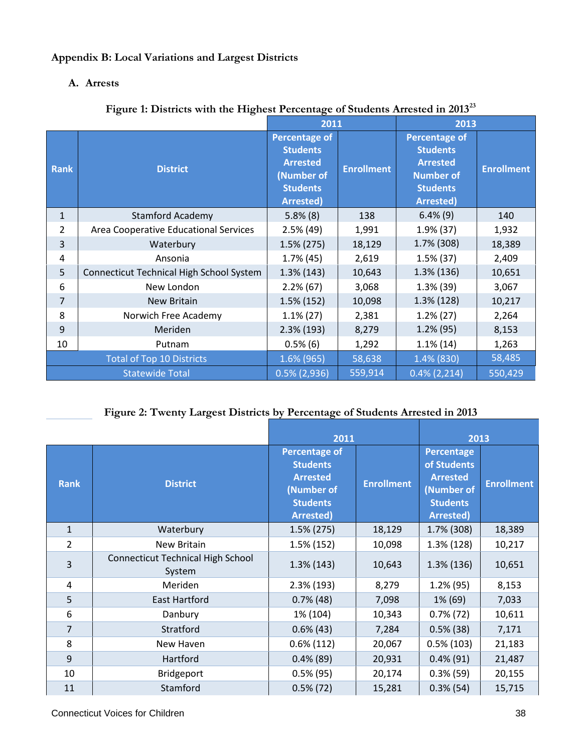## Appendix B: Local Variations and Largest Districts

### A. Arrests

**Figure 1: Districts with the Highest Percentage of Students Arrested in 2013**[23]

| | | 2011 | | 2013 | |
|---|---|---|---|---|---|
| Rank | District | Percentage of Students Arrested (Number of Students Arrested) | Enrollment | Percentage of Students Arrested Number of Students Arrested) | Enrollment |
| 1 | Stamford Academy | 5.8% (8) | 138 | 6.4% (9) | 140 |
| 2 | Area Cooperative Educational Services | 2.5% (49) | 1,991 | 1.9% (37) | 1,932 |
| 3 | Waterbury | 1.5% (275) | 18,129 | 1.7% (308) | 18,389 |
| 4 | Ansonia | 1.7% (45) | 2,619 | 1.5% (37) | 2,409 |
| 5 | Connecticut Technical High School System | 1.3% (143) | 10,643 | 1.3% (136) | 10,651 |
| 6 | New London | 2.2% (67) | 3,068 | 1.3% (39) | 3,067 |
| 7 | New Britain | 1.5% (152) | 10,098 | 1.3% (128) | 10,217 |
| 8 | Norwich Free Academy | 1.1% (27) | 2,381 | 1.2% (27) | 2,264 |
| 9 | Meriden | 2.3% (193) | 8,279 | 1.2% (95) | 8,153 |
| 10 | Putnam | 0.5% (6) | 1,292 | 1.1% (14) | 1,263 |
| Total of Top 10 Districts | | 1.6% (965) | 58,638 | 1.4% (830) | 58,485 |
| Statewide Total | | 0.5% (2,936) | 559,914 | 0.4% (2,214) | 550,429 |

**Figure 2: Twenty Largest Districts by Percentage of Students Arrested in 2013**

| | | 2011 | | 2013 | |
|---|---|---|---|---|---|
| Rank | District | Percentage of Students Arrested (Number of Students Arrested) | Enrollment | Percentage of Students Arrested (Number of Students Arrested) | Enrollment |
| 1 | Waterbury | 1.5% (275) | 18,129 | 1.7% (308) | 18,389 |
| 2 | New Britain | 1.5% (152) | 10,098 | 1.3% (128) | 10,217 |
| 3 | Connecticut Technical High School System | 1.3% (143) | 10,643 | 1.3% (136) | 10,651 |
| 4 | Meriden | 2.3% (193) | 8,279 | 1.2% (95) | 8,153 |
| 5 | East Hartford | 0.7% (48) | 7,098 | 1% (69) | 7,033 |
| 6 | Danbury | 1% (104) | 10,343 | 0.7% (72) | 10,611 |
| 7 | Stratford | 0.6% (43) | 7,284 | 0.5% (38) | 7,171 |
| 8 | New Haven | 0.6% (112) | 20,067 | 0.5% (103) | 21,183 |
| 9 | Hartford | 0.4% (89) | 20,931 | 0.4% (91) | 21,487 |
| 10 | Bridgeport | 0.5% (95) | 20,174 | 0.3% (59) | 20,155 |
| 11 | Stamford | 0.5% (72) | 15,281 | 0.3% (54) | 15,715 |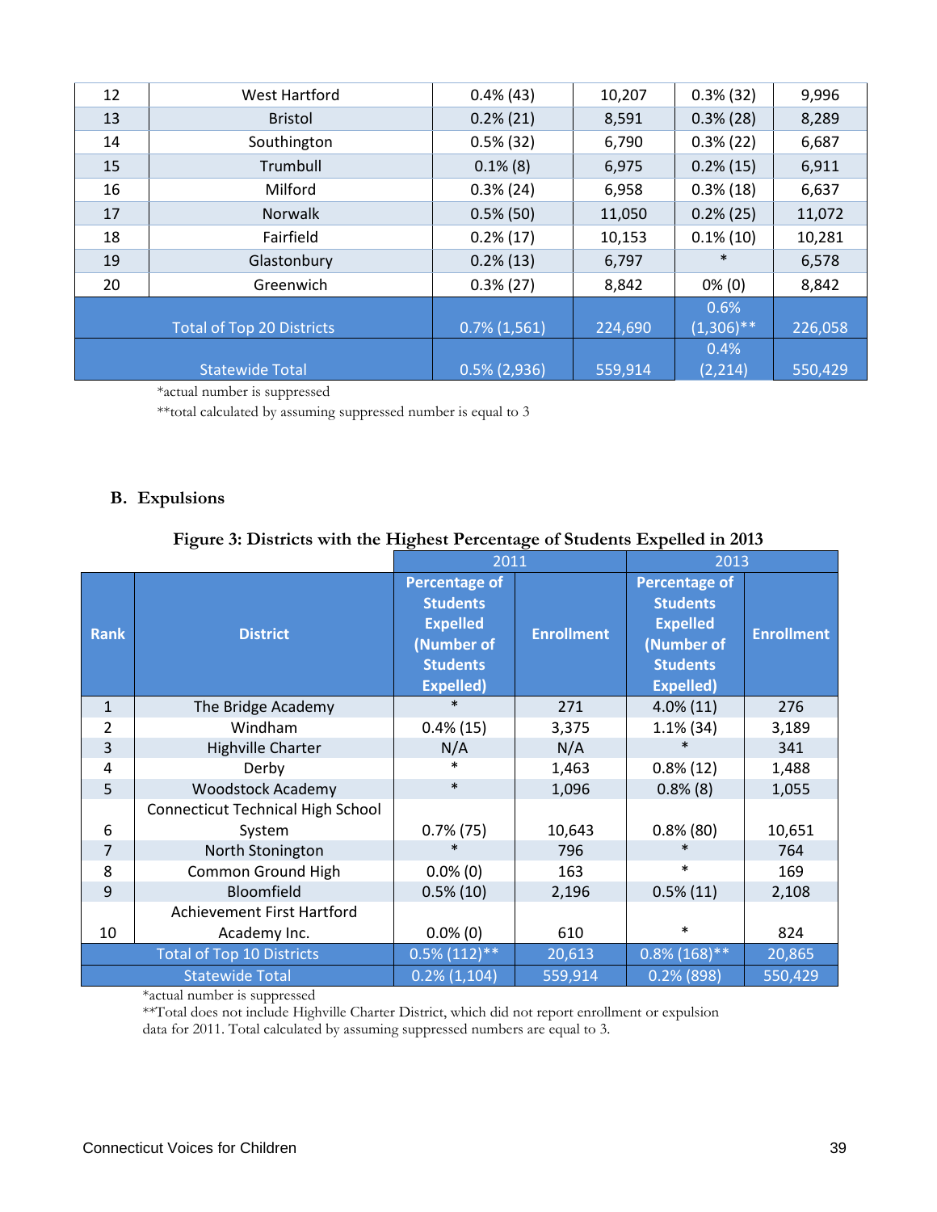| 12 | West Hartford | 0.4% (43) | 10,207 | 0.3% (32) | 9,996 |
|---|---|---|---|---|---|
| 13 | Bristol | 0.2% (21) | 8,591 | 0.3% (28) | 8,289 |
| 14 | Southington | 0.5% (32) | 6,790 | 0.3% (22) | 6,687 |
| 15 | Trumbull | 0.1% (8) | 6,975 | 0.2% (15) | 6,911 |
| 16 | Milford | 0.3% (24) | 6,958 | 0.3% (18) | 6,637 |
| 17 | Norwalk | 0.5% (50) | 11,050 | 0.2% (25) | 11,072 |
| 18 | Fairfield | 0.2% (17) | 10,153 | 0.1% (10) | 10,281 |
| 19 | Glastonbury | 0.2% (13) | 6,797 | * | 6,578 |
| 20 | Greenwich | 0.3% (27) | 8,842 | 0% (0) | 8,842 |
| Total of Top 20 Districts | | 0.7% (1,561) | 224,690 | 0.6% (1,306)** | 226,058 |
| Statewide Total | | 0.5% (2,936) | 559,914 | 0.4% (2,214) | 550,429 |

*actual number is suppressed

**total calculated by assuming suppressed number is equal to 3

## B. Expulsions

**Figure 3: Districts with the Highest Percentage of Students Expelled in 2013**

| | | 2011 | | 2013 | |
|---|---|---|---|---|---|
| **Rank** | **District** | **Percentage of Students Expelled (Number of Students Expelled)** | **Enrollment** | **Percentage of Students Expelled (Number of Students Expelled)** | **Enrollment** |
| 1 | The Bridge Academy | * | 271 | 4.0% (11) | 276 |
| 2 | Windham | 0.4% (15) | 3,375 | 1.1% (34) | 3,189 |
| 3 | Highville Charter | N/A | N/A | * | 341 |
| 4 | Derby | * | 1,463 | 0.8% (12) | 1,488 |
| 5 | Woodstock Academy | * | 1,096 | 0.8% (8) | 1,055 |
| 6 | Connecticut Technical High School System | 0.7% (75) | 10,643 | 0.8% (80) | 10,651 |
| 7 | North Stonington | * | 796 | * | 764 |
| 8 | Common Ground High | 0.0% (0) | 163 | * | 169 |
| 9 | Bloomfield | 0.5% (10) | 2,196 | 0.5% (11) | 2,108 |
| 10 | Achievement First Hartford Academy Inc. | 0.0% (0) | 610 | * | 824 |
| Total of Top 10 Districts | | 0.5% (112)** | 20,613 | 0.8% (168)** | 20,865 |
| Statewide Total | | 0.2% (1,104) | 559,914 | 0.2% (898) | 550,429 |

*actual number is suppressed

**Total does not include Highville Charter District, which did not report enrollment or expulsion data for 2011. Total calculated by assuming suppressed numbers are equal to 3.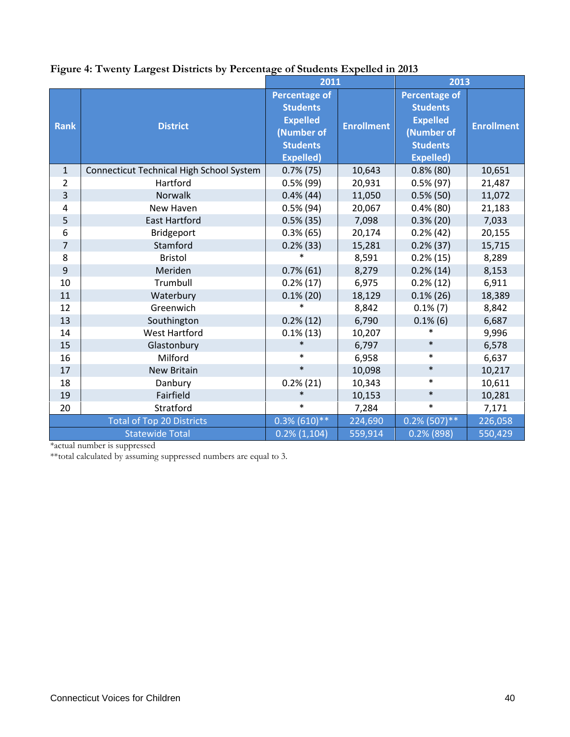**Figure 4: Twenty Largest Districts by Percentage of Students Expelled in 2013**

| Rank | District | 2011 | | 2013 | |
|---|---|---|---|---|---|
| | | Percentage of Students Expelled (Number of Students Expelled) | Enrollment | Percentage of Students Expelled (Number of Students Expelled) | Enrollment |
| 1 | Connecticut Technical High School System | 0.7% (75) | 10,643 | 0.8% (80) | 10,651 |
| 2 | Hartford | 0.5% (99) | 20,931 | 0.5% (97) | 21,487 |
| 3 | Norwalk | 0.4% (44) | 11,050 | 0.5% (50) | 11,072 |
| 4 | New Haven | 0.5% (94) | 20,067 | 0.4% (80) | 21,183 |
| 5 | East Hartford | 0.5% (35) | 7,098 | 0.3% (20) | 7,033 |
| 6 | Bridgeport | 0.3% (65) | 20,174 | 0.2% (42) | 20,155 |
| 7 | Stamford | 0.2% (33) | 15,281 | 0.2% (37) | 15,715 |
| 8 | Bristol | * | 8,591 | 0.2% (15) | 8,289 |
| 9 | Meriden | 0.7% (61) | 8,279 | 0.2% (14) | 8,153 |
| 10 | Trumbull | 0.2% (17) | 6,975 | 0.2% (12) | 6,911 |
| 11 | Waterbury | 0.1% (20) | 18,129 | 0.1% (26) | 18,389 |
| 12 | Greenwich | * | 8,842 | 0.1% (7) | 8,842 |
| 13 | Southington | 0.2% (12) | 6,790 | 0.1% (6) | 6,687 |
| 14 | West Hartford | 0.1% (13) | 10,207 | * | 9,996 |
| 15 | Glastonbury | * | 6,797 | * | 6,578 |
| 16 | Milford | * | 6,958 | * | 6,637 |
| 17 | New Britain | * | 10,098 | * | 10,217 |
| 18 | Danbury | 0.2% (21) | 10,343 | * | 10,611 |
| 19 | Fairfield | * | 10,153 | * | 10,281 |
| 20 | Stratford | * | 7,284 | * | 7,171 |
| Total of Top 20 Districts | | 0.3% (610)** | 224,690 | 0.2% (507)** | 226,058 |
| Statewide Total | | 0.2% (1,104) | 559,914 | 0.2% (898) | 550,429 |

*actual number is suppressed

**total calculated by assuming suppressed numbers are equal to 3.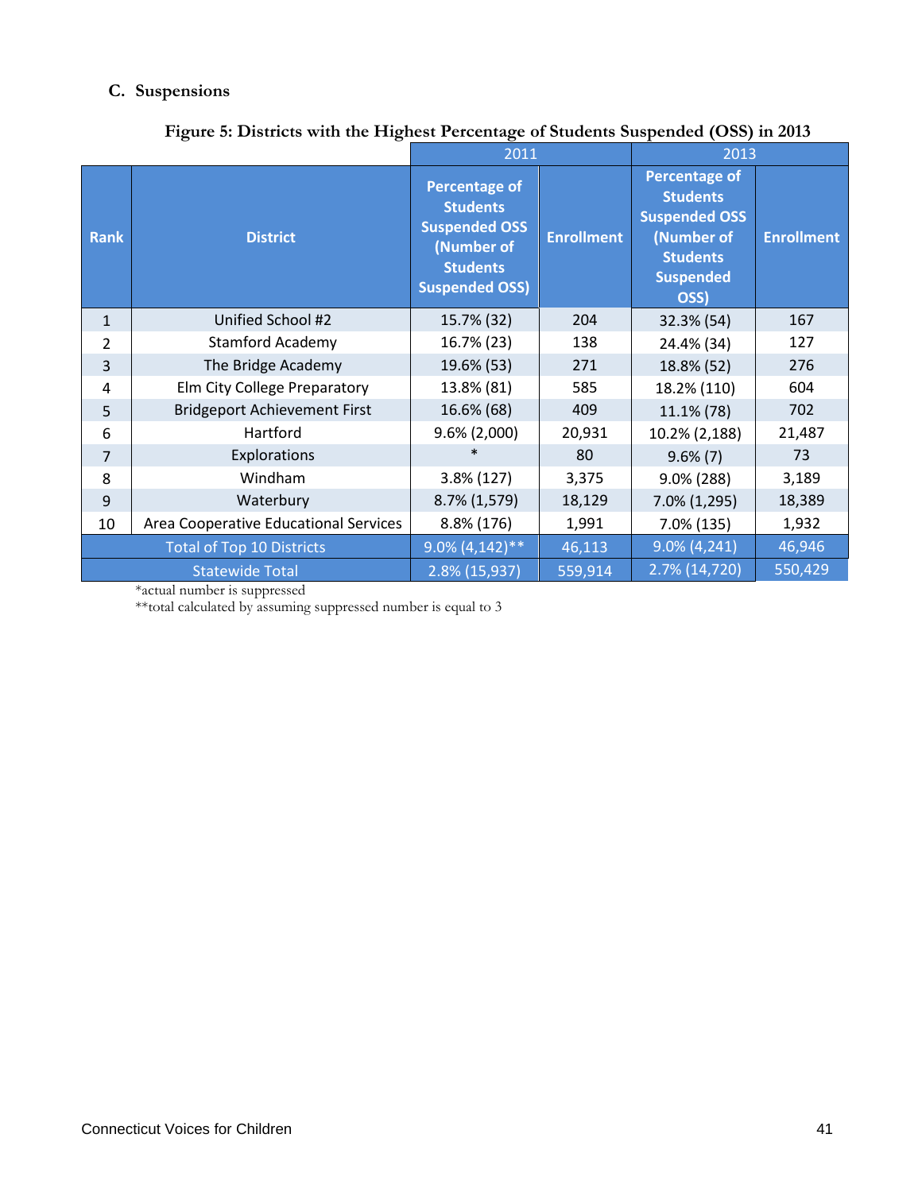### C. Suspensions

**Figure 5: Districts with the Highest Percentage of Students Suspended (OSS) in 2013**

| | | 2011 | | 2013 | |
|---|---|---|---|---|---|
| **Rank** | **District** | **Percentage of Students Suspended OSS (Number of Students Suspended OSS)** | **Enrollment** | **Percentage of Students Suspended OSS (Number of Students Suspended OSS)** | **Enrollment** |
| 1 | Unified School #2 | 15.7% (32) | 204 | 32.3% (54) | 167 |
| 2 | Stamford Academy | 16.7% (23) | 138 | 24.4% (34) | 127 |
| 3 | The Bridge Academy | 19.6% (53) | 271 | 18.8% (52) | 276 |
| 4 | Elm City College Preparatory | 13.8% (81) | 585 | 18.2% (110) | 604 |
| 5 | Bridgeport Achievement First | 16.6% (68) | 409 | 11.1% (78) | 702 |
| 6 | Hartford | 9.6% (2,000) | 20,931 | 10.2% (2,188) | 21,487 |
| 7 | Explorations | * | 80 | 9.6% (7) | 73 |
| 8 | Windham | 3.8% (127) | 3,375 | 9.0% (288) | 3,189 |
| 9 | Waterbury | 8.7% (1,579) | 18,129 | 7.0% (1,295) | 18,389 |
| 10 | Area Cooperative Educational Services | 8.8% (176) | 1,991 | 7.0% (135) | 1,932 |
| Total of Top 10 Districts | | 9.0% (4,142)** | 46,113 | 9.0% (4,241) | 46,946 |
| Statewide Total | | 2.8% (15,937) | 559,914 | 2.7% (14,720) | 550,429 |

*actual number is suppressed
**total calculated by assuming suppressed number is equal to 3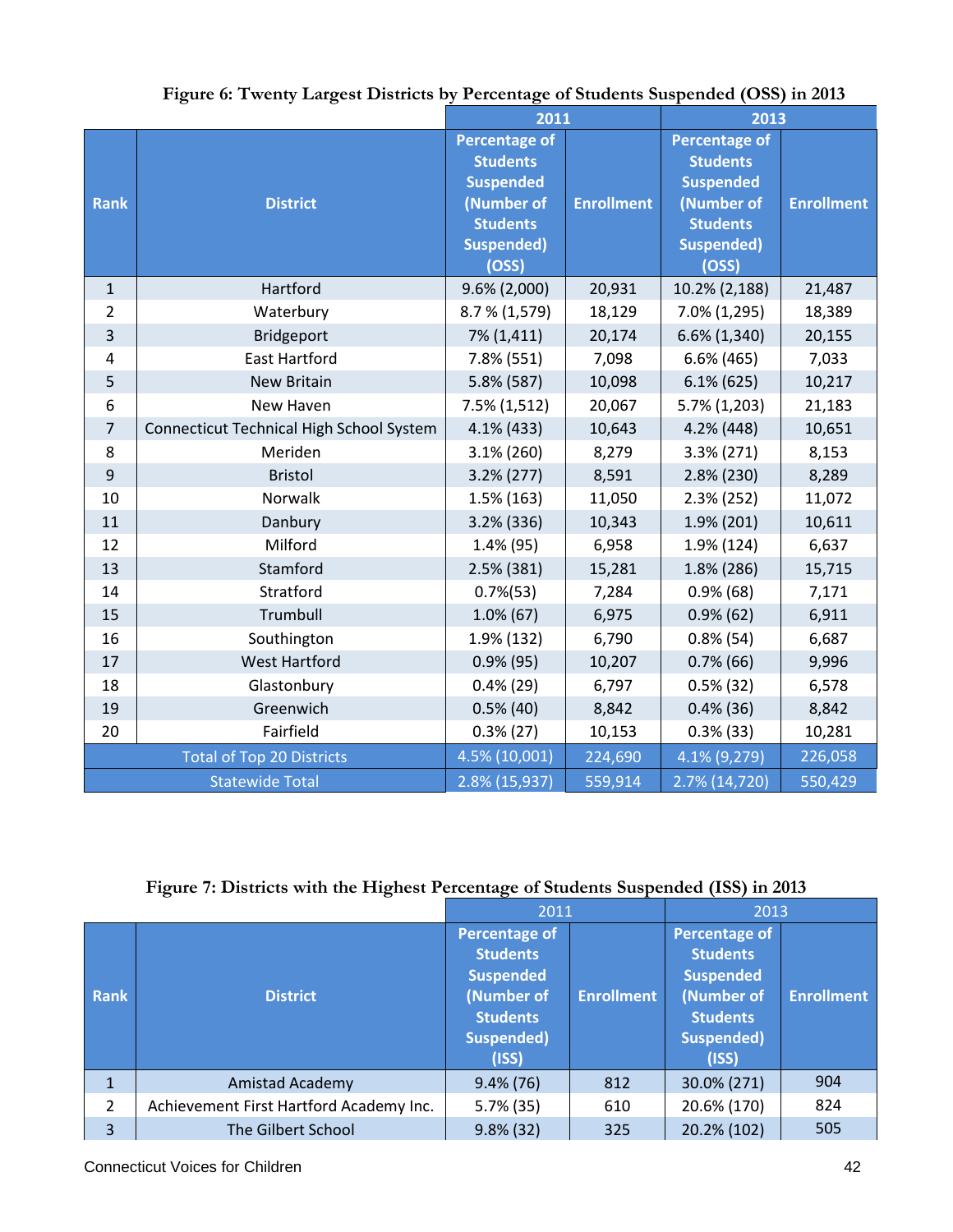**Figure 6: Twenty Largest Districts by Percentage of Students Suspended (OSS) in 2013**

| Rank | District | 2011 | | 2013 | |
|---|---|---|---|---|---|
| | | Percentage of Students Suspended (Number of Students Suspended) (OSS) | Enrollment | Percentage of Students Suspended (Number of Students Suspended) (OSS) | Enrollment |
| 1 | Hartford | 9.6% (2,000) | 20,931 | 10.2% (2,188) | 21,487 |
| 2 | Waterbury | 8.7 % (1,579) | 18,129 | 7.0% (1,295) | 18,389 |
| 3 | Bridgeport | 7% (1,411) | 20,174 | 6.6% (1,340) | 20,155 |
| 4 | East Hartford | 7.8% (551) | 7,098 | 6.6% (465) | 7,033 |
| 5 | New Britain | 5.8% (587) | 10,098 | 6.1% (625) | 10,217 |
| 6 | New Haven | 7.5% (1,512) | 20,067 | 5.7% (1,203) | 21,183 |
| 7 | Connecticut Technical High School System | 4.1% (433) | 10,643 | 4.2% (448) | 10,651 |
| 8 | Meriden | 3.1% (260) | 8,279 | 3.3% (271) | 8,153 |
| 9 | Bristol | 3.2% (277) | 8,591 | 2.8% (230) | 8,289 |
| 10 | Norwalk | 1.5% (163) | 11,050 | 2.3% (252) | 11,072 |
| 11 | Danbury | 3.2% (336) | 10,343 | 1.9% (201) | 10,611 |
| 12 | Milford | 1.4% (95) | 6,958 | 1.9% (124) | 6,637 |
| 13 | Stamford | 2.5% (381) | 15,281 | 1.8% (286) | 15,715 |
| 14 | Stratford | 0.7%(53) | 7,284 | 0.9% (68) | 7,171 |
| 15 | Trumbull | 1.0% (67) | 6,975 | 0.9% (62) | 6,911 |
| 16 | Southington | 1.9% (132) | 6,790 | 0.8% (54) | 6,687 |
| 17 | West Hartford | 0.9% (95) | 10,207 | 0.7% (66) | 9,996 |
| 18 | Glastonbury | 0.4% (29) | 6,797 | 0.5% (32) | 6,578 |
| 19 | Greenwich | 0.5% (40) | 8,842 | 0.4% (36) | 8,842 |
| 20 | Fairfield | 0.3% (27) | 10,153 | 0.3% (33) | 10,281 |
| Total of Top 20 Districts | | 4.5% (10,001) | 224,690 | 4.1% (9,279) | 226,058 |
| Statewide Total | | 2.8% (15,937) | 559,914 | 2.7% (14,720) | 550,429 |

**Figure 7: Districts with the Highest Percentage of Students Suspended (ISS) in 2013**

| Rank | District | 2011 | | 2013 | |
|---|---|---|---|---|---|
| | | Percentage of Students Suspended (Number of Students Suspended) (ISS) | Enrollment | Percentage of Students Suspended (Number of Students Suspended) (ISS) | Enrollment |
| 1 | Amistad Academy | 9.4% (76) | 812 | 30.0% (271) | 904 |
| 2 | Achievement First Hartford Academy Inc. | 5.7% (35) | 610 | 20.6% (170) | 824 |
| 3 | The Gilbert School | 9.8% (32) | 325 | 20.2% (102) | 505 |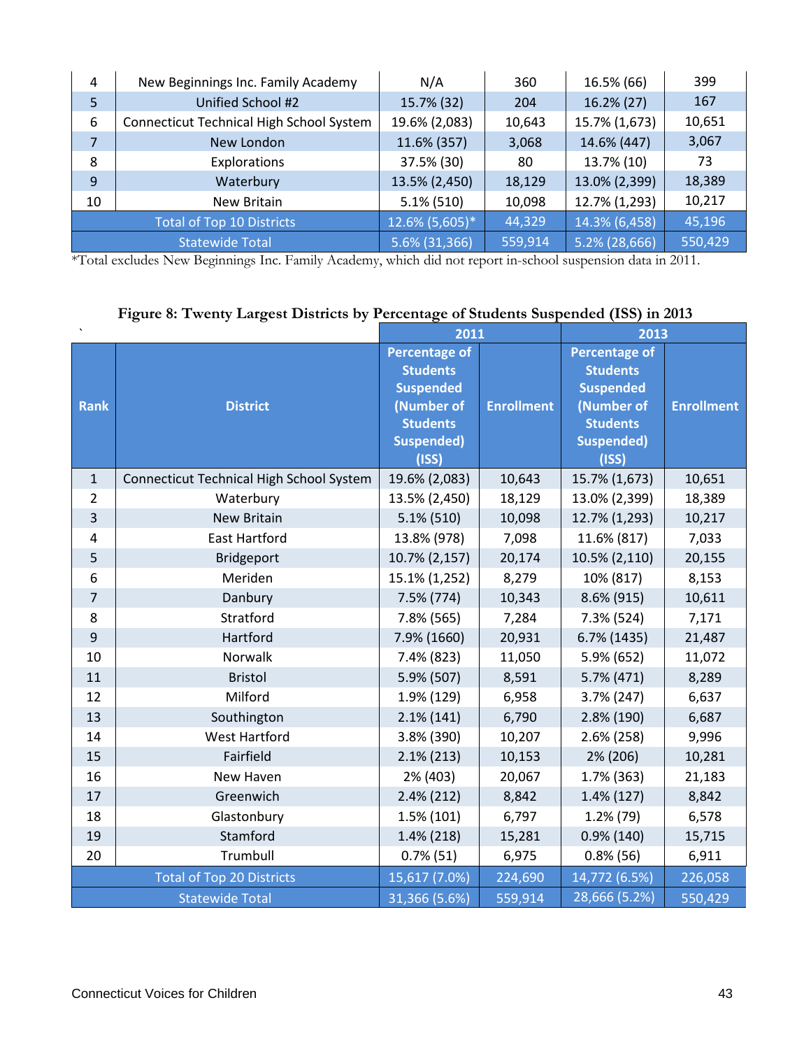| 4 | New Beginnings Inc. Family Academy | N/A | 360 | 16.5% (66) | 399 |
|---|---|---|---|---|---|
| 5 | Unified School #2 | 15.7% (32) | 204 | 16.2% (27) | 167 |
| 6 | Connecticut Technical High School System | 19.6% (2,083) | 10,643 | 15.7% (1,673) | 10,651 |
| 7 | New London | 11.6% (357) | 3,068 | 14.6% (447) | 3,067 |
| 8 | Explorations | 37.5% (30) | 80 | 13.7% (10) | 73 |
| 9 | Waterbury | 13.5% (2,450) | 18,129 | 13.0% (2,399) | 18,389 |
| 10 | New Britain | 5.1% (510) | 10,098 | 12.7% (1,293) | 10,217 |
| Total of Top 10 Districts | | 12.6% (5,605)* | 44,329 | 14.3% (6,458) | 45,196 |
| Statewide Total | | 5.6% (31,366) | 559,914 | 5.2% (28,666) | 550,429 |

*Total excludes New Beginnings Inc. Family Academy, which did not report in-school suspension data in 2011.

**Figure 8: Twenty Largest Districts by Percentage of Students Suspended (ISS) in 2013**

| Rank | District | 2011 | | 2013 | |
|---|---|---|---|---|---|
| | | Percentage of Students Suspended (Number of Students Suspended) (ISS) | Enrollment | Percentage of Students Suspended (Number of Students Suspended) (ISS) | Enrollment |
| 1 | Connecticut Technical High School System | 19.6% (2,083) | 10,643 | 15.7% (1,673) | 10,651 |
| 2 | Waterbury | 13.5% (2,450) | 18,129 | 13.0% (2,399) | 18,389 |
| 3 | New Britain | 5.1% (510) | 10,098 | 12.7% (1,293) | 10,217 |
| 4 | East Hartford | 13.8% (978) | 7,098 | 11.6% (817) | 7,033 |
| 5 | Bridgeport | 10.7% (2,157) | 20,174 | 10.5% (2,110) | 20,155 |
| 6 | Meriden | 15.1% (1,252) | 8,279 | 10% (817) | 8,153 |
| 7 | Danbury | 7.5% (774) | 10,343 | 8.6% (915) | 10,611 |
| 8 | Stratford | 7.8% (565) | 7,284 | 7.3% (524) | 7,171 |
| 9 | Hartford | 7.9% (1660) | 20,931 | 6.7% (1435) | 21,487 |
| 10 | Norwalk | 7.4% (823) | 11,050 | 5.9% (652) | 11,072 |
| 11 | Bristol | 5.9% (507) | 8,591 | 5.7% (471) | 8,289 |
| 12 | Milford | 1.9% (129) | 6,958 | 3.7% (247) | 6,637 |
| 13 | Southington | 2.1% (141) | 6,790 | 2.8% (190) | 6,687 |
| 14 | West Hartford | 3.8% (390) | 10,207 | 2.6% (258) | 9,996 |
| 15 | Fairfield | 2.1% (213) | 10,153 | 2% (206) | 10,281 |
| 16 | New Haven | 2% (403) | 20,067 | 1.7% (363) | 21,183 |
| 17 | Greenwich | 2.4% (212) | 8,842 | 1.4% (127) | 8,842 |
| 18 | Glastonbury | 1.5% (101) | 6,797 | 1.2% (79) | 6,578 |
| 19 | Stamford | 1.4% (218) | 15,281 | 0.9% (140) | 15,715 |
| 20 | Trumbull | 0.7% (51) | 6,975 | 0.8% (56) | 6,911 |
| Total of Top 20 Districts | | 15,617 (7.0%) | 224,690 | 14,772 (6.5%) | 226,058 |
| Statewide Total | | 31,366 (5.6%) | 559,914 | 28,666 (5.2%) | 550,429 |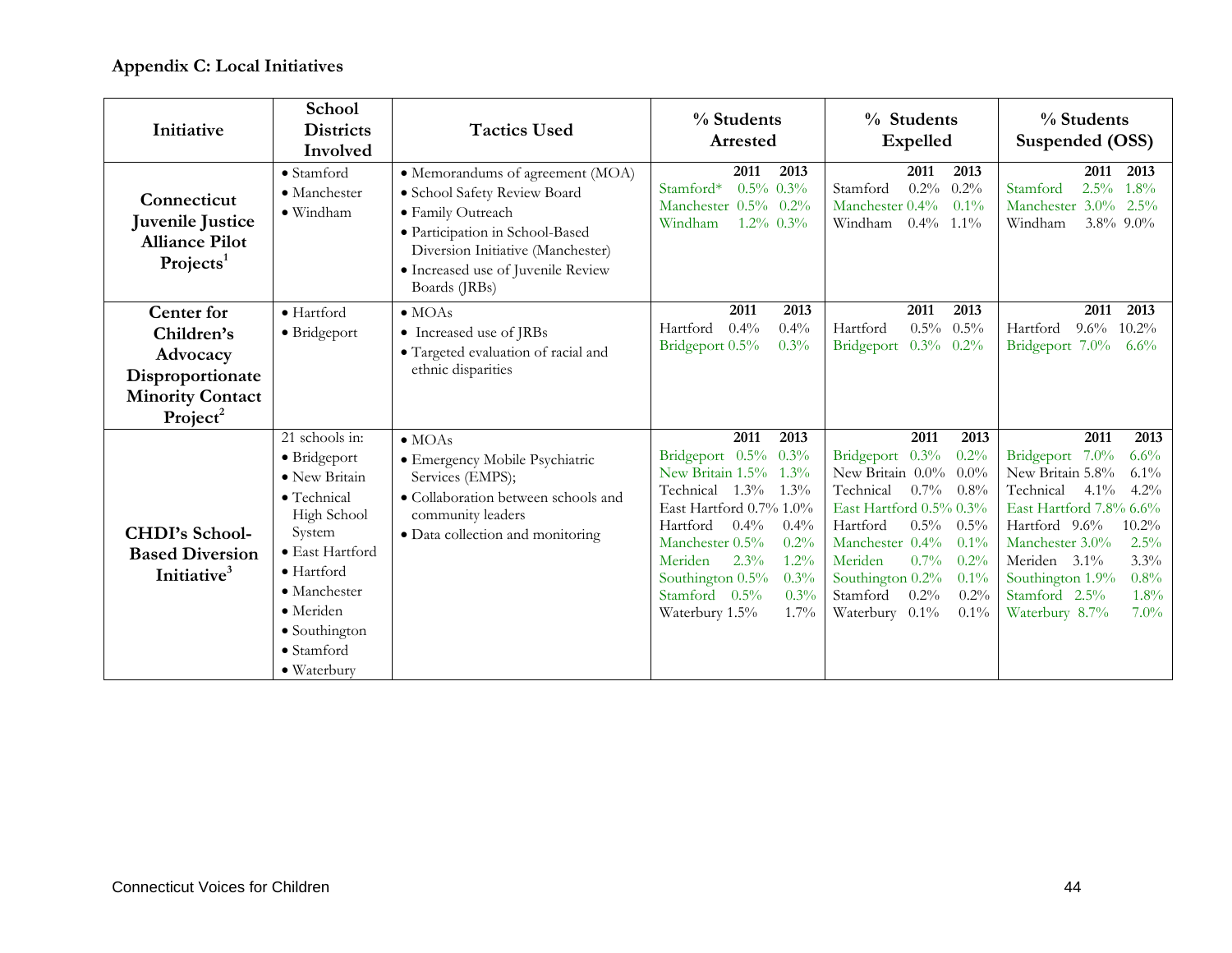## Appendix C: Local Initiatives

| Initiative | School Districts Involved | Tactics Used | % Students Arrested | % Students Expelled | % Students Suspended (OSS) |
|---|---|---|---|---|---|
| **Connecticut Juvenile Justice Alliance Pilot Projects**[1] | • Stamford<br>• Manchester<br>• Windham | • Memorandums of agreement (MOA)<br>• School Safety Review Board<br>• Family Outreach<br>• Participation in School-Based Diversion Initiative (Manchester)<br>• Increased use of Juvenile Review Boards (JRBs) | 2011 2013<br>Stamford* 0.5% 0.3%<br>Manchester 0.5% 0.2%<br>Windham 1.2% 0.3% | 2011 2013<br>Stamford 0.2% 0.2%<br>Manchester 0.4% 0.1%<br>Windham 0.4% 1.1% | 2011 2013<br>Stamford 2.5% 1.8%<br>Manchester 3.0% 2.5%<br>Windham 3.8% 9.0% |
| **Center for Children's Advocacy Disproportionate Minority Contact Project**[2] | • Hartford<br>• Bridgeport | • MOAs<br>• Increased use of JRBs<br>• Targeted evaluation of racial and ethnic disparities | 2011 2013<br>Hartford 0.4% 0.4%<br>Bridgeport 0.5% 0.3% | 2011 2013<br>Hartford 0.5% 0.5%<br>Bridgeport 0.3% 0.2% | 2011 2013<br>Hartford 9.6% 10.2%<br>Bridgeport 7.0% 6.6% |
| **CHDI's School-Based Diversion Initiative**[3] | 21 schools in:<br>• Bridgeport<br>• New Britain<br>• Technical High School System<br>• East Hartford<br>• Hartford<br>• Manchester<br>• Meriden<br>• Southington<br>• Stamford<br>• Waterbury | • MOAs<br>• Emergency Mobile Psychiatric Services (EMPS);<br>• Collaboration between schools and community leaders<br>• Data collection and monitoring | 2011 2013<br>Bridgeport 0.5% 0.3%<br>New Britain 1.5% 1.3%<br>Technical 1.3% 1.3%<br>East Hartford 0.7% 1.0%<br>Hartford 0.4% 0.4%<br>Manchester 0.5% 0.2%<br>Meriden 2.3% 1.2%<br>Southington 0.5% 0.3%<br>Stamford 0.5% 0.3%<br>Waterbury 1.5% 1.7% | 2011 2013<br>Bridgeport 0.3% 0.2%<br>New Britain 0.0% 0.0%<br>Technical 0.7% 0.8%<br>East Hartford 0.5% 0.3%<br>Hartford 0.5% 0.5%<br>Manchester 0.4% 0.1%<br>Meriden 0.7% 0.2%<br>Southington 0.2% 0.1%<br>Stamford 0.2% 0.2%<br>Waterbury 0.1% 0.1% | 2011 2013<br>Bridgeport 7.0% 6.6%<br>New Britain 5.8% 6.1%<br>Technical 4.1% 4.2%<br>East Hartford 7.8% 6.6%<br>Hartford 9.6% 10.2%<br>Manchester 3.0% 2.5%<br>Meriden 3.1% 3.3%<br>Southington 1.9% 0.8%<br>Stamford 2.5% 1.8%<br>Waterbury 8.7% 7.0% |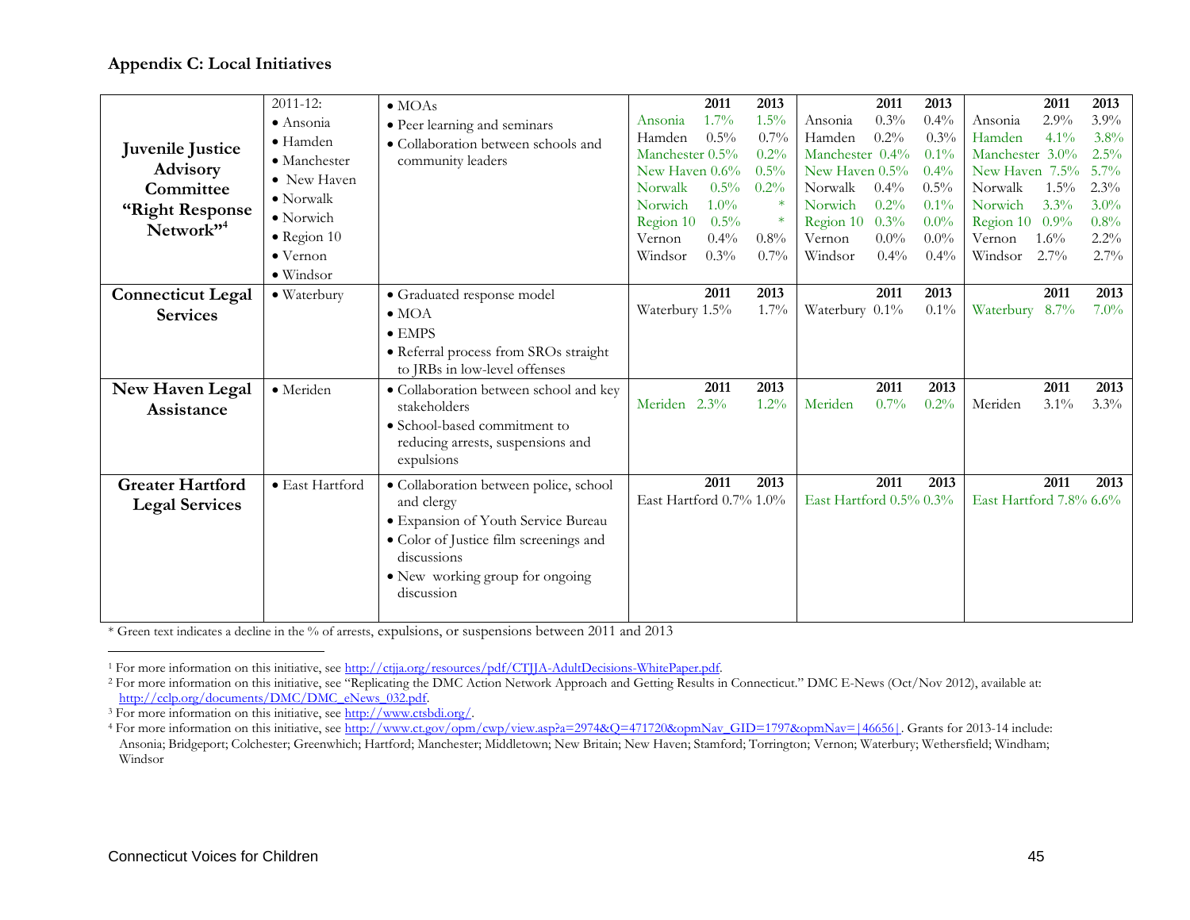### Appendix C: Local Initiatives

| Initiative | Locations | Strategies | Arrests 2011 | Arrests 2013 | Expulsions 2011 | Expulsions 2013 | Suspensions 2011 | Suspensions 2013 |
|---|---|---|---|---|---|---|---|---|
| **Juvenile Justice Advisory Committee "Right Response Network"**[4] | 2011-12: • Ansonia • Hamden • Manchester • New Haven • Norwalk • Norwich • Region 10 • Vernon • Windsor | • MOAs • Peer learning and seminars • Collaboration between schools and community leaders | Ansonia 1.7% | 1.5% | Ansonia 0.3% | 0.4% | Ansonia 2.9% | 3.9% |
| | | | Hamden 0.5% | 0.7% | Hamden 0.2% | 0.3% | Hamden 4.1% | 3.8% |
| | | | Manchester 0.5% | 0.2% | Manchester 0.4% | 0.1% | Manchester 3.0% | 2.5% |
| | | | New Haven 0.6% | 0.5% | New Haven 0.5% | 0.4% | New Haven 7.5% | 5.7% |
| | | | Norwalk 0.5% | 0.2% | Norwalk 0.4% | 0.5% | Norwalk 1.5% | 2.3% |
| | | | Norwich 1.0% | * | Norwich 0.2% | 0.1% | Norwich 3.3% | 3.0% |
| | | | Region 10 0.5% | * | Region 10 0.3% | 0.0% | Region 10 0.9% | 0.8% |
| | | | Vernon 0.4% | 0.8% | Vernon 0.0% | 0.0% | Vernon 1.6% | 2.2% |
| | | | Windsor 0.3% | 0.7% | Windsor 0.4% | 0.4% | Windsor 2.7% | 2.7% |
| **Connecticut Legal Services** | • Waterbury | • Graduated response model • MOA • EMPS • Referral process from SROs straight to JRBs in low-level offenses | Waterbury 1.5% | 1.7% | Waterbury 0.1% | 0.1% | Waterbury 8.7% | 7.0% |
| **New Haven Legal Assistance** | • Meriden | • Collaboration between school and key stakeholders • School-based commitment to reducing arrests, suspensions and expulsions | Meriden 2.3% | 1.2% | Meriden 0.7% | 0.2% | Meriden 3.1% | 3.3% |
| **Greater Hartford Legal Services** | • East Hartford | • Collaboration between police, school and clergy • Expansion of Youth Service Bureau • Color of Justice film screenings and discussions • New working group for ongoing discussion | East Hartford 0.7% | 1.0% | East Hartford 0.5% | 0.3% | East Hartford 7.8% | 6.6% |

* Green text indicates a decline in the % of arrests, expulsions, or suspensions between 2011 and 2013

---

[1] For more information on this initiative, see http://ctjja.org/resources/pdf/CTJJA-AdultDecisions-WhitePaper.pdf.

[2] For more information on this initiative, see "Replicating the DMC Action Network Approach and Getting Results in Connecticut." DMC E-News (Oct/Nov 2012), available at: http://cclp.org/documents/DMC/DMC_eNews_032.pdf.

[3] For more information on this initiative, see http://www.ctsbdi.org/.

[4] For more information on this initiative, see http://www.ct.gov/opm/cwp/view.asp?a=2974&Q=471720&opmNav_GID=1797&opmNav=|46656|. Grants for 2013-14 include: Ansonia; Bridgeport; Colchester; Greenwhich; Hartford; Manchester; Middletown; New Britain; New Haven; Stamford; Torrington; Vernon; Waterbury; Wethersfield; Windham; Windsor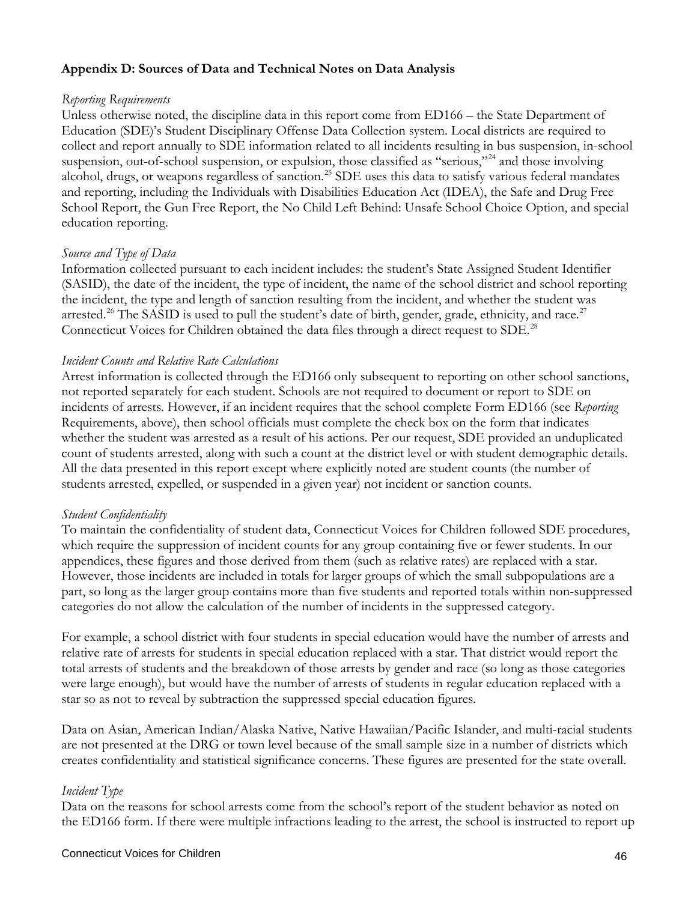### Appendix D: Sources of Data and Technical Notes on Data Analysis

*Reporting Requirements*

Unless otherwise noted, the discipline data in this report come from ED166 – the State Department of Education (SDE)'s Student Disciplinary Offense Data Collection system. Local districts are required to collect and report annually to SDE information related to all incidents resulting in bus suspension, in-school suspension, out-of-school suspension, or expulsion, those classified as "serious,"[24] and those involving alcohol, drugs, or weapons regardless of sanction.[25] SDE uses this data to satisfy various federal mandates and reporting, including the Individuals with Disabilities Education Act (IDEA), the Safe and Drug Free School Report, the Gun Free Report, the No Child Left Behind: Unsafe School Choice Option, and special education reporting.

*Source and Type of Data*

Information collected pursuant to each incident includes: the student's State Assigned Student Identifier (SASID), the date of the incident, the type of incident, the name of the school district and school reporting the incident, the type and length of sanction resulting from the incident, and whether the student was arrested.[26] The SASID is used to pull the student's date of birth, gender, grade, ethnicity, and race.[27] Connecticut Voices for Children obtained the data files through a direct request to SDE.[28]

*Incident Counts and Relative Rate Calculations*

Arrest information is collected through the ED166 only subsequent to reporting on other school sanctions, not reported separately for each student. Schools are not required to document or report to SDE on incidents of arrests. However, if an incident requires that the school complete Form ED166 (see *Reporting* Requirements, above), then school officials must complete the check box on the form that indicates whether the student was arrested as a result of his actions. Per our request, SDE provided an unduplicated count of students arrested, along with such a count at the district level or with student demographic details. All the data presented in this report except where explicitly noted are student counts (the number of students arrested, expelled, or suspended in a given year) not incident or sanction counts.

*Student Confidentiality*

To maintain the confidentiality of student data, Connecticut Voices for Children followed SDE procedures, which require the suppression of incident counts for any group containing five or fewer students. In our appendices, these figures and those derived from them (such as relative rates) are replaced with a star. However, those incidents are included in totals for larger groups of which the small subpopulations are a part, so long as the larger group contains more than five students and reported totals within non-suppressed categories do not allow the calculation of the number of incidents in the suppressed category.

For example, a school district with four students in special education would have the number of arrests and relative rate of arrests for students in special education replaced with a star. That district would report the total arrests of students and the breakdown of those arrests by gender and race (so long as those categories were large enough), but would have the number of arrests of students in regular education replaced with a star so as not to reveal by subtraction the suppressed special education figures.

Data on Asian, American Indian/Alaska Native, Native Hawaiian/Pacific Islander, and multi-racial students are not presented at the DRG or town level because of the small sample size in a number of districts which creates confidentiality and statistical significance concerns. These figures are presented for the state overall.

*Incident Type*

Data on the reasons for school arrests come from the school's report of the student behavior as noted on the ED166 form. If there were multiple infractions leading to the arrest, the school is instructed to report up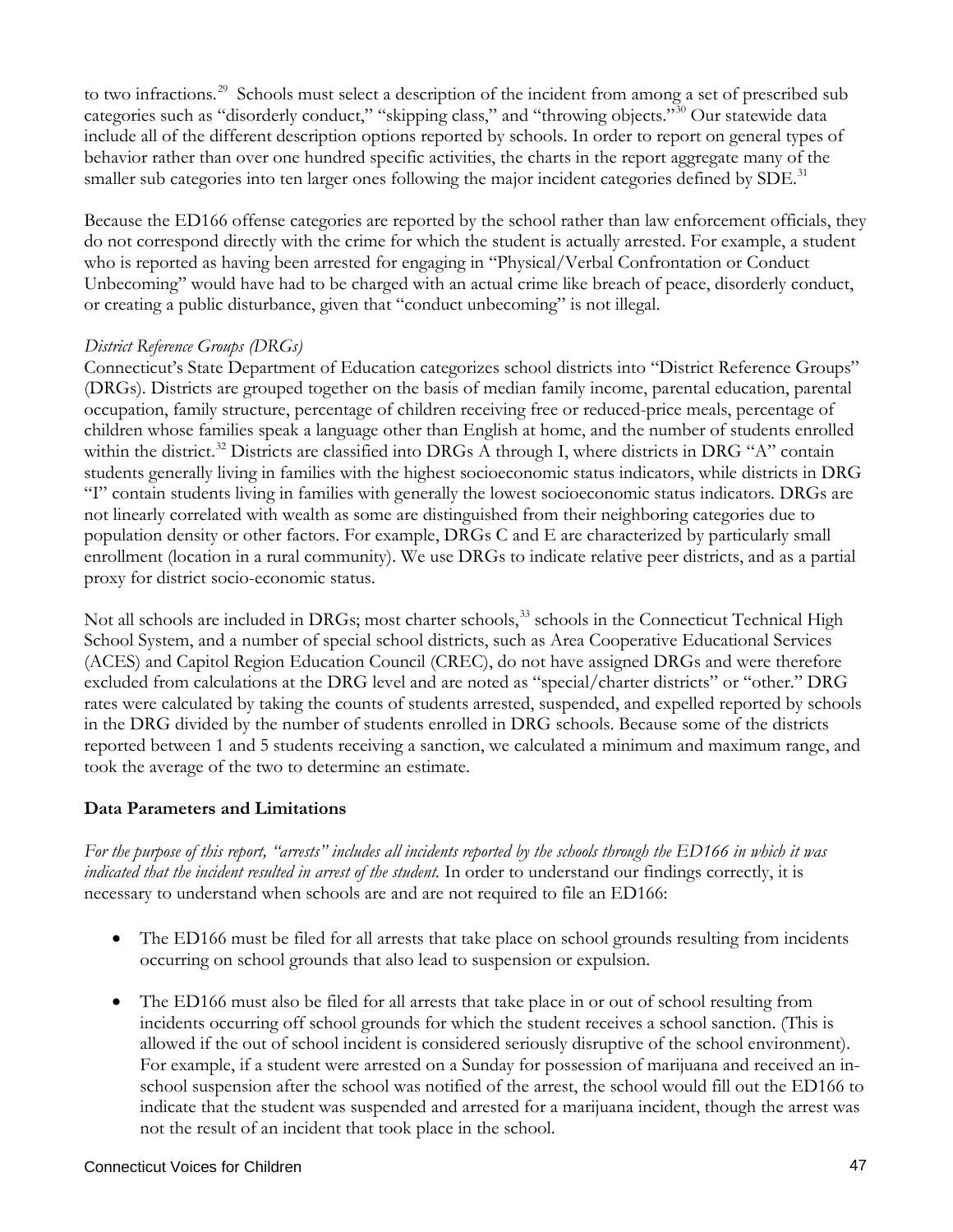to two infractions.[29] Schools must select a description of the incident from among a set of prescribed sub categories such as "disorderly conduct," "skipping class," and "throwing objects."[30] Our statewide data include all of the different description options reported by schools. In order to report on general types of behavior rather than over one hundred specific activities, the charts in the report aggregate many of the smaller sub categories into ten larger ones following the major incident categories defined by SDE.[31]

Because the ED166 offense categories are reported by the school rather than law enforcement officials, they do not correspond directly with the crime for which the student is actually arrested. For example, a student who is reported as having been arrested for engaging in "Physical/Verbal Confrontation or Conduct Unbecoming" would have had to be charged with an actual crime like breach of peace, disorderly conduct, or creating a public disturbance, given that "conduct unbecoming" is not illegal.

*District Reference Groups (DRGs)*

Connecticut's State Department of Education categorizes school districts into "District Reference Groups" (DRGs). Districts are grouped together on the basis of median family income, parental education, parental occupation, family structure, percentage of children receiving free or reduced-price meals, percentage of children whose families speak a language other than English at home, and the number of students enrolled within the district.[32] Districts are classified into DRGs A through I, where districts in DRG "A" contain students generally living in families with the highest socioeconomic status indicators, while districts in DRG "I" contain students living in families with generally the lowest socioeconomic status indicators. DRGs are not linearly correlated with wealth as some are distinguished from their neighboring categories due to population density or other factors. For example, DRGs C and E are characterized by particularly small enrollment (location in a rural community). We use DRGs to indicate relative peer districts, and as a partial proxy for district socio-economic status.

Not all schools are included in DRGs; most charter schools,[33] schools in the Connecticut Technical High School System, and a number of special school districts, such as Area Cooperative Educational Services (ACES) and Capitol Region Education Council (CREC), do not have assigned DRGs and were therefore excluded from calculations at the DRG level and are noted as "special/charter districts" or "other." DRG rates were calculated by taking the counts of students arrested, suspended, and expelled reported by schools in the DRG divided by the number of students enrolled in DRG schools. Because some of the districts reported between 1 and 5 students receiving a sanction, we calculated a minimum and maximum range, and took the average of the two to determine an estimate.

**Data Parameters and Limitations**

*For the purpose of this report, "arrests" includes all incidents reported by the schools through the ED166 in which it was indicated that the incident resulted in arrest of the student.* In order to understand our findings correctly, it is necessary to understand when schools are and are not required to file an ED166:

- The ED166 must be filed for all arrests that take place on school grounds resulting from incidents occurring on school grounds that also lead to suspension or expulsion.

- The ED166 must also be filed for all arrests that take place in or out of school resulting from incidents occurring off school grounds for which the student receives a school sanction. (This is allowed if the out of school incident is considered seriously disruptive of the school environment). For example, if a student were arrested on a Sunday for possession of marijuana and received an in-school suspension after the school was notified of the arrest, the school would fill out the ED166 to indicate that the student was suspended and arrested for a marijuana incident, though the arrest was not the result of an incident that took place in the school.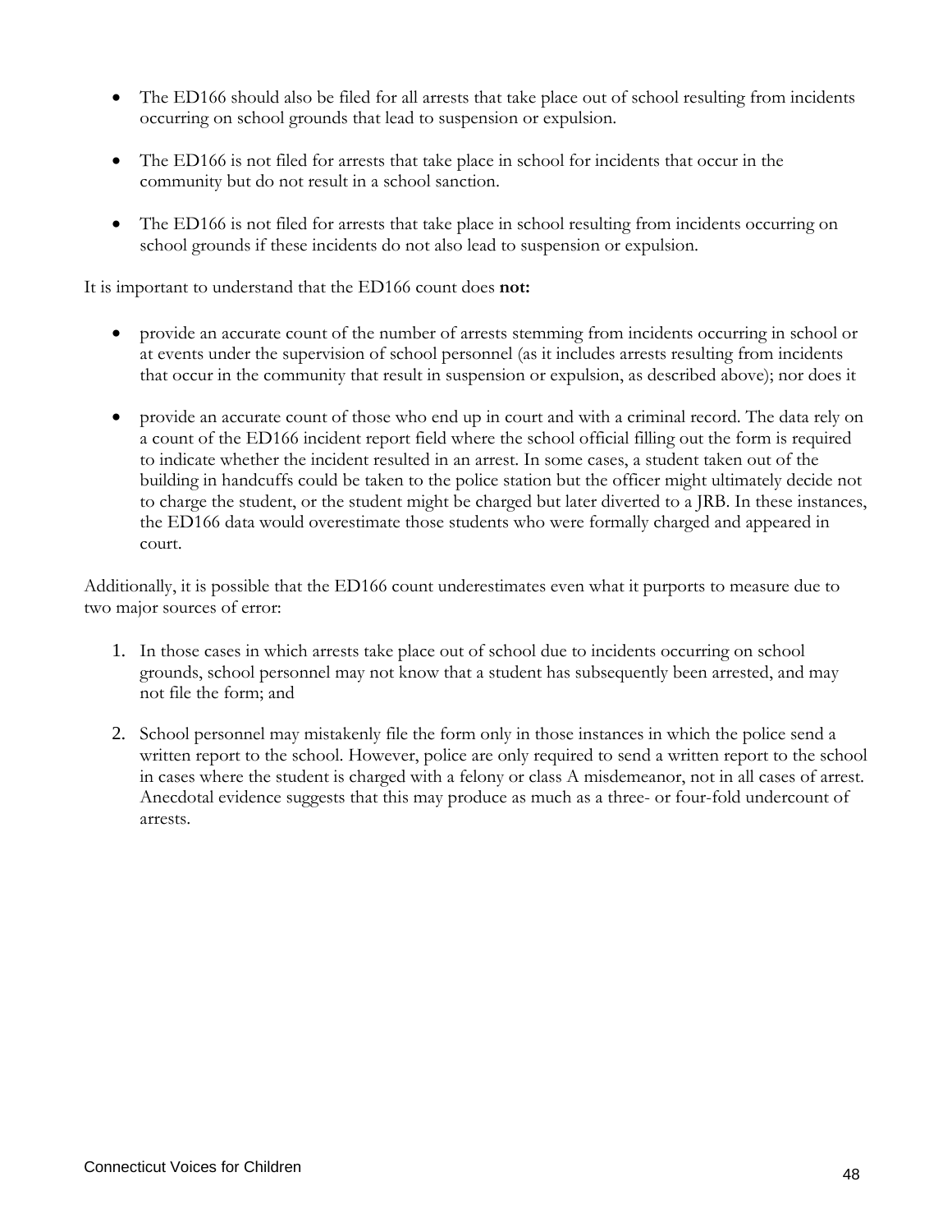- The ED166 should also be filed for all arrests that take place out of school resulting from incidents occurring on school grounds that lead to suspension or expulsion.

- The ED166 is not filed for arrests that take place in school for incidents that occur in the community but do not result in a school sanction.

- The ED166 is not filed for arrests that take place in school resulting from incidents occurring on school grounds if these incidents do not also lead to suspension or expulsion.

It is important to understand that the ED166 count does **not:**

- provide an accurate count of the number of arrests stemming from incidents occurring in school or at events under the supervision of school personnel (as it includes arrests resulting from incidents that occur in the community that result in suspension or expulsion, as described above); nor does it

- provide an accurate count of those who end up in court and with a criminal record. The data rely on a count of the ED166 incident report field where the school official filling out the form is required to indicate whether the incident resulted in an arrest. In some cases, a student taken out of the building in handcuffs could be taken to the police station but the officer might ultimately decide not to charge the student, or the student might be charged but later diverted to a JRB. In these instances, the ED166 data would overestimate those students who were formally charged and appeared in court.

Additionally, it is possible that the ED166 count underestimates even what it purports to measure due to two major sources of error:

1. In those cases in which arrests take place out of school due to incidents occurring on school grounds, school personnel may not know that a student has subsequently been arrested, and may not file the form; and

2. School personnel may mistakenly file the form only in those instances in which the police send a written report to the school. However, police are only required to send a written report to the school in cases where the student is charged with a felony or class A misdemeanor, not in all cases of arrest. Anecdotal evidence suggests that this may produce as much as a three- or four-fold undercount of arrests.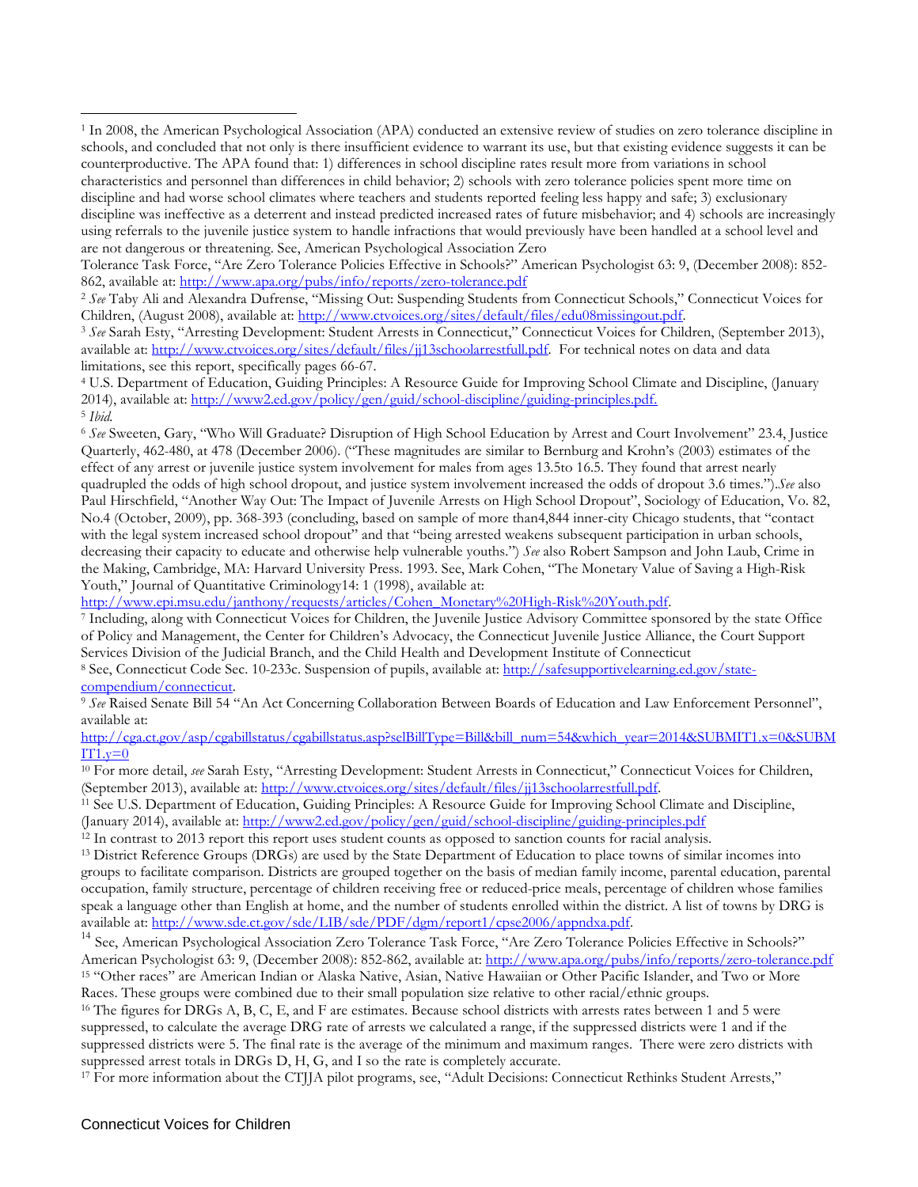[1] In 2008, the American Psychological Association (APA) conducted an extensive review of studies on zero tolerance discipline in schools, and concluded that not only is there insufficient evidence to warrant its use, but that existing evidence suggests it can be counterproductive. The APA found that: 1) differences in school discipline rates result more from variations in school characteristics and personnel than differences in child behavior; 2) schools with zero tolerance policies spent more time on discipline and had worse school climates where teachers and students reported feeling less happy and safe; 3) exclusionary discipline was ineffective as a deterrent and instead predicted increased rates of future misbehavior; and 4) schools are increasingly using referrals to the juvenile justice system to handle infractions that would previously have been handled at a school level and are not dangerous or threatening. See, American Psychological Association Zero Tolerance Task Force, "Are Zero Tolerance Policies Effective in Schools?" American Psychologist 63: 9, (December 2008): 852-862, available at: http://www.apa.org/pubs/info/reports/zero-tolerance.pdf

[2] *See* Taby Ali and Alexandra Dufrense, "Missing Out: Suspending Students from Connecticut Schools," Connecticut Voices for Children, (August 2008), available at: http://www.ctvoices.org/sites/default/files/edu08missingout.pdf.

[3] *See* Sarah Esty, "Arresting Development: Student Arrests in Connecticut," Connecticut Voices for Children, (September 2013), available at: http://www.ctvoices.org/sites/default/files/jj13schoolarrestfull.pdf. For technical notes on data and data limitations, see this report, specifically pages 66-67.

[4] U.S. Department of Education, Guiding Principles: A Resource Guide for Improving School Climate and Discipline, (January 2014), available at: http://www2.ed.gov/policy/gen/guid/school-discipline/guiding-principles.pdf.

[5] *Ibid.*

[6] *See* Sweeten, Gary, "Who Will Graduate? Disruption of High School Education by Arrest and Court Involvement" 23.4, Justice Quarterly, 462-480, at 478 (December 2006). ("These magnitudes are similar to Bernburg and Krohn's (2003) estimates of the effect of any arrest or juvenile justice system involvement for males from ages 13.5to 16.5. They found that arrest nearly quadrupled the odds of high school dropout, and justice system involvement increased the odds of dropout 3.6 times.").*See* also Paul Hirschfield, "Another Way Out: The Impact of Juvenile Arrests on High School Dropout", Sociology of Education, Vo. 82, No.4 (October, 2009), pp. 368-393 (concluding, based on sample of more than4,844 inner-city Chicago students, that "contact with the legal system increased school dropout" and that "being arrested weakens subsequent participation in urban schools, decreasing their capacity to educate and otherwise help vulnerable youths.") *See* also Robert Sampson and John Laub, Crime in the Making, Cambridge, MA: Harvard University Press. 1993. See, Mark Cohen, "The Monetary Value of Saving a High-Risk Youth," Journal of Quantitative Criminology14: 1 (1998), available at: http://www.epi.msu.edu/janthony/requests/articles/Cohen_Monetary%20High-Risk%20Youth.pdf.

[7] Including, along with Connecticut Voices for Children, the Juvenile Justice Advisory Committee sponsored by the state Office of Policy and Management, the Center for Children's Advocacy, the Connecticut Juvenile Justice Alliance, the Court Support Services Division of the Judicial Branch, and the Child Health and Development Institute of Connecticut

[8] See, Connecticut Code Sec. 10-233c. Suspension of pupils, available at: http://safesupportivelearning.ed.gov/state-compendium/connecticut.

[9] *See* Raised Senate Bill 54 "An Act Concerning Collaboration Between Boards of Education and Law Enforcement Personnel", available at: http://cga.ct.gov/asp/cgabillstatus/cgabillstatus.asp?selBillType=Bill&bill_num=54&which_year=2014&SUBMIT1.x=0&SUBMIT1.y=0

[10] For more detail, *see* Sarah Esty, "Arresting Development: Student Arrests in Connecticut," Connecticut Voices for Children, (September 2013), available at: http://www.ctvoices.org/sites/default/files/jj13schoolarrestfull.pdf.

[11] See U.S. Department of Education, Guiding Principles: A Resource Guide for Improving School Climate and Discipline, (January 2014), available at: http://www2.ed.gov/policy/gen/guid/school-discipline/guiding-principles.pdf

[12] In contrast to 2013 report this report uses student counts as opposed to sanction counts for racial analysis.

[13] District Reference Groups (DRGs) are used by the State Department of Education to place towns of similar incomes into groups to facilitate comparison. Districts are grouped together on the basis of median family income, parental education, parental occupation, family structure, percentage of children receiving free or reduced-price meals, percentage of children whose families speak a language other than English at home, and the number of students enrolled within the district. A list of towns by DRG is available at: http://www.sde.ct.gov/sde/LIB/sde/PDF/dgm/report1/cpse2006/appndxa.pdf.

[14] See, American Psychological Association Zero Tolerance Task Force, "Are Zero Tolerance Policies Effective in Schools?" American Psychologist 63: 9, (December 2008): 852-862, available at: http://www.apa.org/pubs/info/reports/zero-tolerance.pdf

[15] "Other races" are American Indian or Alaska Native, Asian, Native Hawaiian or Other Pacific Islander, and Two or More Races. These groups were combined due to their small population size relative to other racial/ethnic groups.

[16] The figures for DRGs A, B, C, E, and F are estimates. Because school districts with arrests rates between 1 and 5 were suppressed, to calculate the average DRG rate of arrests we calculated a range, if the suppressed districts were 1 and if the suppressed districts were 5. The final rate is the average of the minimum and maximum ranges. There were zero districts with suppressed arrest totals in DRGs D, H, G, and I so the rate is completely accurate.

[17] For more information about the CTJJA pilot programs, see, "Adult Decisions: Connecticut Rethinks Student Arrests,"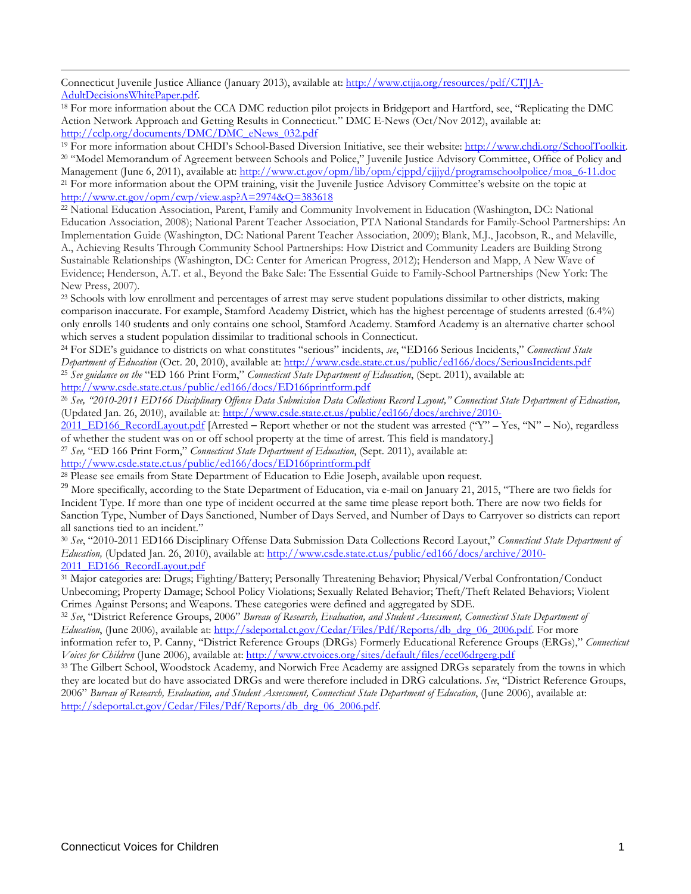Connecticut Juvenile Justice Alliance (January 2013), available at: http://www.ctjja.org/resources/pdf/CTJJA-AdultDecisionsWhitePaper.pdf.

[18] For more information about the CCA DMC reduction pilot projects in Bridgeport and Hartford, see, "Replicating the DMC Action Network Approach and Getting Results in Connecticut." DMC E-News (Oct/Nov 2012), available at: http://cclp.org/documents/DMC/DMC_eNews_032.pdf

[19] For more information about CHDI's School-Based Diversion Initiative, see their website: http://www.chdi.org/SchoolToolkit.

[20] "Model Memorandum of Agreement between Schools and Police," Juvenile Justice Advisory Committee, Office of Policy and Management (June 6, 2011), available at: http://www.ct.gov/opm/lib/opm/cjppd/cjjjyd/programschoolpolice/moa_6-11.doc

[21] For more information about the OPM training, visit the Juvenile Justice Advisory Committee's website on the topic at http://www.ct.gov/opm/cwp/view.asp?A=2974&Q=383618

[22] National Education Association, Parent, Family and Community Involvement in Education (Washington, DC: National Education Association, 2008); National Parent Teacher Association, PTA National Standards for Family-School Partnerships: An Implementation Guide (Washington, DC: National Parent Teacher Association, 2009); Blank, M.J., Jacobson, R., and Melaville, A., Achieving Results Through Community School Partnerships: How District and Community Leaders are Building Strong Sustainable Relationships (Washington, DC: Center for American Progress, 2012); Henderson and Mapp, A New Wave of Evidence; Henderson, A.T. et al., Beyond the Bake Sale: The Essential Guide to Family-School Partnerships (New York: The New Press, 2007).

[23] Schools with low enrollment and percentages of arrest may serve student populations dissimilar to other districts, making comparison inaccurate. For example, Stamford Academy District, which has the highest percentage of students arrested (6.4%) only enrolls 140 students and only contains one school, Stamford Academy. Stamford Academy is an alternative charter school which serves a student population dissimilar to traditional schools in Connecticut.

[24] For SDE's guidance to districts on what constitutes "serious" incidents, *see*, "ED166 Serious Incidents," *Connecticut State Department of Education* (Oct. 20, 2010), available at: http://www.csde.state.ct.us/public/ed166/docs/SeriousIncidents.pdf

[25] *See guidance on the* "ED 166 Print Form," *Connecticut State Department of Education*, (Sept. 2011), available at: http://www.csde.state.ct.us/public/ed166/docs/ED166printform.pdf

[26] *See, "2010-2011 ED166 Disciplinary Offense Data Submission Data Collections Record Layout," Connecticut State Department of Education,* (Updated Jan. 26, 2010), available at: http://www.csde.state.ct.us/public/ed166/docs/archive/2010-2011_ED166_RecordLayout.pdf [Arrested **–** Report whether or not the student was arrested ("Y" – Yes, "N" – No), regardless of whether the student was on or off school property at the time of arrest. This field is mandatory.]

[27] *See,* "ED 166 Print Form," *Connecticut State Department of Education*, (Sept. 2011), available at: http://www.csde.state.ct.us/public/ed166/docs/ED166printform.pdf

[28] Please see emails from State Department of Education to Edie Joseph, available upon request.

[29] More specifically, according to the State Department of Education, via e-mail on January 21, 2015, "There are two fields for Incident Type. If more than one type of incident occurred at the same time please report both. There are now two fields for Sanction Type, Number of Days Sanctioned, Number of Days Served, and Number of Days to Carryover so districts can report all sanctions tied to an incident."

[30] *See*, "2010-2011 ED166 Disciplinary Offense Data Submission Data Collections Record Layout," *Connecticut State Department of Education,* (Updated Jan. 26, 2010), available at: http://www.csde.state.ct.us/public/ed166/docs/archive/2010-2011_ED166_RecordLayout.pdf

[31] Major categories are: Drugs; Fighting/Battery; Personally Threatening Behavior; Physical/Verbal Confrontation/Conduct Unbecoming; Property Damage; School Policy Violations; Sexually Related Behavior; Theft/Theft Related Behaviors; Violent Crimes Against Persons; and Weapons. These categories were defined and aggregated by SDE.

[32] *See*, "District Reference Groups, 2006" *Bureau of Research, Evaluation, and Student Assessment, Connecticut State Department of Education*, (June 2006), available at: http://sdeportal.ct.gov/Cedar/Files/Pdf/Reports/db_drg_06_2006.pdf. For more information refer to, P. Canny, "District Reference Groups (DRGs) Formerly Educational Reference Groups (ERGs)," *Connecticut Voices for Children* (June 2006), available at: http://www.ctvoices.org/sites/default/files/ece06drgerg.pdf

[33] The Gilbert School, Woodstock Academy, and Norwich Free Academy are assigned DRGs separately from the towns in which they are located but do have associated DRGs and were therefore included in DRG calculations. *See*, "District Reference Groups, 2006" *Bureau of Research, Evaluation, and Student Assessment, Connecticut State Department of Education*, (June 2006), available at: http://sdeportal.ct.gov/Cedar/Files/Pdf/Reports/db_drg_06_2006.pdf.